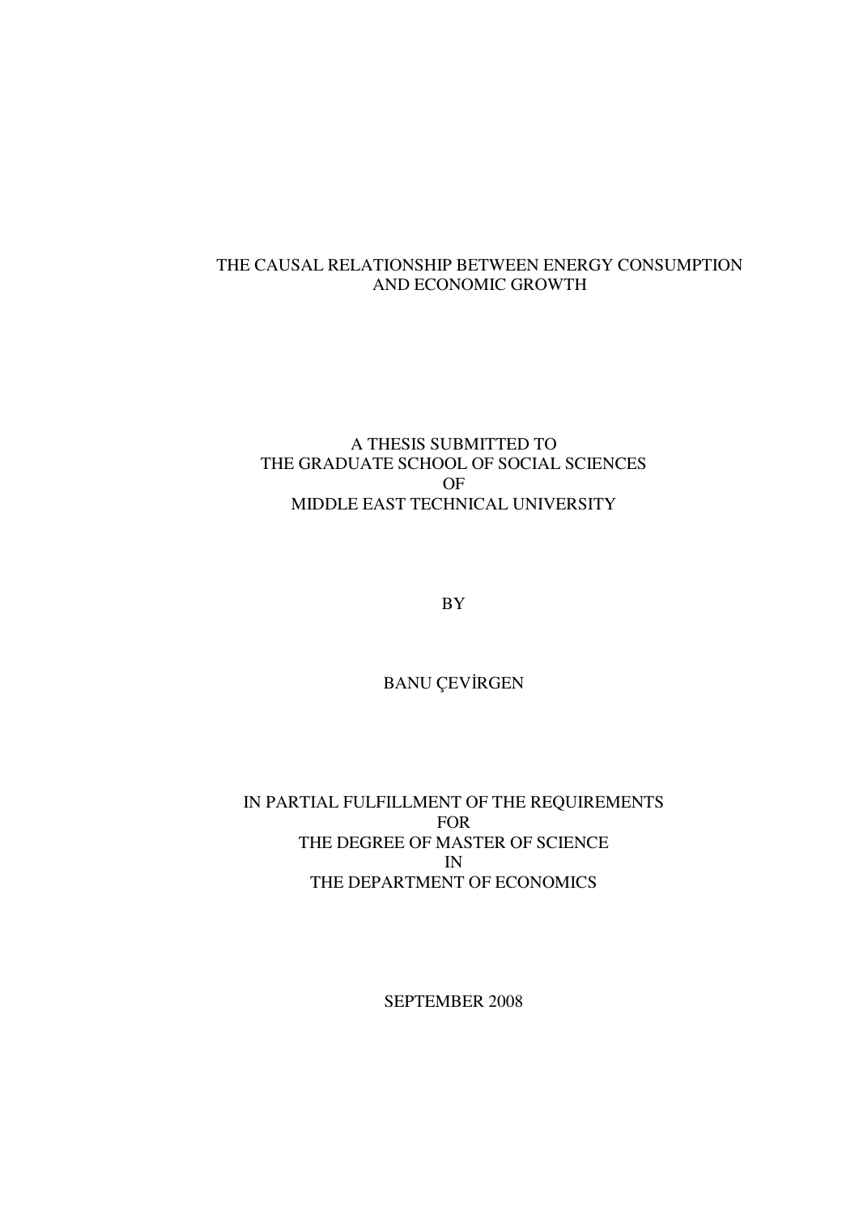# THE CAUSAL RELATIONSHIP BETWEEN ENERGY CONSUMPTION AND ECONOMIC GROWTH

A THESIS SUBMITTED TO
THE GRADUATE SCHOOL OF SOCIAL SCIENCES
OF
MIDDLE EAST TECHNICAL UNIVERSITY

BY

BANU ÇEVİRGEN

IN PARTIAL FULFILLMENT OF THE REQUIREMENTS
FOR
THE DEGREE OF MASTER OF SCIENCE
IN
THE DEPARTMENT OF ECONOMICS

SEPTEMBER 2008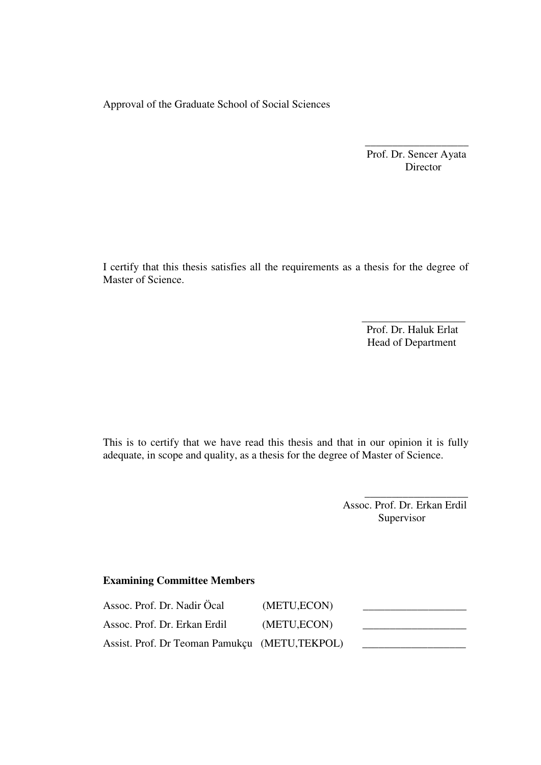Approval of the Graduate School of Social Sciences

___________________
Prof. Dr. Sencer Ayata
Director

I certify that this thesis satisfies all the requirements as a thesis for the degree of Master of Science.

___________________
Prof. Dr. Haluk Erlat
Head of Department

This is to certify that we have read this thesis and that in our opinion it is fully adequate, in scope and quality, as a thesis for the degree of Master of Science.

___________________
Assoc. Prof. Dr. Erkan Erdil
Supervisor

**Examining Committee Members**

| | | |
|---|---|---|
| Assoc. Prof. Dr. Nadir Öcal | (METU,ECON) | ___________________ |
| Assoc. Prof. Dr. Erkan Erdil | (METU,ECON) | ___________________ |
| Assist. Prof. Dr Teoman Pamukçu | (METU,TEKPOL) | ___________________ |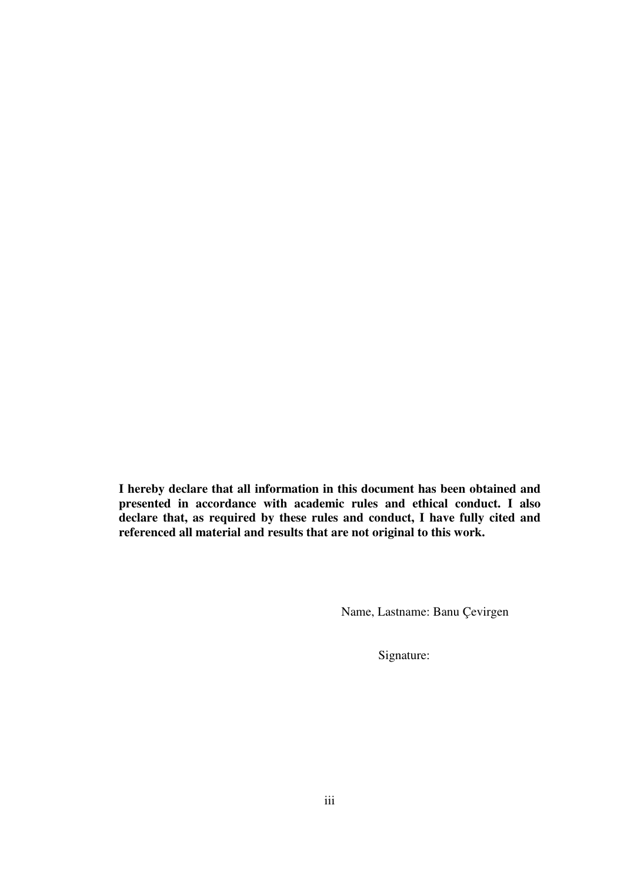**I hereby declare that all information in this document has been obtained and presented in accordance with academic rules and ethical conduct. I also declare that, as required by these rules and conduct, I have fully cited and referenced all material and results that are not original to this work.**

Name, Lastname: Banu Çevirgen

Signature: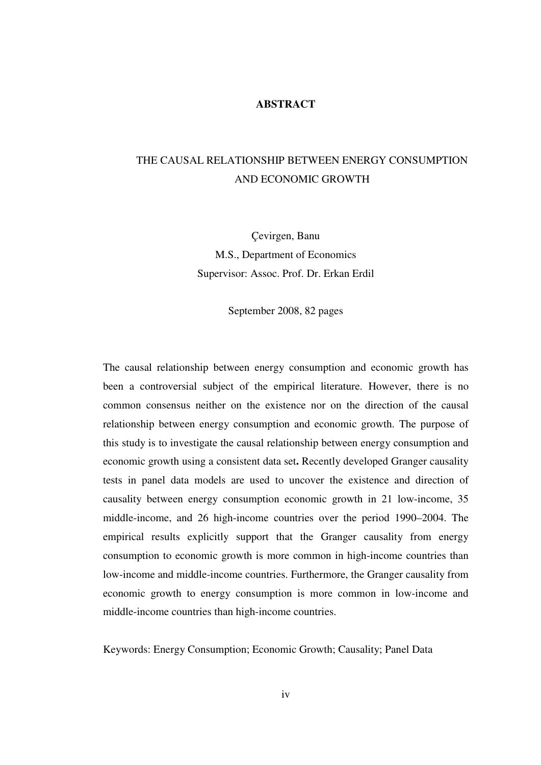# ABSTRACT

## THE CAUSAL RELATIONSHIP BETWEEN ENERGY CONSUMPTION AND ECONOMIC GROWTH

Çevirgen, Banu
M.S., Department of Economics
Supervisor: Assoc. Prof. Dr. Erkan Erdil

September 2008, 82 pages

The causal relationship between energy consumption and economic growth has been a controversial subject of the empirical literature. However, there is no common consensus neither on the existence nor on the direction of the causal relationship between energy consumption and economic growth. The purpose of this study is to investigate the causal relationship between energy consumption and economic growth using a consistent data set**.** Recently developed Granger causality tests in panel data models are used to uncover the existence and direction of causality between energy consumption economic growth in 21 low-income, 35 middle-income, and 26 high-income countries over the period 1990–2004. The empirical results explicitly support that the Granger causality from energy consumption to economic growth is more common in high-income countries than low-income and middle-income countries. Furthermore, the Granger causality from economic growth to energy consumption is more common in low-income and middle-income countries than high-income countries.

Keywords: Energy Consumption; Economic Growth; Causality; Panel Data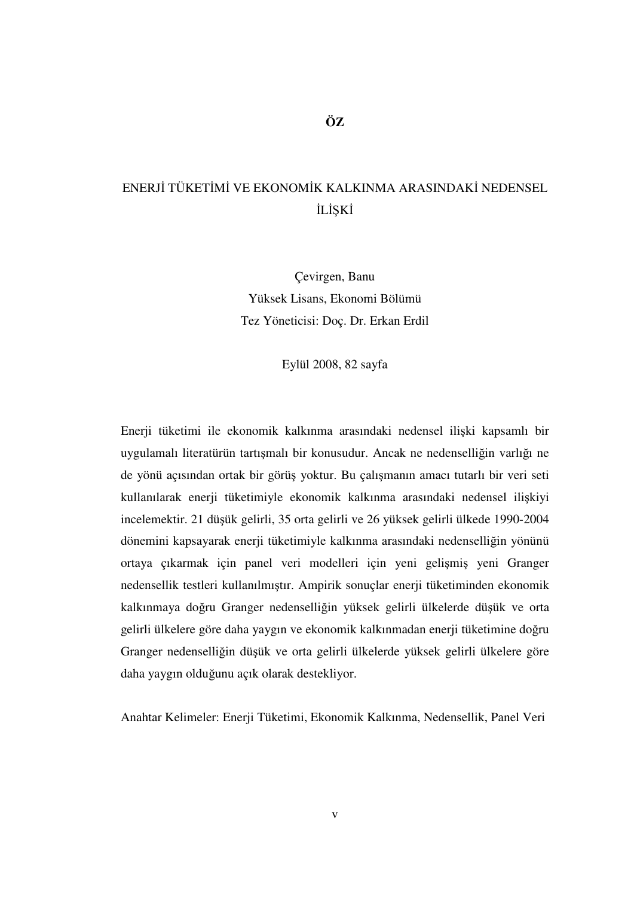# ÖZ

## ENERJİ TÜKETİMİ VE EKONOMİK KALKINMA ARASINDAKİ NEDENSEL İLİŞKİ

Çevirgen, Banu
Yüksek Lisans, Ekonomi Bölümü
Tez Yöneticisi: Doç. Dr. Erkan Erdil

Eylül 2008, 82 sayfa

Enerji tüketimi ile ekonomik kalkınma arasındaki nedensel ilişki kapsamlı bir uygulamalı literatürün tartışmalı bir konusudur. Ancak ne nedenselliğin varlığı ne de yönü açısından ortak bir görüş yoktur. Bu çalışmanın amacı tutarlı bir veri seti kullanılarak enerji tüketimiyle ekonomik kalkınma arasındaki nedensel ilişkiyi incelemektir. 21 düşük gelirli, 35 orta gelirli ve 26 yüksek gelirli ülkede 1990-2004 dönemini kapsayarak enerji tüketimiyle kalkınma arasındaki nedenselliğin yönünü ortaya çıkarmak için panel veri modelleri için yeni gelişmiş yeni Granger nedensellik testleri kullanılmıştır. Ampirik sonuçlar enerji tüketiminden ekonomik kalkınmaya doğru Granger nedenselliğin yüksek gelirli ülkelerde düşük ve orta gelirli ülkelere göre daha yaygın ve ekonomik kalkınmadan enerji tüketimine doğru Granger nedenselliğin düşük ve orta gelirli ülkelerde yüksek gelirli ülkelere göre daha yaygın olduğunu açık olarak destekliyor.

Anahtar Kelimeler: Enerji Tüketimi, Ekonomik Kalkınma, Nedensellik, Panel Veri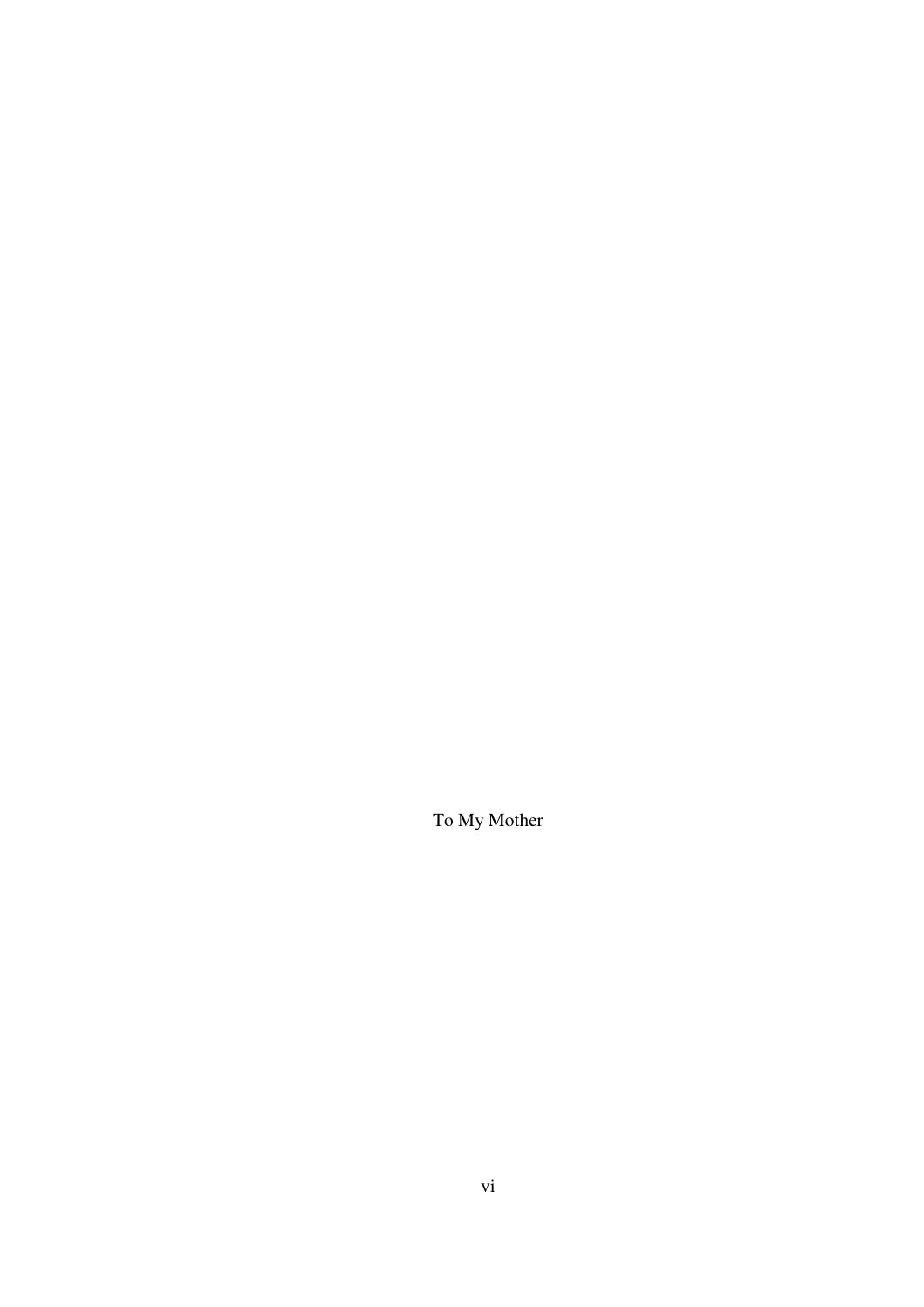To My Mother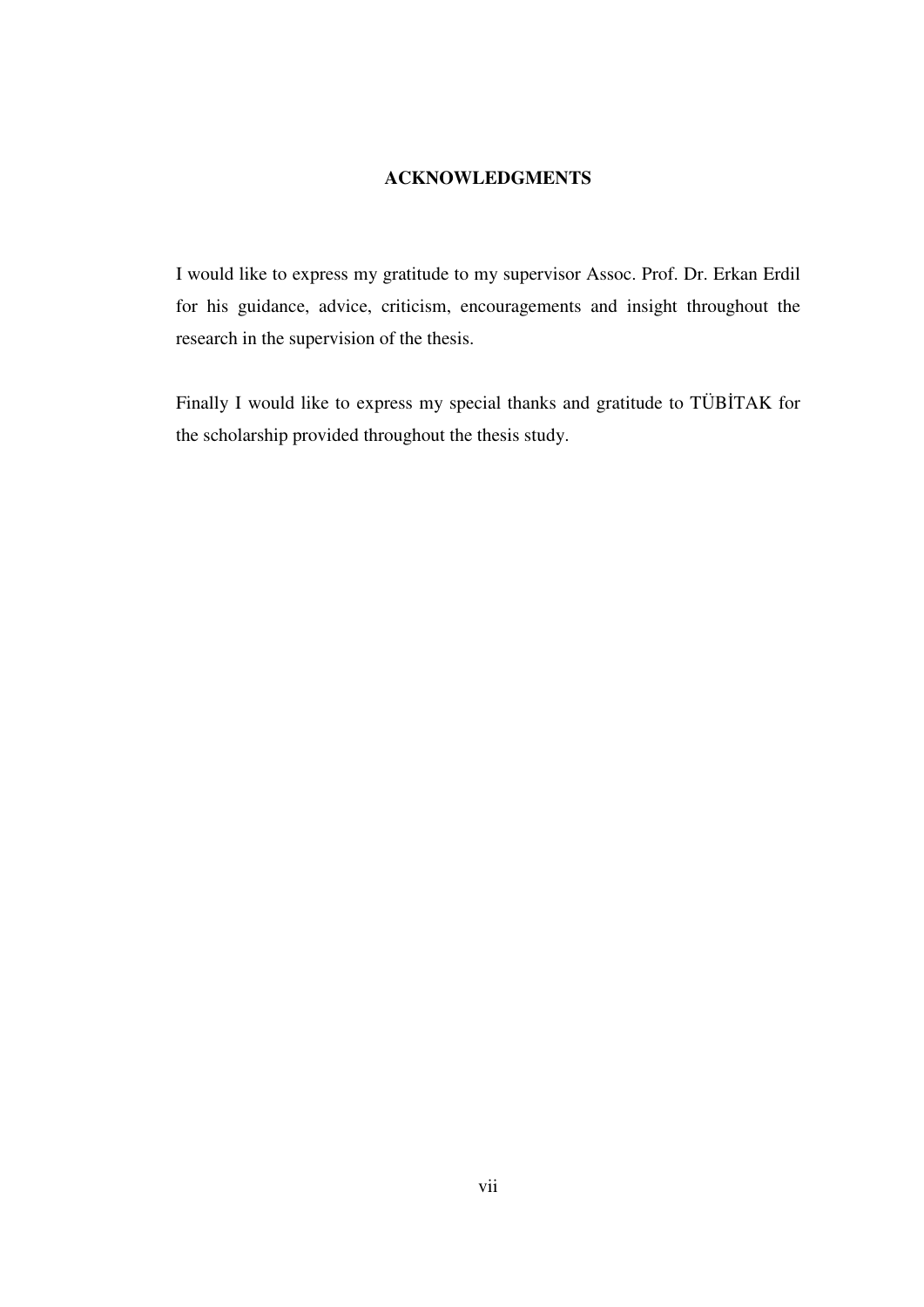# ACKNOWLEDGMENTS

I would like to express my gratitude to my supervisor Assoc. Prof. Dr. Erkan Erdil for his guidance, advice, criticism, encouragements and insight throughout the research in the supervision of the thesis.

Finally I would like to express my special thanks and gratitude to TÜBİTAK for the scholarship provided throughout the thesis study.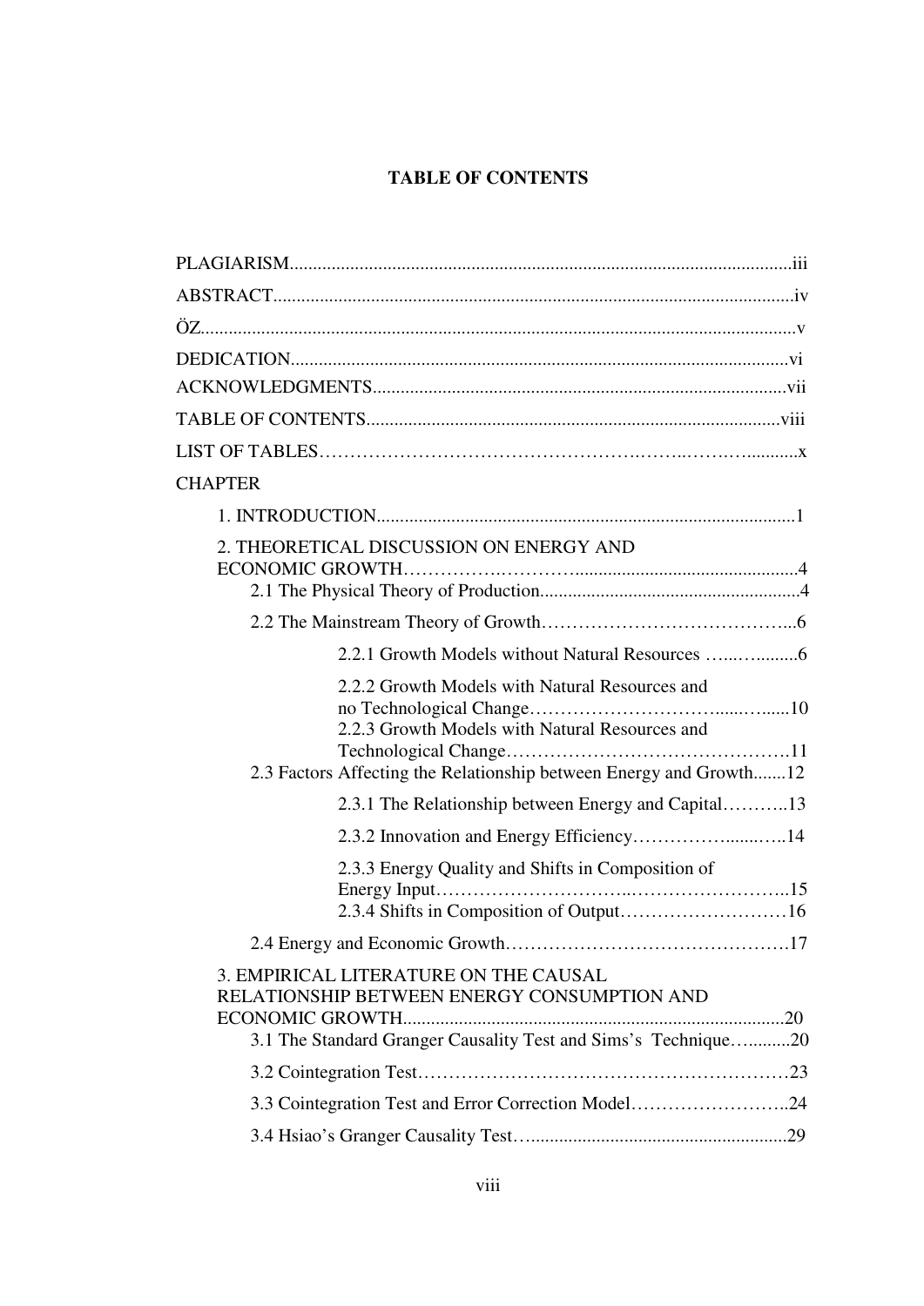# TABLE OF CONTENTS

PLAGIARISM......................................................................................................iii

ABSTRACT........................................................................................................iv

ÖZ......................................................................................................................v

DEDICATION....................................................................................................vi

ACKNOWLEDGMENTS...................................................................................vii

TABLE OF CONTENTS...................................................................................viii

LIST OF TABLES...............................................................................................x

CHAPTER

- 1. INTRODUCTION.........................................................................................1
- 2. THEORETICAL DISCUSSION ON ENERGY AND ECONOMIC GROWTH..........................................................................................4
  - 2.1 The Physical Theory of Production........................................................4
  - 2.2 The Mainstream Theory of Growth.........................................................6
    - 2.2.1 Growth Models without Natural Resources ..................................6
    - 2.2.2 Growth Models with Natural Resources and no Technological Change.............................................................10
    - 2.2.3 Growth Models with Natural Resources and Technological Change.................................................................11
  - 2.3 Factors Affecting the Relationship between Energy and Growth.......12
    - 2.3.1 The Relationship between Energy and Capital.............................13
    - 2.3.2 Innovation and Energy Efficiency..................................................14
    - 2.3.3 Energy Quality and Shifts in Composition of Energy Input........................................................................................15
    - 2.3.4 Shifts in Composition of Output....................................................16
  - 2.4 Energy and Economic Growth.................................................................17
- 3. EMPIRICAL LITERATURE ON THE CAUSAL RELATIONSHIP BETWEEN ENERGY CONSUMPTION AND ECONOMIC GROWTH..........................................................................................20
  - 3.1 The Standard Granger Causality Test and Sims's Technique..............20
  - 3.2 Cointegration Test....................................................................................23
  - 3.3 Cointegration Test and Error Correction Model......................................24
  - 3.4 Hsiao's Granger Causality Test...............................................................29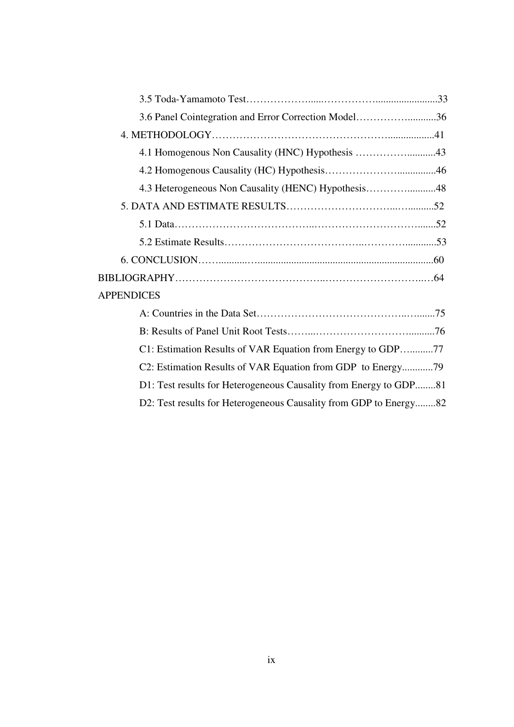3.5 Toda-Yamamoto Test……………….....…………….........................33

3.6 Panel Cointegration and Error Correction Model…………….............36

4. METHODOLOGY…………………………………………….................41

4.1 Homogenous Non Causality (HNC) Hypothesis …………….............43

4.2 Homogenous Causality (HC) Hypothesis………………….................46

4.3 Heterogeneous Non Causality (HENC) Hypothesis………….............48

5. DATA AND ESTIMATE RESULTS………………………..…...........52

5.1 Data………………………………..…………………………….......52

5.2 Estimate Results………………………………..………….............53

6. CONCLUSION……..........….....................................................................60

BIBLIOGRAPHY…………………………………..…………………….…64

APPENDICES

A: Countries in the Data Set………………………………….….......75

B: Results of Panel Unit Root Tests……..……………………….........76

C1: Estimation Results of VAR Equation from Energy to GDP…..........77

C2: Estimation Results of VAR Equation from GDP to Energy............79

D1: Test results for Heterogeneous Causality from Energy to GDP........81

D2: Test results for Heterogeneous Causality from GDP to Energy........82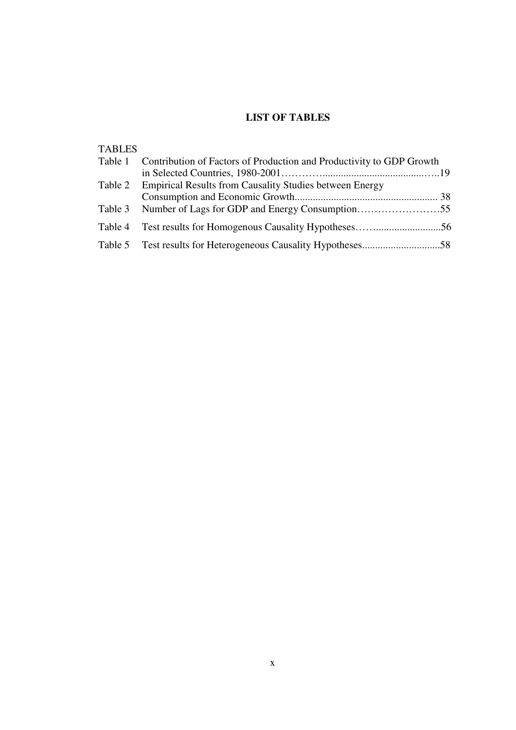# LIST OF TABLES

TABLES

| | | |
|---|---|---|
| Table 1 | Contribution of Factors of Production and Productivity to GDP Growth in Selected Countries, 1980-2001 | 19 |
| Table 2 | Empirical Results from Causality Studies between Energy Consumption and Economic Growth | 38 |
| Table 3 | Number of Lags for GDP and Energy Consumption | 55 |
| Table 4 | Test results for Homogenous Causality Hypotheses | 56 |
| Table 5 | Test results for Heterogeneous Causality Hypotheses | 58 |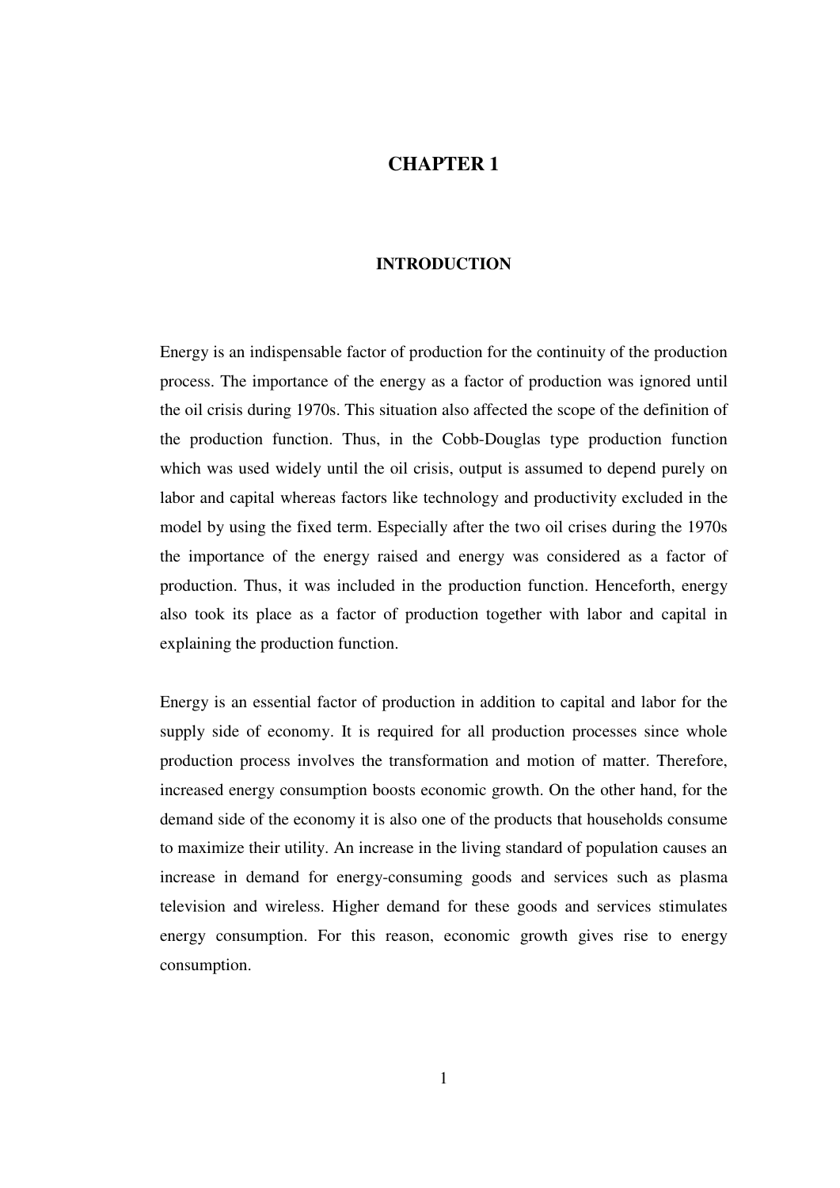# CHAPTER 1

## INTRODUCTION

Energy is an indispensable factor of production for the continuity of the production process. The importance of the energy as a factor of production was ignored until the oil crisis during 1970s. This situation also affected the scope of the definition of the production function. Thus, in the Cobb-Douglas type production function which was used widely until the oil crisis, output is assumed to depend purely on labor and capital whereas factors like technology and productivity excluded in the model by using the fixed term. Especially after the two oil crises during the 1970s the importance of the energy raised and energy was considered as a factor of production. Thus, it was included in the production function. Henceforth, energy also took its place as a factor of production together with labor and capital in explaining the production function.

Energy is an essential factor of production in addition to capital and labor for the supply side of economy. It is required for all production processes since whole production process involves the transformation and motion of matter. Therefore, increased energy consumption boosts economic growth. On the other hand, for the demand side of the economy it is also one of the products that households consume to maximize their utility. An increase in the living standard of population causes an increase in demand for energy-consuming goods and services such as plasma television and wireless. Higher demand for these goods and services stimulates energy consumption. For this reason, economic growth gives rise to energy consumption.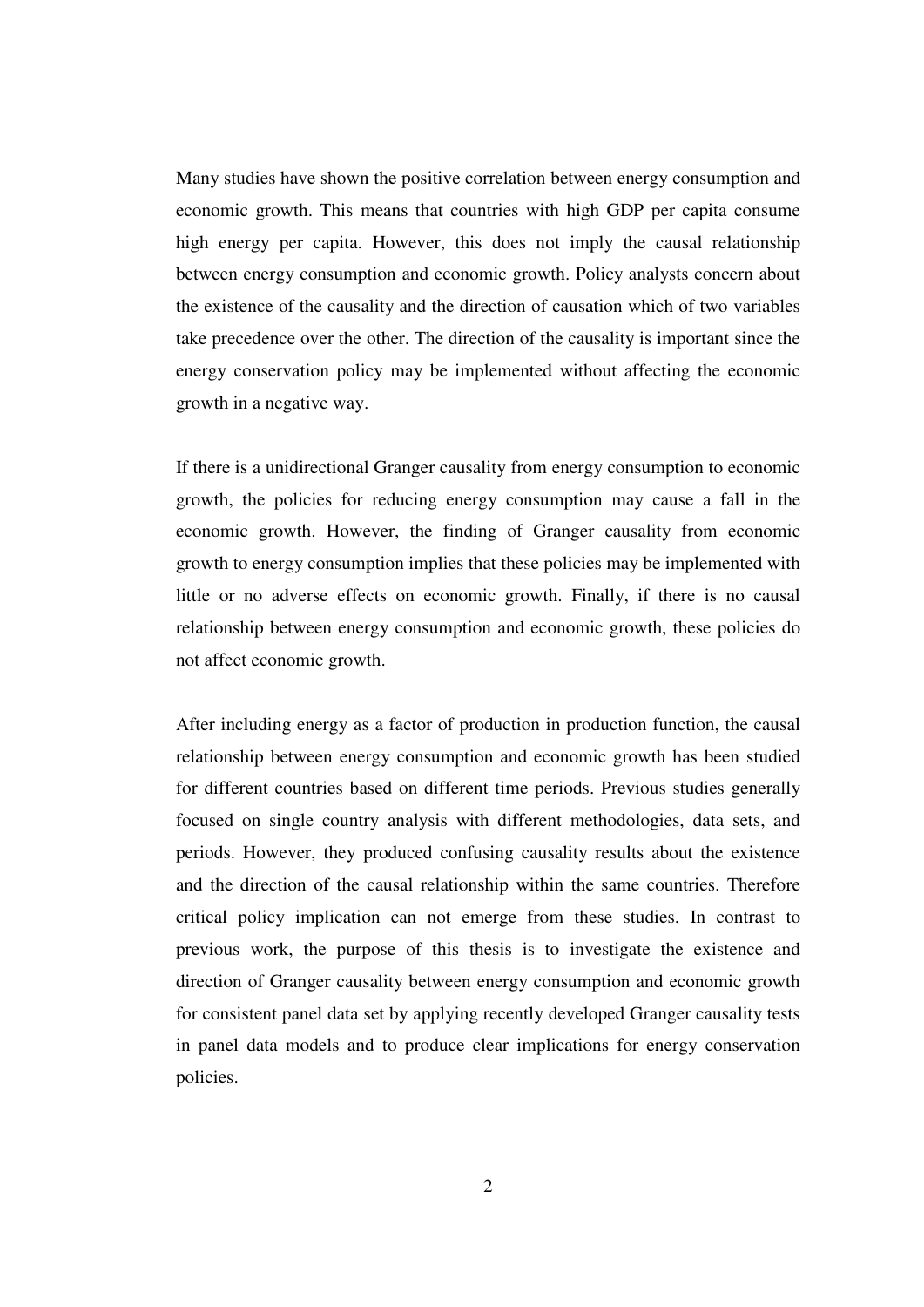Many studies have shown the positive correlation between energy consumption and economic growth. This means that countries with high GDP per capita consume high energy per capita. However, this does not imply the causal relationship between energy consumption and economic growth. Policy analysts concern about the existence of the causality and the direction of causation which of two variables take precedence over the other. The direction of the causality is important since the energy conservation policy may be implemented without affecting the economic growth in a negative way.

If there is a unidirectional Granger causality from energy consumption to economic growth, the policies for reducing energy consumption may cause a fall in the economic growth. However, the finding of Granger causality from economic growth to energy consumption implies that these policies may be implemented with little or no adverse effects on economic growth. Finally, if there is no causal relationship between energy consumption and economic growth, these policies do not affect economic growth.

After including energy as a factor of production in production function, the causal relationship between energy consumption and economic growth has been studied for different countries based on different time periods. Previous studies generally focused on single country analysis with different methodologies, data sets, and periods. However, they produced confusing causality results about the existence and the direction of the causal relationship within the same countries. Therefore critical policy implication can not emerge from these studies. In contrast to previous work, the purpose of this thesis is to investigate the existence and direction of Granger causality between energy consumption and economic growth for consistent panel data set by applying recently developed Granger causality tests in panel data models and to produce clear implications for energy conservation policies.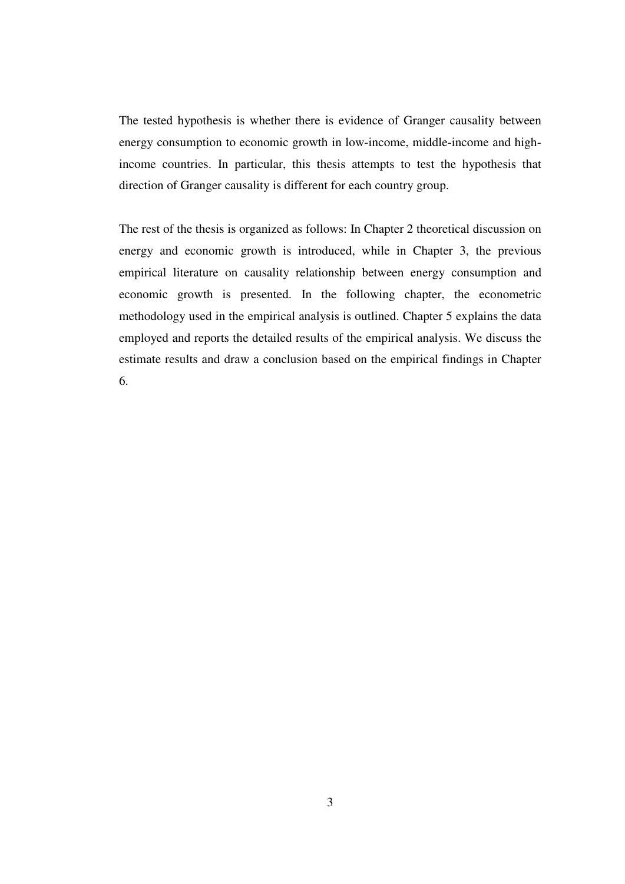The tested hypothesis is whether there is evidence of Granger causality between energy consumption to economic growth in low-income, middle-income and high-income countries. In particular, this thesis attempts to test the hypothesis that direction of Granger causality is different for each country group.

The rest of the thesis is organized as follows: In Chapter 2 theoretical discussion on energy and economic growth is introduced, while in Chapter 3, the previous empirical literature on causality relationship between energy consumption and economic growth is presented. In the following chapter, the econometric methodology used in the empirical analysis is outlined. Chapter 5 explains the data employed and reports the detailed results of the empirical analysis. We discuss the estimate results and draw a conclusion based on the empirical findings in Chapter 6.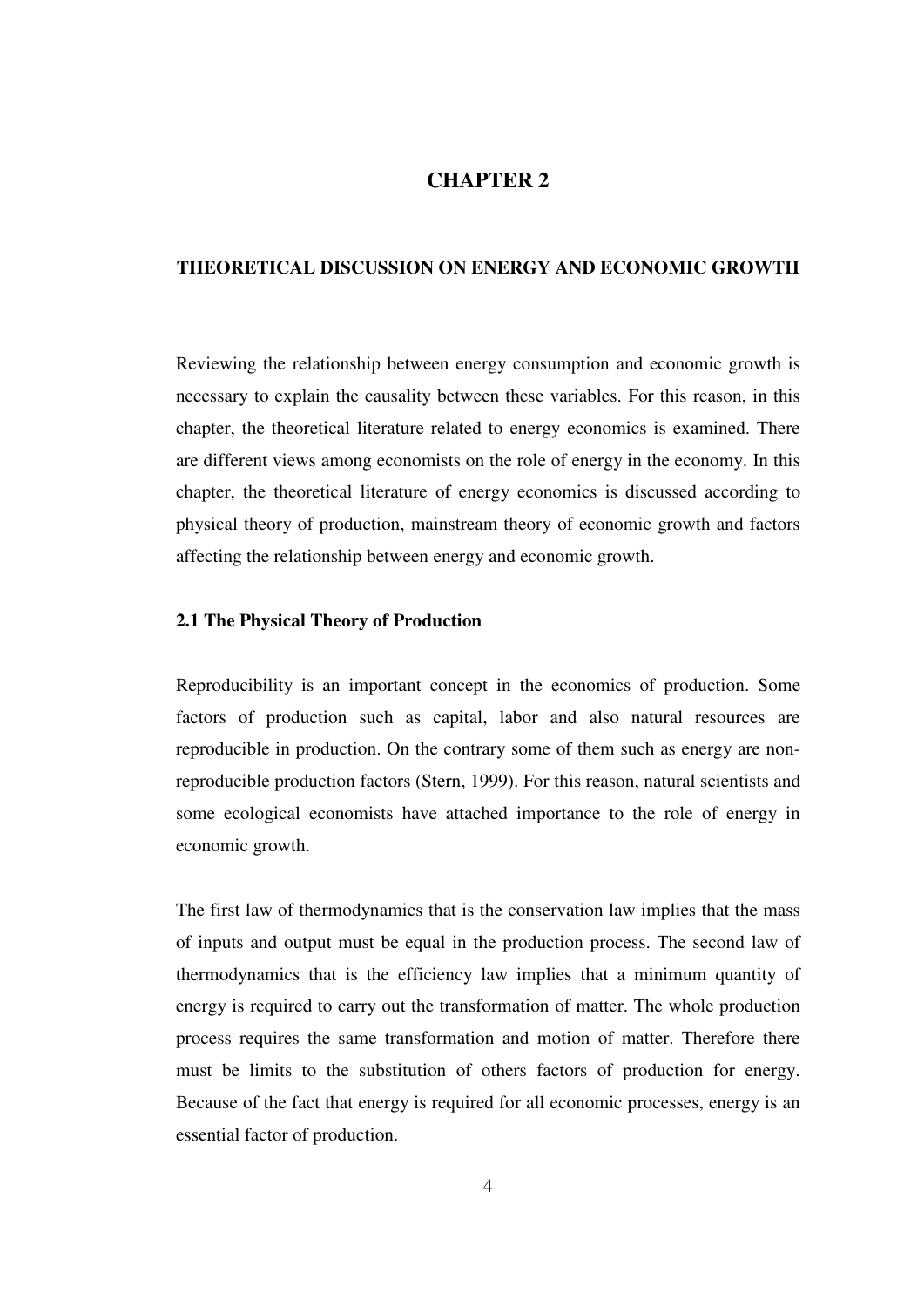# CHAPTER 2

## THEORETICAL DISCUSSION ON ENERGY AND ECONOMIC GROWTH

Reviewing the relationship between energy consumption and economic growth is necessary to explain the causality between these variables. For this reason, in this chapter, the theoretical literature related to energy economics is examined. There are different views among economists on the role of energy in the economy. In this chapter, the theoretical literature of energy economics is discussed according to physical theory of production, mainstream theory of economic growth and factors affecting the relationship between energy and economic growth.

### 2.1 The Physical Theory of Production

Reproducibility is an important concept in the economics of production. Some factors of production such as capital, labor and also natural resources are reproducible in production. On the contrary some of them such as energy are non-reproducible production factors (Stern, 1999). For this reason, natural scientists and some ecological economists have attached importance to the role of energy in economic growth.

The first law of thermodynamics that is the conservation law implies that the mass of inputs and output must be equal in the production process. The second law of thermodynamics that is the efficiency law implies that a minimum quantity of energy is required to carry out the transformation of matter. The whole production process requires the same transformation and motion of matter. Therefore there must be limits to the substitution of others factors of production for energy. Because of the fact that energy is required for all economic processes, energy is an essential factor of production.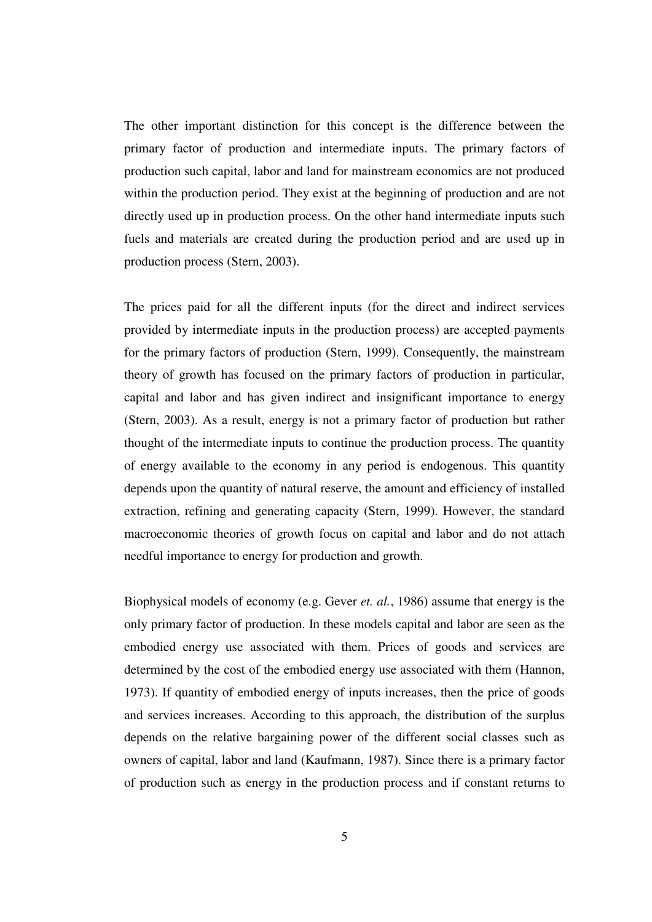The other important distinction for this concept is the difference between the primary factor of production and intermediate inputs. The primary factors of production such capital, labor and land for mainstream economics are not produced within the production period. They exist at the beginning of production and are not directly used up in production process. On the other hand intermediate inputs such fuels and materials are created during the production period and are used up in production process (Stern, 2003).

The prices paid for all the different inputs (for the direct and indirect services provided by intermediate inputs in the production process) are accepted payments for the primary factors of production (Stern, 1999). Consequently, the mainstream theory of growth has focused on the primary factors of production in particular, capital and labor and has given indirect and insignificant importance to energy (Stern, 2003). As a result, energy is not a primary factor of production but rather thought of the intermediate inputs to continue the production process. The quantity of energy available to the economy in any period is endogenous. This quantity depends upon the quantity of natural reserve, the amount and efficiency of installed extraction, refining and generating capacity (Stern, 1999). However, the standard macroeconomic theories of growth focus on capital and labor and do not attach needful importance to energy for production and growth.

Biophysical models of economy (e.g. Gever *et. al.*, 1986) assume that energy is the only primary factor of production. In these models capital and labor are seen as the embodied energy use associated with them. Prices of goods and services are determined by the cost of the embodied energy use associated with them (Hannon, 1973). If quantity of embodied energy of inputs increases, then the price of goods and services increases. According to this approach, the distribution of the surplus depends on the relative bargaining power of the different social classes such as owners of capital, labor and land (Kaufmann, 1987). Since there is a primary factor of production such as energy in the production process and if constant returns to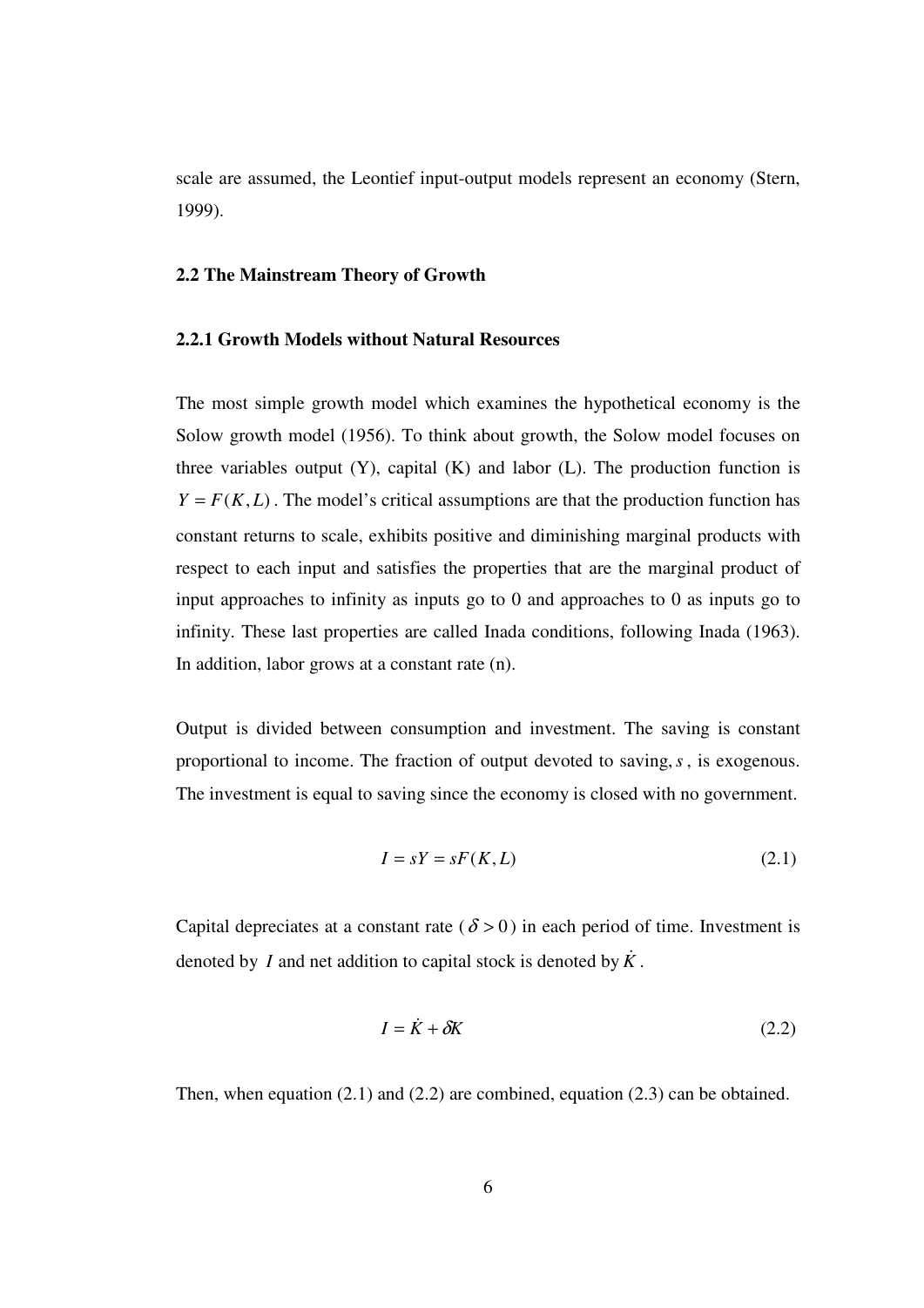scale are assumed, the Leontief input-output models represent an economy (Stern, 1999).

### 2.2 The Mainstream Theory of Growth

#### 2.2.1 Growth Models without Natural Resources

The most simple growth model which examines the hypothetical economy is the Solow growth model (1956). To think about growth, the Solow model focuses on three variables output (Y), capital (K) and labor (L). The production function is $Y = F(K, L)$. The model's critical assumptions are that the production function has constant returns to scale, exhibits positive and diminishing marginal products with respect to each input and satisfies the properties that are the marginal product of input approaches to infinity as inputs go to 0 and approaches to 0 as inputs go to infinity. These last properties are called Inada conditions, following Inada (1963). In addition, labor grows at a constant rate (n).

Output is divided between consumption and investment. The saving is constant proportional to income. The fraction of output devoted to saving, $s$, is exogenous. The investment is equal to saving since the economy is closed with no government.

$$I = sY = sF(K, L) \tag{2.1}$$

Capital depreciates at a constant rate ($\delta > 0$) in each period of time. Investment is denoted by $I$ and net addition to capital stock is denoted by $\dot{K}$.

$$I = \dot{K} + \delta K \tag{2.2}$$

Then, when equation (2.1) and (2.2) are combined, equation (2.3) can be obtained.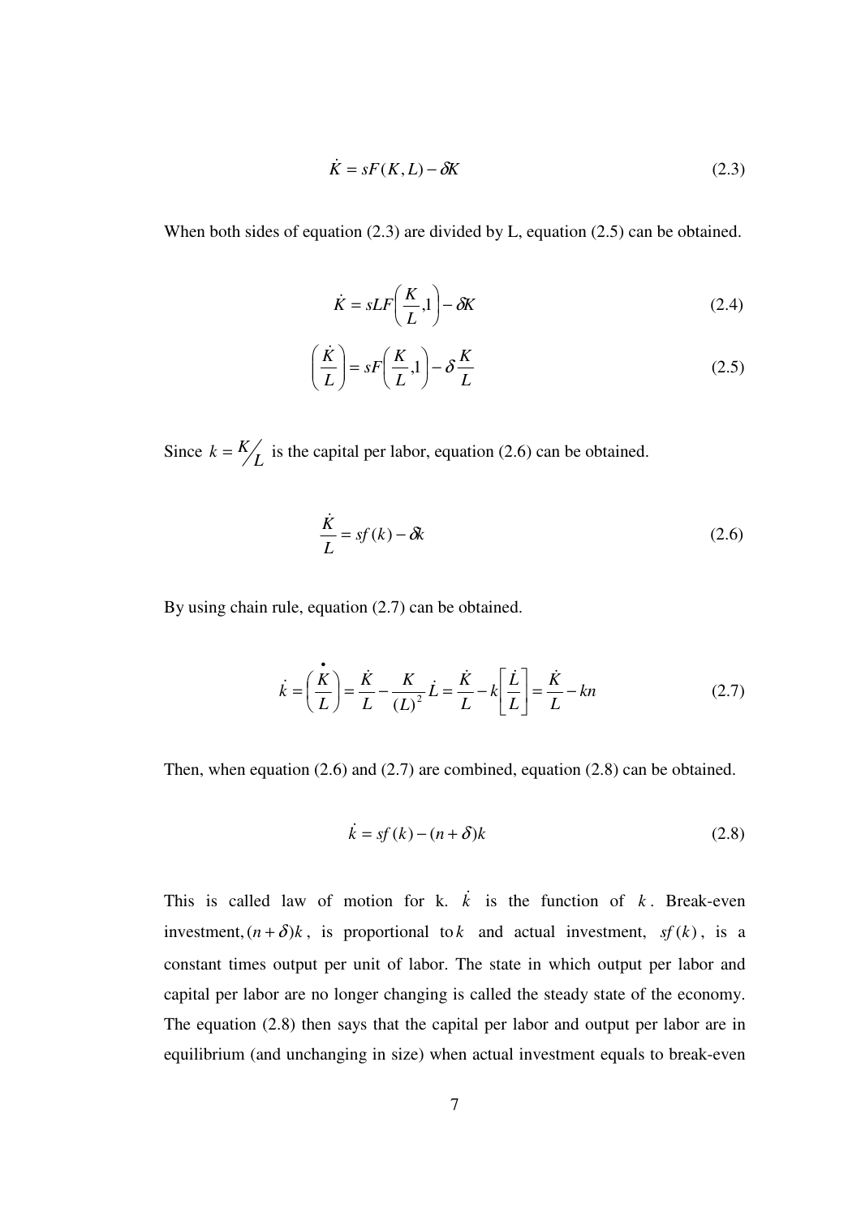$$\dot{K} = sF(K, L) - \delta K \tag{2.3}$$

When both sides of equation (2.3) are divided by L, equation (2.5) can be obtained.

$$\dot{K} = sLF\left(\frac{K}{L}, 1\right) - \delta K \tag{2.4}$$

$$\left(\frac{\dot{K}}{L}\right) = sF\left(\frac{K}{L}, 1\right) - \delta \frac{K}{L} \tag{2.5}$$

Since $k = K/L$ is the capital per labor, equation (2.6) can be obtained.

$$\frac{\dot{K}}{L} = sf(k) - \delta k \tag{2.6}$$

By using chain rule, equation (2.7) can be obtained.

$$\dot{k} = \overset{\bullet}{\left(\frac{K}{L}\right)} = \frac{\dot{K}}{L} - \frac{K}{(L)^2}\dot{L} = \frac{\dot{K}}{L} - k\left[\frac{\dot{L}}{L}\right] = \frac{\dot{K}}{L} - kn \tag{2.7}$$

Then, when equation (2.6) and (2.7) are combined, equation (2.8) can be obtained.

$$\dot{k} = sf(k) - (n + \delta)k \tag{2.8}$$

This is called law of motion for k. $\dot{k}$ is the function of $k$. Break-even investment, $(n + \delta)k$, is proportional to $k$ and actual investment, $sf(k)$, is a constant times output per unit of labor. The state in which output per labor and capital per labor are no longer changing is called the steady state of the economy. The equation (2.8) then says that the capital per labor and output per labor are in equilibrium (and unchanging in size) when actual investment equals to break-even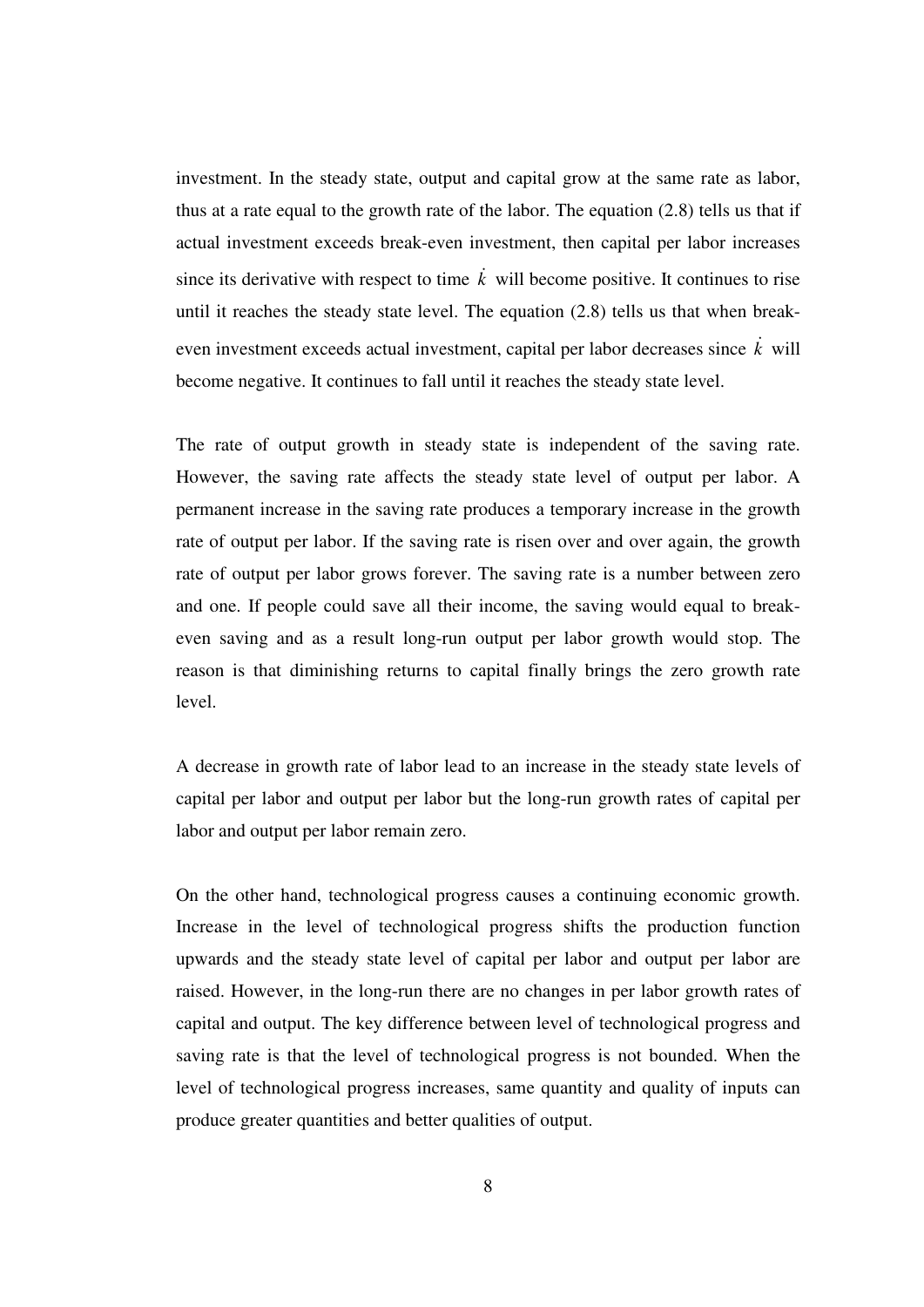investment. In the steady state, output and capital grow at the same rate as labor, thus at a rate equal to the growth rate of the labor. The equation (2.8) tells us that if actual investment exceeds break-even investment, then capital per labor increases since its derivative with respect to time $\dot{k}$ will become positive. It continues to rise until it reaches the steady state level. The equation (2.8) tells us that when break-even investment exceeds actual investment, capital per labor decreases since $\dot{k}$ will become negative. It continues to fall until it reaches the steady state level.

The rate of output growth in steady state is independent of the saving rate. However, the saving rate affects the steady state level of output per labor. A permanent increase in the saving rate produces a temporary increase in the growth rate of output per labor. If the saving rate is risen over and over again, the growth rate of output per labor grows forever. The saving rate is a number between zero and one. If people could save all their income, the saving would equal to break-even saving and as a result long-run output per labor growth would stop. The reason is that diminishing returns to capital finally brings the zero growth rate level.

A decrease in growth rate of labor lead to an increase in the steady state levels of capital per labor and output per labor but the long-run growth rates of capital per labor and output per labor remain zero.

On the other hand, technological progress causes a continuing economic growth. Increase in the level of technological progress shifts the production function upwards and the steady state level of capital per labor and output per labor are raised. However, in the long-run there are no changes in per labor growth rates of capital and output. The key difference between level of technological progress and saving rate is that the level of technological progress is not bounded. When the level of technological progress increases, same quantity and quality of inputs can produce greater quantities and better qualities of output.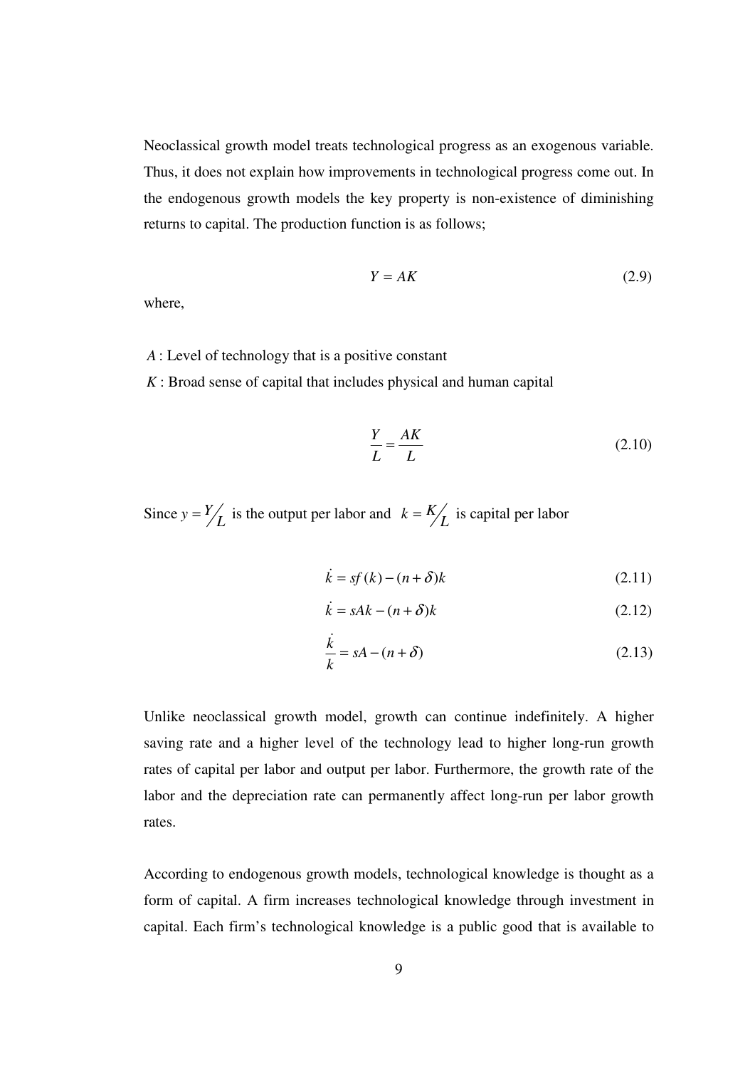Neoclassical growth model treats technological progress as an exogenous variable. Thus, it does not explain how improvements in technological progress come out. In the endogenous growth models the key property is non-existence of diminishing returns to capital. The production function is as follows;

$$Y = AK \tag{2.9}$$

where,

$A$ : Level of technology that is a positive constant

$K$ : Broad sense of capital that includes physical and human capital

$$\frac{Y}{L} = \frac{AK}{L} \tag{2.10}$$

Since $y = Y/L$ is the output per labor and $k = K/L$ is capital per labor

$$\dot{k} = sf(k) - (n + \delta)k \tag{2.11}$$

$$\dot{k} = sAk - (n + \delta)k \tag{2.12}$$

$$\frac{\dot{k}}{k} = sA - (n + \delta) \tag{2.13}$$

Unlike neoclassical growth model, growth can continue indefinitely. A higher saving rate and a higher level of the technology lead to higher long-run growth rates of capital per labor and output per labor. Furthermore, the growth rate of the labor and the depreciation rate can permanently affect long-run per labor growth rates.

According to endogenous growth models, technological knowledge is thought as a form of capital. A firm increases technological knowledge through investment in capital. Each firm's technological knowledge is a public good that is available to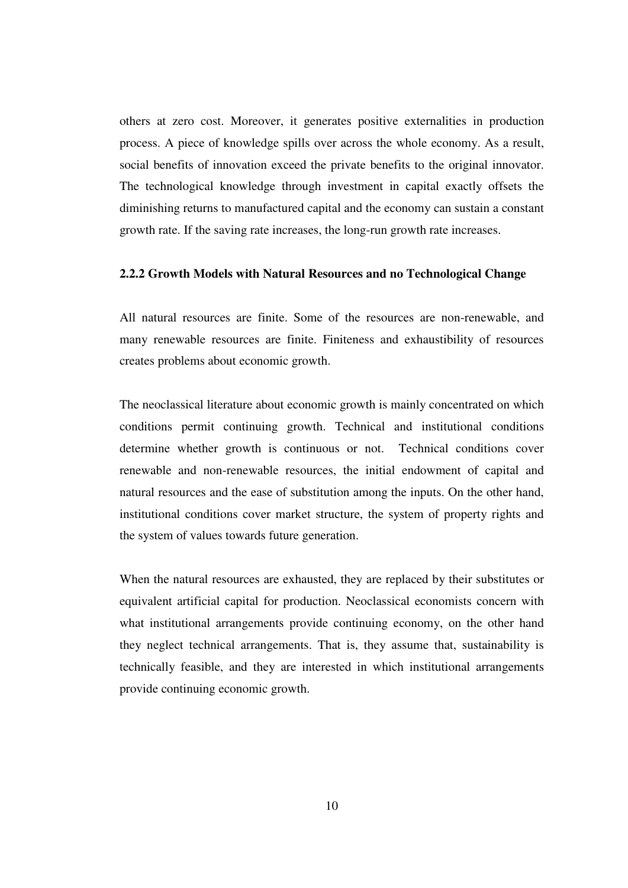others at zero cost. Moreover, it generates positive externalities in production process. A piece of knowledge spills over across the whole economy. As a result, social benefits of innovation exceed the private benefits to the original innovator. The technological knowledge through investment in capital exactly offsets the diminishing returns to manufactured capital and the economy can sustain a constant growth rate. If the saving rate increases, the long-run growth rate increases.

### 2.2.2 Growth Models with Natural Resources and no Technological Change

All natural resources are finite. Some of the resources are non-renewable, and many renewable resources are finite. Finiteness and exhaustibility of resources creates problems about economic growth.

The neoclassical literature about economic growth is mainly concentrated on which conditions permit continuing growth. Technical and institutional conditions determine whether growth is continuous or not. Technical conditions cover renewable and non-renewable resources, the initial endowment of capital and natural resources and the ease of substitution among the inputs. On the other hand, institutional conditions cover market structure, the system of property rights and the system of values towards future generation.

When the natural resources are exhausted, they are replaced by their substitutes or equivalent artificial capital for production. Neoclassical economists concern with what institutional arrangements provide continuing economy, on the other hand they neglect technical arrangements. That is, they assume that, sustainability is technically feasible, and they are interested in which institutional arrangements provide continuing economic growth.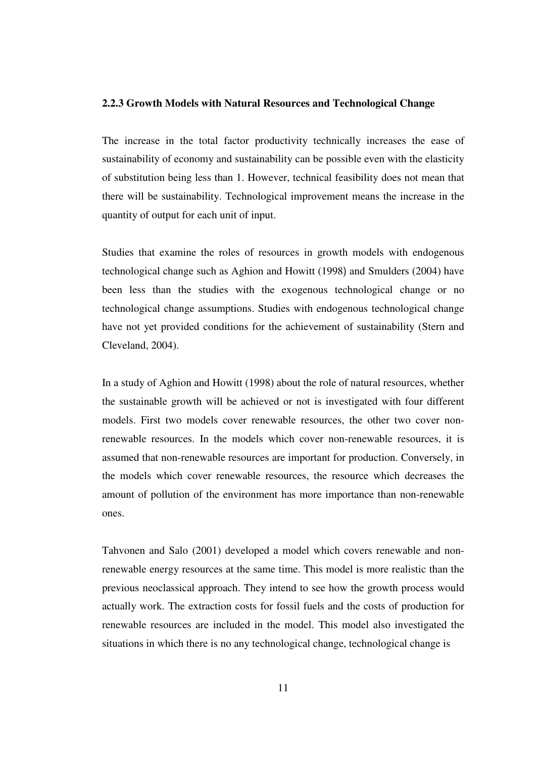### 2.2.3 Growth Models with Natural Resources and Technological Change

The increase in the total factor productivity technically increases the ease of sustainability of economy and sustainability can be possible even with the elasticity of substitution being less than 1. However, technical feasibility does not mean that there will be sustainability. Technological improvement means the increase in the quantity of output for each unit of input.

Studies that examine the roles of resources in growth models with endogenous technological change such as Aghion and Howitt (1998) and Smulders (2004) have been less than the studies with the exogenous technological change or no technological change assumptions. Studies with endogenous technological change have not yet provided conditions for the achievement of sustainability (Stern and Cleveland, 2004).

In a study of Aghion and Howitt (1998) about the role of natural resources, whether the sustainable growth will be achieved or not is investigated with four different models. First two models cover renewable resources, the other two cover non-renewable resources. In the models which cover non-renewable resources, it is assumed that non-renewable resources are important for production. Conversely, in the models which cover renewable resources, the resource which decreases the amount of pollution of the environment has more importance than non-renewable ones.

Tahvonen and Salo (2001) developed a model which covers renewable and non-renewable energy resources at the same time. This model is more realistic than the previous neoclassical approach. They intend to see how the growth process would actually work. The extraction costs for fossil fuels and the costs of production for renewable resources are included in the model. This model also investigated the situations in which there is no any technological change, technological change is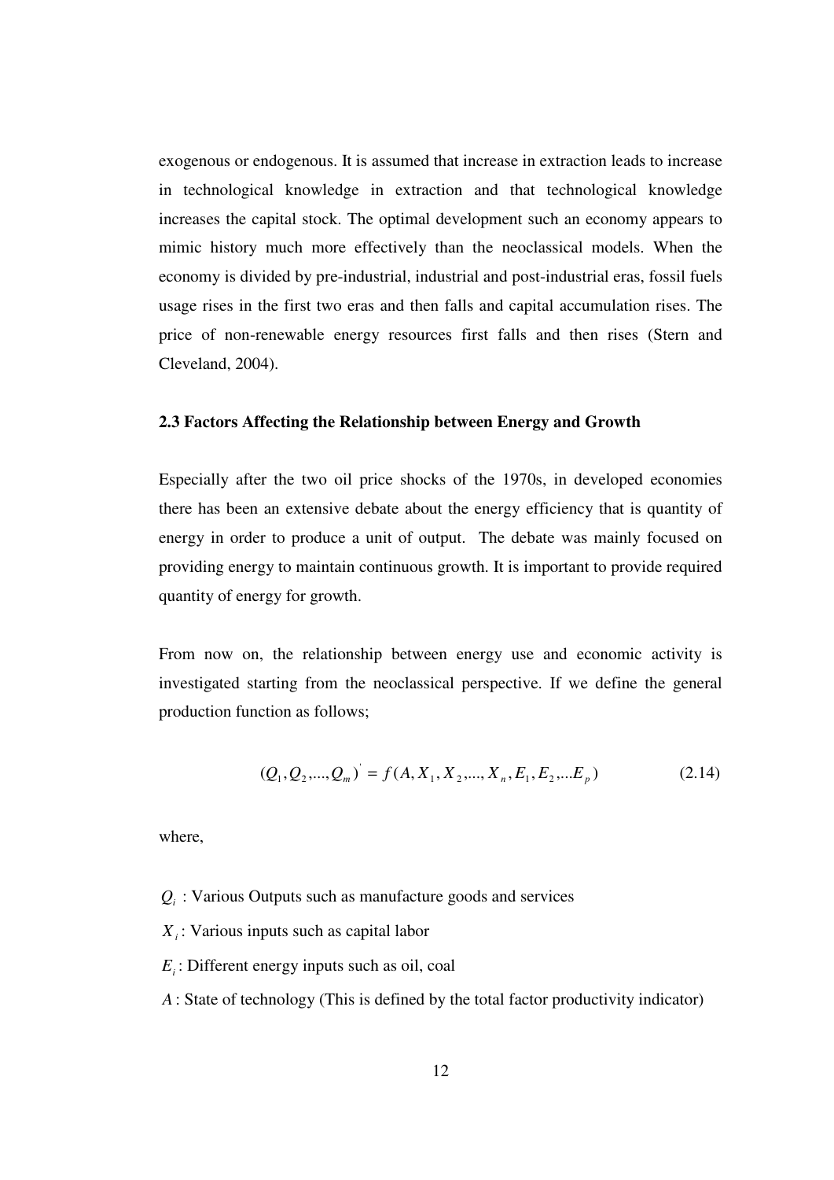exogenous or endogenous. It is assumed that increase in extraction leads to increase in technological knowledge in extraction and that technological knowledge increases the capital stock. The optimal development such an economy appears to mimic history much more effectively than the neoclassical models. When the economy is divided by pre-industrial, industrial and post-industrial eras, fossil fuels usage rises in the first two eras and then falls and capital accumulation rises. The price of non-renewable energy resources first falls and then rises (Stern and Cleveland, 2004).

### 2.3 Factors Affecting the Relationship between Energy and Growth

Especially after the two oil price shocks of the 1970s, in developed economies there has been an extensive debate about the energy efficiency that is quantity of energy in order to produce a unit of output. The debate was mainly focused on providing energy to maintain continuous growth. It is important to provide required quantity of energy for growth.

From now on, the relationship between energy use and economic activity is investigated starting from the neoclassical perspective. If we define the general production function as follows;

$$(Q_1, Q_2, ..., Q_m)^{'} = f(A, X_1, X_2, ..., X_n, E_1, E_2, ...E_p) \tag{2.14}$$

where,

$Q_i$ : Various Outputs such as manufacture goods and services

$X_i$ : Various inputs such as capital labor

$E_i$ : Different energy inputs such as oil, coal

$A$ : State of technology (This is defined by the total factor productivity indicator)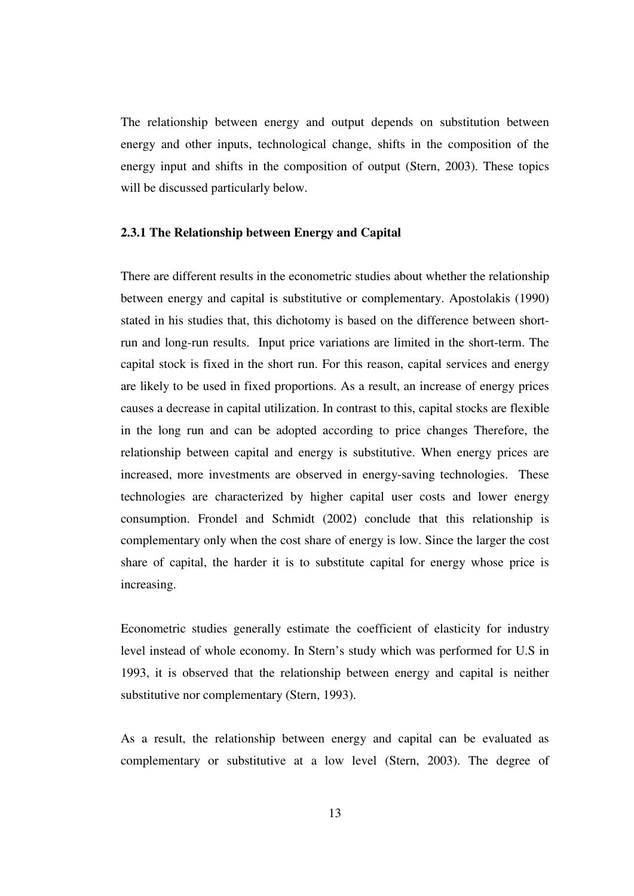The relationship between energy and output depends on substitution between energy and other inputs, technological change, shifts in the composition of the energy input and shifts in the composition of output (Stern, 2003). These topics will be discussed particularly below.

### 2.3.1 The Relationship between Energy and Capital

There are different results in the econometric studies about whether the relationship between energy and capital is substitutive or complementary. Apostolakis (1990) stated in his studies that, this dichotomy is based on the difference between short-run and long-run results. Input price variations are limited in the short-term. The capital stock is fixed in the short run. For this reason, capital services and energy are likely to be used in fixed proportions. As a result, an increase of energy prices causes a decrease in capital utilization. In contrast to this, capital stocks are flexible in the long run and can be adopted according to price changes Therefore, the relationship between capital and energy is substitutive. When energy prices are increased, more investments are observed in energy-saving technologies. These technologies are characterized by higher capital user costs and lower energy consumption. Frondel and Schmidt (2002) conclude that this relationship is complementary only when the cost share of energy is low. Since the larger the cost share of capital, the harder it is to substitute capital for energy whose price is increasing.

Econometric studies generally estimate the coefficient of elasticity for industry level instead of whole economy. In Stern's study which was performed for U.S in 1993, it is observed that the relationship between energy and capital is neither substitutive nor complementary (Stern, 1993).

As a result, the relationship between energy and capital can be evaluated as complementary or substitutive at a low level (Stern, 2003). The degree of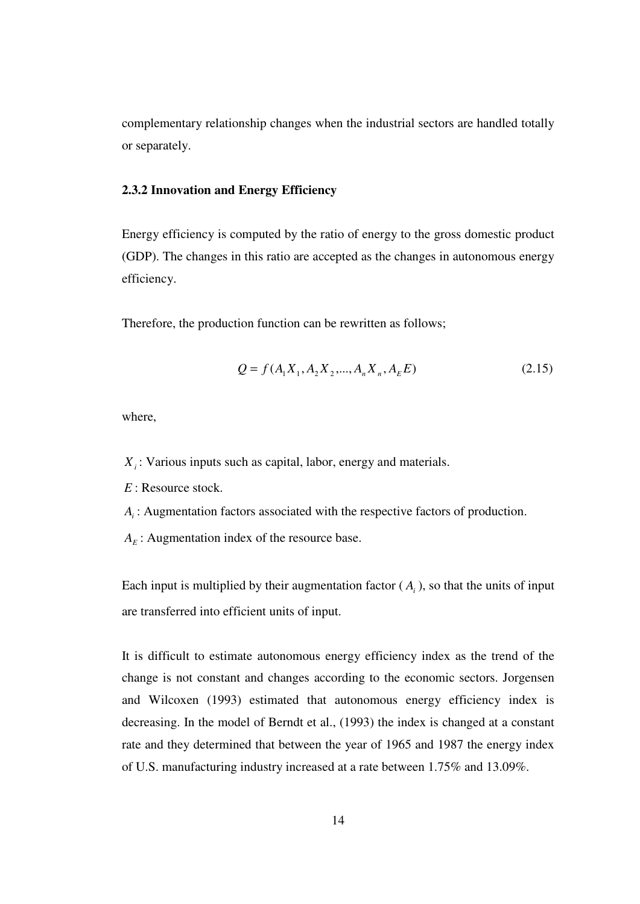complementary relationship changes when the industrial sectors are handled totally or separately.

### 2.3.2 Innovation and Energy Efficiency

Energy efficiency is computed by the ratio of energy to the gross domestic product (GDP). The changes in this ratio are accepted as the changes in autonomous energy efficiency.

Therefore, the production function can be rewritten as follows;

$$Q = f(A_1 X_1, A_2 X_2, ..., A_n X_n, A_E E) \tag{2.15}$$

where,

$X_i$ : Various inputs such as capital, labor, energy and materials.

$E$ : Resource stock.

$A_i$ : Augmentation factors associated with the respective factors of production.

$A_E$ : Augmentation index of the resource base.

Each input is multiplied by their augmentation factor ( $A_i$ ), so that the units of input are transferred into efficient units of input.

It is difficult to estimate autonomous energy efficiency index as the trend of the change is not constant and changes according to the economic sectors. Jorgensen and Wilcoxen (1993) estimated that autonomous energy efficiency index is decreasing. In the model of Berndt et al., (1993) the index is changed at a constant rate and they determined that between the year of 1965 and 1987 the energy index of U.S. manufacturing industry increased at a rate between 1.75% and 13.09%.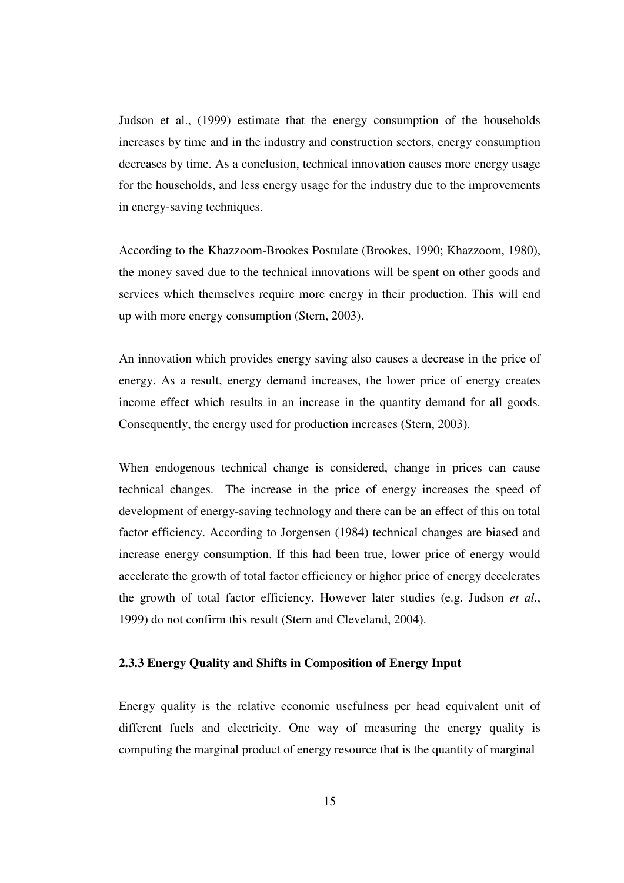Judson et al., (1999) estimate that the energy consumption of the households increases by time and in the industry and construction sectors, energy consumption decreases by time. As a conclusion, technical innovation causes more energy usage for the households, and less energy usage for the industry due to the improvements in energy-saving techniques.

According to the Khazzoom-Brookes Postulate (Brookes, 1990; Khazzoom, 1980), the money saved due to the technical innovations will be spent on other goods and services which themselves require more energy in their production. This will end up with more energy consumption (Stern, 2003).

An innovation which provides energy saving also causes a decrease in the price of energy. As a result, energy demand increases, the lower price of energy creates income effect which results in an increase in the quantity demand for all goods. Consequently, the energy used for production increases (Stern, 2003).

When endogenous technical change is considered, change in prices can cause technical changes. The increase in the price of energy increases the speed of development of energy-saving technology and there can be an effect of this on total factor efficiency. According to Jorgensen (1984) technical changes are biased and increase energy consumption. If this had been true, lower price of energy would accelerate the growth of total factor efficiency or higher price of energy decelerates the growth of total factor efficiency. However later studies (e.g. Judson *et al.*, 1999) do not confirm this result (Stern and Cleveland, 2004).

### 2.3.3 Energy Quality and Shifts in Composition of Energy Input

Energy quality is the relative economic usefulness per head equivalent unit of different fuels and electricity. One way of measuring the energy quality is computing the marginal product of energy resource that is the quantity of marginal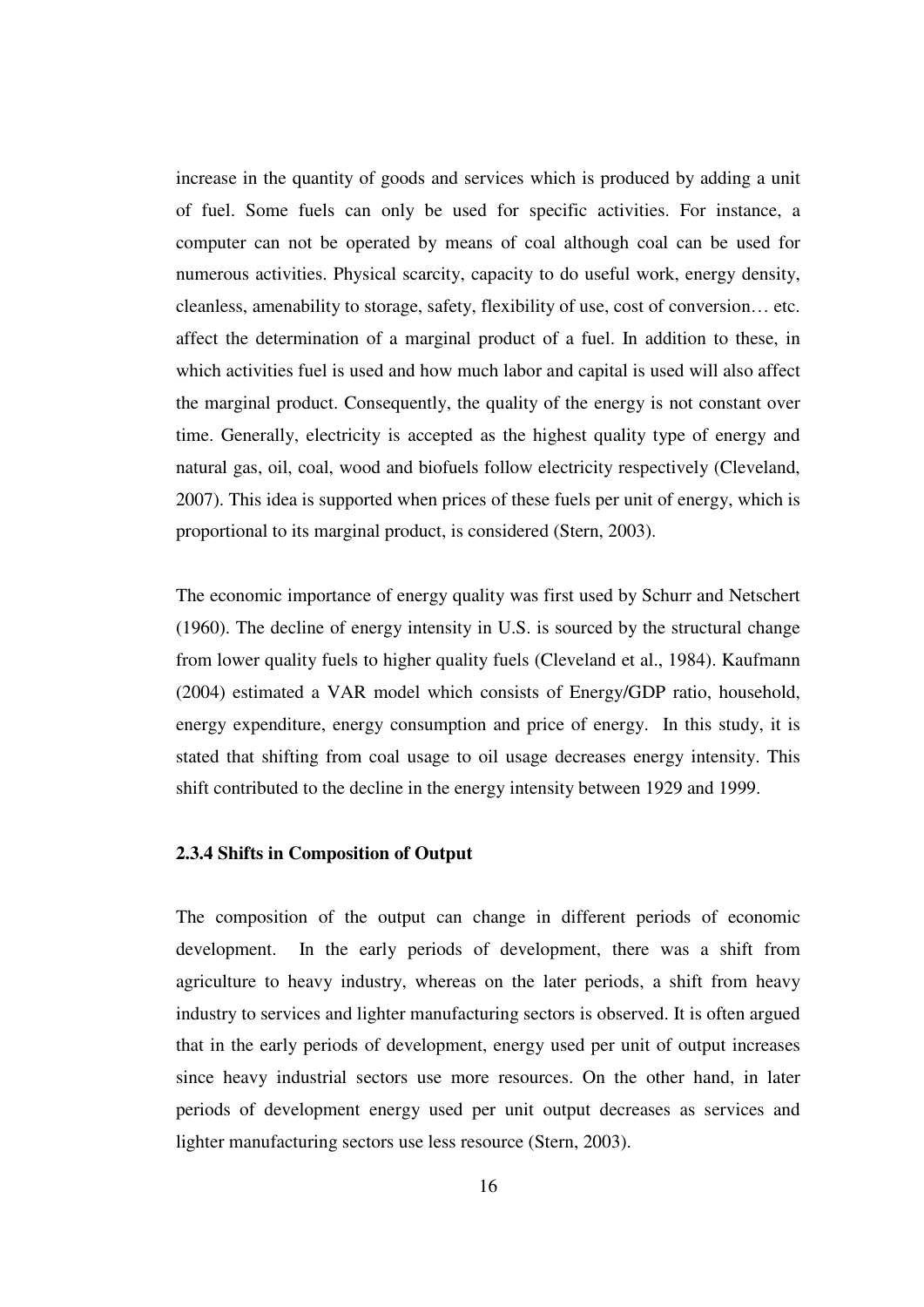increase in the quantity of goods and services which is produced by adding a unit of fuel. Some fuels can only be used for specific activities. For instance, a computer can not be operated by means of coal although coal can be used for numerous activities. Physical scarcity, capacity to do useful work, energy density, cleanless, amenability to storage, safety, flexibility of use, cost of conversion… etc. affect the determination of a marginal product of a fuel. In addition to these, in which activities fuel is used and how much labor and capital is used will also affect the marginal product. Consequently, the quality of the energy is not constant over time. Generally, electricity is accepted as the highest quality type of energy and natural gas, oil, coal, wood and biofuels follow electricity respectively (Cleveland, 2007). This idea is supported when prices of these fuels per unit of energy, which is proportional to its marginal product, is considered (Stern, 2003).

The economic importance of energy quality was first used by Schurr and Netschert (1960). The decline of energy intensity in U.S. is sourced by the structural change from lower quality fuels to higher quality fuels (Cleveland et al., 1984). Kaufmann (2004) estimated a VAR model which consists of Energy/GDP ratio, household, energy expenditure, energy consumption and price of energy. In this study, it is stated that shifting from coal usage to oil usage decreases energy intensity. This shift contributed to the decline in the energy intensity between 1929 and 1999.

### 2.3.4 Shifts in Composition of Output

The composition of the output can change in different periods of economic development. In the early periods of development, there was a shift from agriculture to heavy industry, whereas on the later periods, a shift from heavy industry to services and lighter manufacturing sectors is observed. It is often argued that in the early periods of development, energy used per unit of output increases since heavy industrial sectors use more resources. On the other hand, in later periods of development energy used per unit output decreases as services and lighter manufacturing sectors use less resource (Stern, 2003).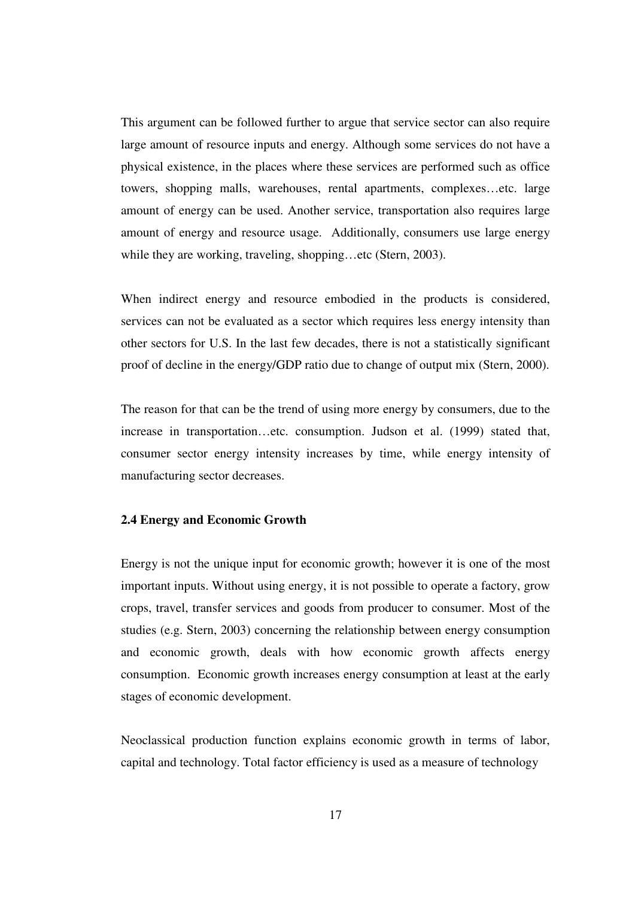This argument can be followed further to argue that service sector can also require large amount of resource inputs and energy. Although some services do not have a physical existence, in the places where these services are performed such as office towers, shopping malls, warehouses, rental apartments, complexes…etc. large amount of energy can be used. Another service, transportation also requires large amount of energy and resource usage. Additionally, consumers use large energy while they are working, traveling, shopping…etc (Stern, 2003).

When indirect energy and resource embodied in the products is considered, services can not be evaluated as a sector which requires less energy intensity than other sectors for U.S. In the last few decades, there is not a statistically significant proof of decline in the energy/GDP ratio due to change of output mix (Stern, 2000).

The reason for that can be the trend of using more energy by consumers, due to the increase in transportation…etc. consumption. Judson et al. (1999) stated that, consumer sector energy intensity increases by time, while energy intensity of manufacturing sector decreases.

### 2.4 Energy and Economic Growth

Energy is not the unique input for economic growth; however it is one of the most important inputs. Without using energy, it is not possible to operate a factory, grow crops, travel, transfer services and goods from producer to consumer. Most of the studies (e.g. Stern, 2003) concerning the relationship between energy consumption and economic growth, deals with how economic growth affects energy consumption. Economic growth increases energy consumption at least at the early stages of economic development.

Neoclassical production function explains economic growth in terms of labor, capital and technology. Total factor efficiency is used as a measure of technology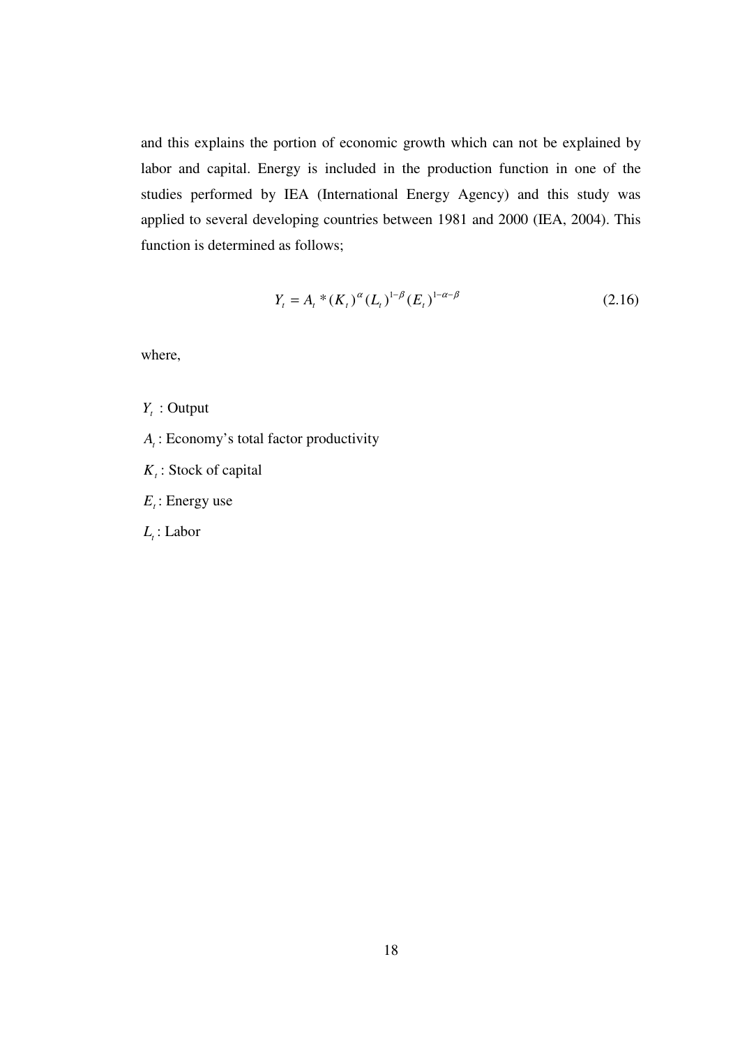and this explains the portion of economic growth which can not be explained by labor and capital. Energy is included in the production function in one of the studies performed by IEA (International Energy Agency) and this study was applied to several developing countries between 1981 and 2000 (IEA, 2004). This function is determined as follows;

$$Y_t = A_t * (K_t)^{\alpha} (L_t)^{1-\beta} (E_t)^{1-\alpha-\beta} \tag{2.16}$$

where,

$Y_t$ : Output

$A_t$ : Economy's total factor productivity

$K_t$ : Stock of capital

$E_t$ : Energy use

$L_t$ : Labor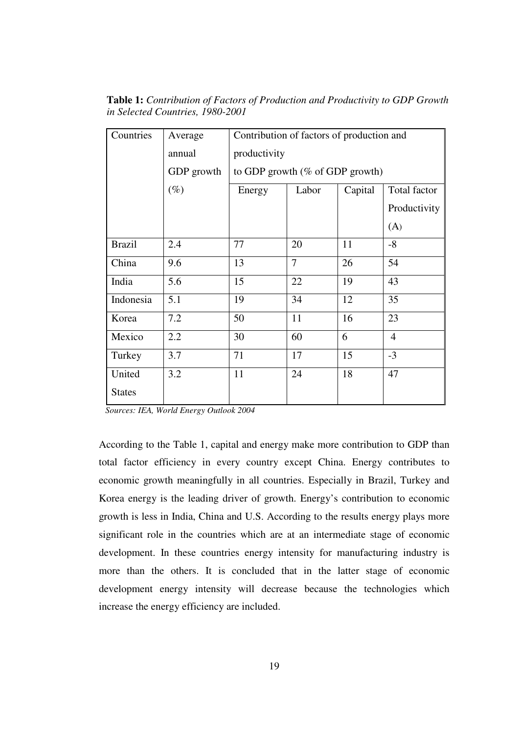**Table 1:** *Contribution of Factors of Production and Productivity to GDP Growth in Selected Countries, 1980-2001*

| Countries | Average annual GDP growth (%) | Contribution of factors of production and productivity to GDP growth (% of GDP growth) | | | |
|---|---|---|---|---|---|
| | | Energy | Labor | Capital | Total factor Productivity (A) |
| Brazil | 2.4 | 77 | 20 | 11 | -8 |
| China | 9.6 | 13 | 7 | 26 | 54 |
| India | 5.6 | 15 | 22 | 19 | 43 |
| Indonesia | 5.1 | 19 | 34 | 12 | 35 |
| Korea | 7.2 | 50 | 11 | 16 | 23 |
| Mexico | 2.2 | 30 | 60 | 6 | 4 |
| Turkey | 3.7 | 71 | 17 | 15 | -3 |
| United States | 3.2 | 11 | 24 | 18 | 47 |

*Sources: IEA, World Energy Outlook 2004*

According to the Table 1, capital and energy make more contribution to GDP than total factor efficiency in every country except China. Energy contributes to economic growth meaningfully in all countries. Especially in Brazil, Turkey and Korea energy is the leading driver of growth. Energy's contribution to economic growth is less in India, China and U.S. According to the results energy plays more significant role in the countries which are at an intermediate stage of economic development. In these countries energy intensity for manufacturing industry is more than the others. It is concluded that in the latter stage of economic development energy intensity will decrease because the technologies which increase the energy efficiency are included.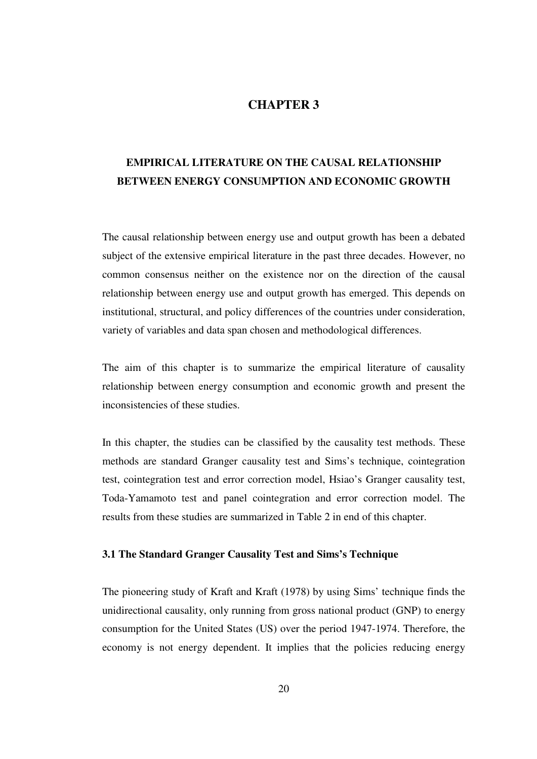# CHAPTER 3

## EMPIRICAL LITERATURE ON THE CAUSAL RELATIONSHIP BETWEEN ENERGY CONSUMPTION AND ECONOMIC GROWTH

The causal relationship between energy use and output growth has been a debated subject of the extensive empirical literature in the past three decades. However, no common consensus neither on the existence nor on the direction of the causal relationship between energy use and output growth has emerged. This depends on institutional, structural, and policy differences of the countries under consideration, variety of variables and data span chosen and methodological differences.

The aim of this chapter is to summarize the empirical literature of causality relationship between energy consumption and economic growth and present the inconsistencies of these studies.

In this chapter, the studies can be classified by the causality test methods. These methods are standard Granger causality test and Sims's technique, cointegration test, cointegration test and error correction model, Hsiao's Granger causality test, Toda-Yamamoto test and panel cointegration and error correction model. The results from these studies are summarized in Table 2 in end of this chapter.

### 3.1 The Standard Granger Causality Test and Sims's Technique

The pioneering study of Kraft and Kraft (1978) by using Sims' technique finds the unidirectional causality, only running from gross national product (GNP) to energy consumption for the United States (US) over the period 1947-1974. Therefore, the economy is not energy dependent. It implies that the policies reducing energy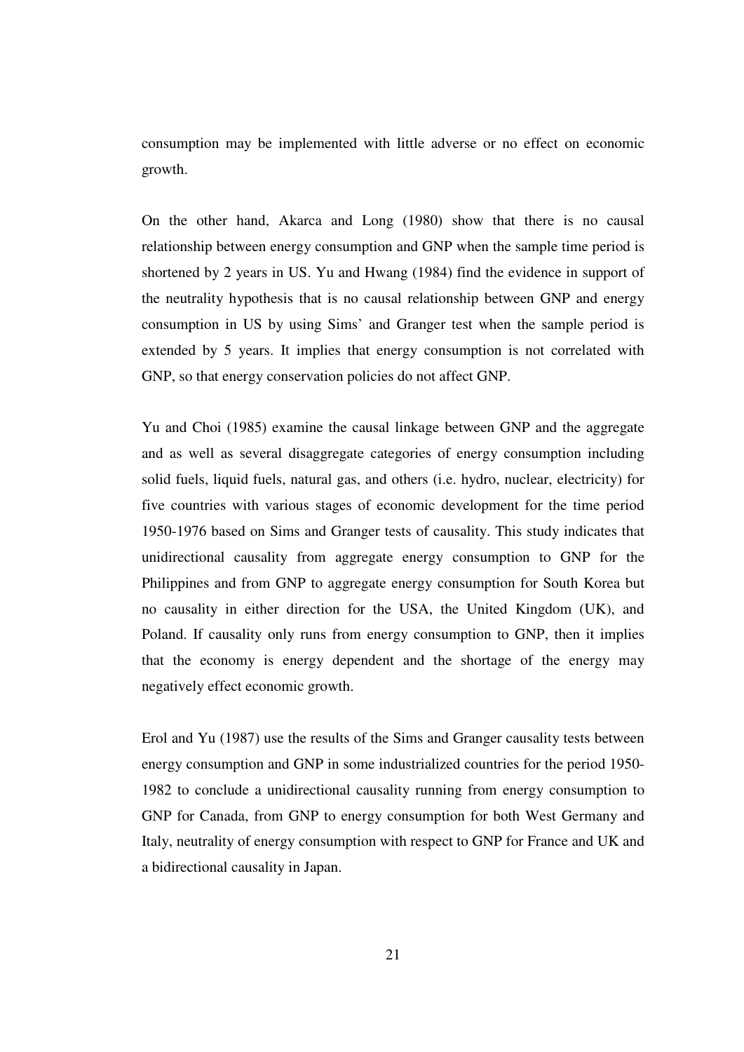consumption may be implemented with little adverse or no effect on economic growth.

On the other hand, Akarca and Long (1980) show that there is no causal relationship between energy consumption and GNP when the sample time period is shortened by 2 years in US. Yu and Hwang (1984) find the evidence in support of the neutrality hypothesis that is no causal relationship between GNP and energy consumption in US by using Sims' and Granger test when the sample period is extended by 5 years. It implies that energy consumption is not correlated with GNP, so that energy conservation policies do not affect GNP.

Yu and Choi (1985) examine the causal linkage between GNP and the aggregate and as well as several disaggregate categories of energy consumption including solid fuels, liquid fuels, natural gas, and others (i.e. hydro, nuclear, electricity) for five countries with various stages of economic development for the time period 1950-1976 based on Sims and Granger tests of causality. This study indicates that unidirectional causality from aggregate energy consumption to GNP for the Philippines and from GNP to aggregate energy consumption for South Korea but no causality in either direction for the USA, the United Kingdom (UK), and Poland. If causality only runs from energy consumption to GNP, then it implies that the economy is energy dependent and the shortage of the energy may negatively effect economic growth.

Erol and Yu (1987) use the results of the Sims and Granger causality tests between energy consumption and GNP in some industrialized countries for the period 1950-1982 to conclude a unidirectional causality running from energy consumption to GNP for Canada, from GNP to energy consumption for both West Germany and Italy, neutrality of energy consumption with respect to GNP for France and UK and a bidirectional causality in Japan.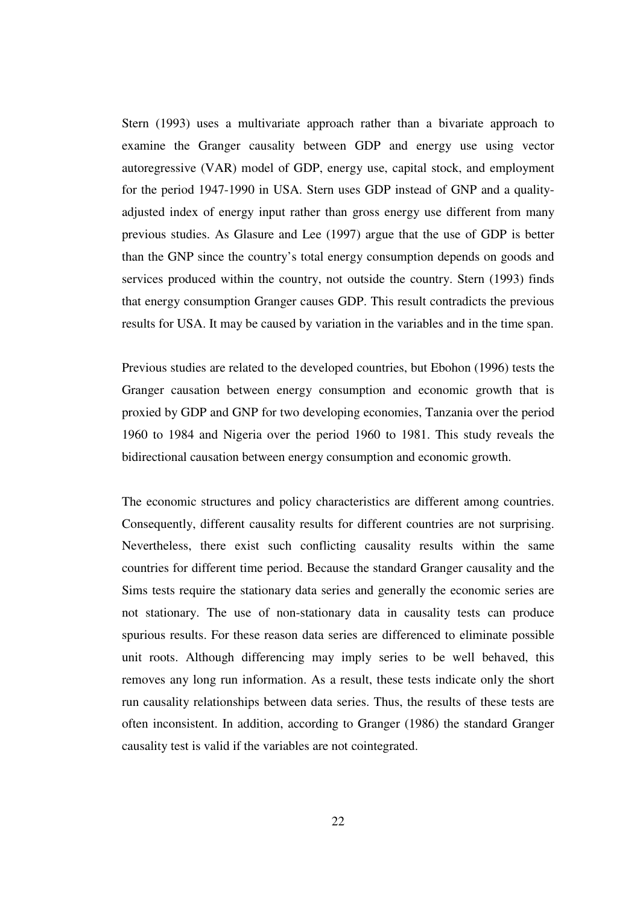Stern (1993) uses a multivariate approach rather than a bivariate approach to examine the Granger causality between GDP and energy use using vector autoregressive (VAR) model of GDP, energy use, capital stock, and employment for the period 1947-1990 in USA. Stern uses GDP instead of GNP and a quality-adjusted index of energy input rather than gross energy use different from many previous studies. As Glasure and Lee (1997) argue that the use of GDP is better than the GNP since the country's total energy consumption depends on goods and services produced within the country, not outside the country. Stern (1993) finds that energy consumption Granger causes GDP. This result contradicts the previous results for USA. It may be caused by variation in the variables and in the time span.

Previous studies are related to the developed countries, but Ebohon (1996) tests the Granger causation between energy consumption and economic growth that is proxied by GDP and GNP for two developing economies, Tanzania over the period 1960 to 1984 and Nigeria over the period 1960 to 1981. This study reveals the bidirectional causation between energy consumption and economic growth.

The economic structures and policy characteristics are different among countries. Consequently, different causality results for different countries are not surprising. Nevertheless, there exist such conflicting causality results within the same countries for different time period. Because the standard Granger causality and the Sims tests require the stationary data series and generally the economic series are not stationary. The use of non-stationary data in causality tests can produce spurious results. For these reason data series are differenced to eliminate possible unit roots. Although differencing may imply series to be well behaved, this removes any long run information. As a result, these tests indicate only the short run causality relationships between data series. Thus, the results of these tests are often inconsistent. In addition, according to Granger (1986) the standard Granger causality test is valid if the variables are not cointegrated.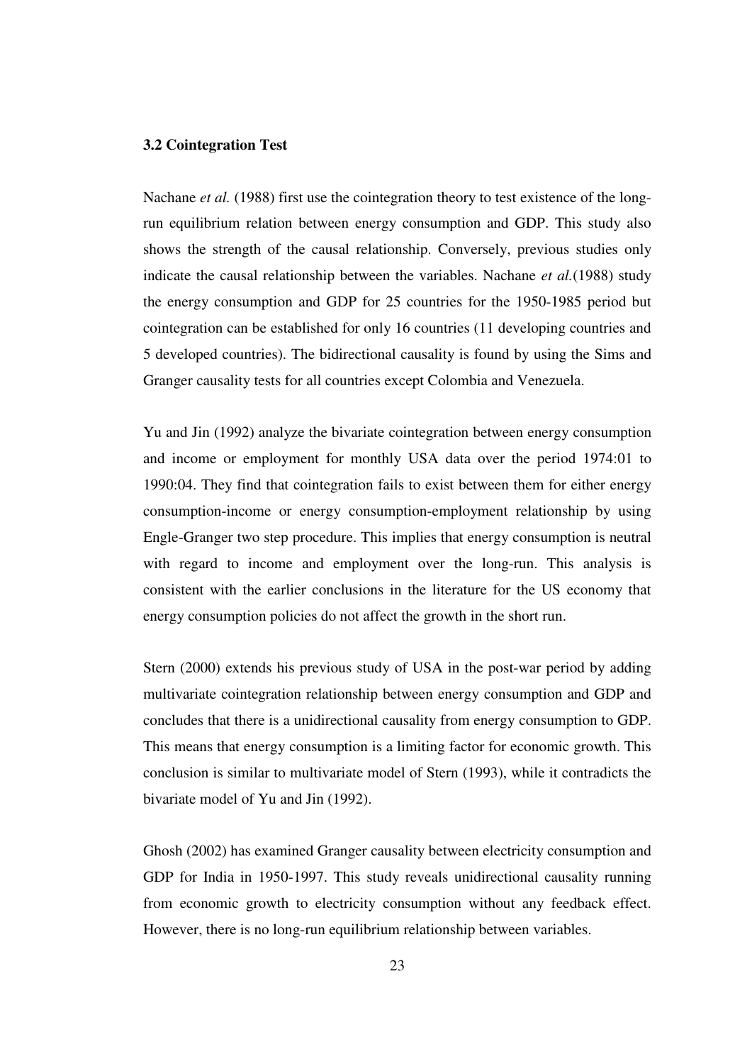### 3.2 Cointegration Test

Nachane *et al.* (1988) first use the cointegration theory to test existence of the long-run equilibrium relation between energy consumption and GDP. This study also shows the strength of the causal relationship. Conversely, previous studies only indicate the causal relationship between the variables. Nachane *et al.*(1988) study the energy consumption and GDP for 25 countries for the 1950-1985 period but cointegration can be established for only 16 countries (11 developing countries and 5 developed countries). The bidirectional causality is found by using the Sims and Granger causality tests for all countries except Colombia and Venezuela.

Yu and Jin (1992) analyze the bivariate cointegration between energy consumption and income or employment for monthly USA data over the period 1974:01 to 1990:04. They find that cointegration fails to exist between them for either energy consumption-income or energy consumption-employment relationship by using Engle-Granger two step procedure. This implies that energy consumption is neutral with regard to income and employment over the long-run. This analysis is consistent with the earlier conclusions in the literature for the US economy that energy consumption policies do not affect the growth in the short run.

Stern (2000) extends his previous study of USA in the post-war period by adding multivariate cointegration relationship between energy consumption and GDP and concludes that there is a unidirectional causality from energy consumption to GDP. This means that energy consumption is a limiting factor for economic growth. This conclusion is similar to multivariate model of Stern (1993), while it contradicts the bivariate model of Yu and Jin (1992).

Ghosh (2002) has examined Granger causality between electricity consumption and GDP for India in 1950-1997. This study reveals unidirectional causality running from economic growth to electricity consumption without any feedback effect. However, there is no long-run equilibrium relationship between variables.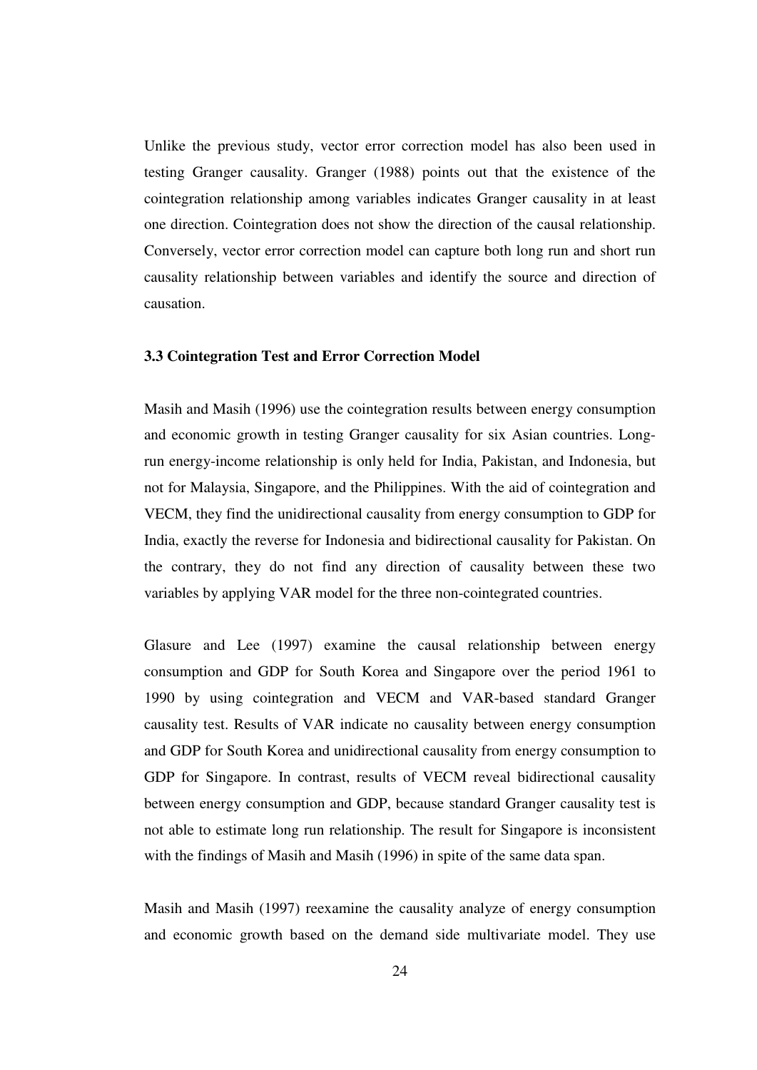Unlike the previous study, vector error correction model has also been used in testing Granger causality. Granger (1988) points out that the existence of the cointegration relationship among variables indicates Granger causality in at least one direction. Cointegration does not show the direction of the causal relationship. Conversely, vector error correction model can capture both long run and short run causality relationship between variables and identify the source and direction of causation.

### 3.3 Cointegration Test and Error Correction Model

Masih and Masih (1996) use the cointegration results between energy consumption and economic growth in testing Granger causality for six Asian countries. Long-run energy-income relationship is only held for India, Pakistan, and Indonesia, but not for Malaysia, Singapore, and the Philippines. With the aid of cointegration and VECM, they find the unidirectional causality from energy consumption to GDP for India, exactly the reverse for Indonesia and bidirectional causality for Pakistan. On the contrary, they do not find any direction of causality between these two variables by applying VAR model for the three non-cointegrated countries.

Glasure and Lee (1997) examine the causal relationship between energy consumption and GDP for South Korea and Singapore over the period 1961 to 1990 by using cointegration and VECM and VAR-based standard Granger causality test. Results of VAR indicate no causality between energy consumption and GDP for South Korea and unidirectional causality from energy consumption to GDP for Singapore. In contrast, results of VECM reveal bidirectional causality between energy consumption and GDP, because standard Granger causality test is not able to estimate long run relationship. The result for Singapore is inconsistent with the findings of Masih and Masih (1996) in spite of the same data span.

Masih and Masih (1997) reexamine the causality analyze of energy consumption and economic growth based on the demand side multivariate model. They use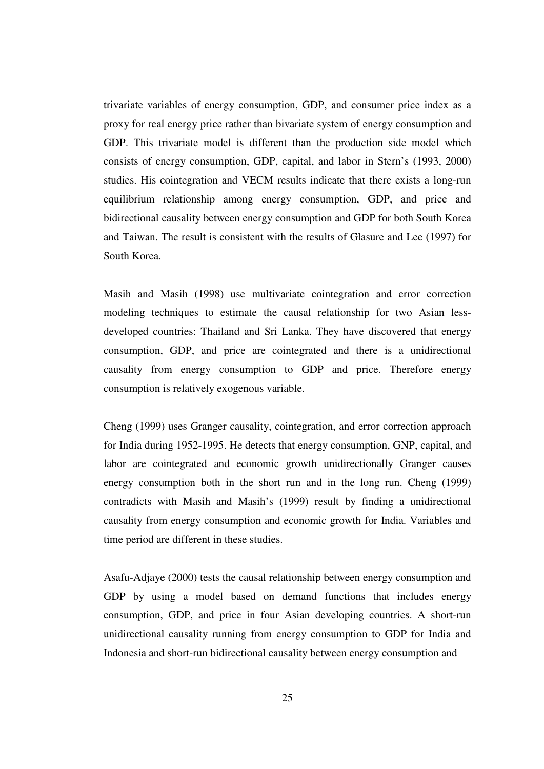trivariate variables of energy consumption, GDP, and consumer price index as a proxy for real energy price rather than bivariate system of energy consumption and GDP. This trivariate model is different than the production side model which consists of energy consumption, GDP, capital, and labor in Stern's (1993, 2000) studies. His cointegration and VECM results indicate that there exists a long-run equilibrium relationship among energy consumption, GDP, and price and bidirectional causality between energy consumption and GDP for both South Korea and Taiwan. The result is consistent with the results of Glasure and Lee (1997) for South Korea.

Masih and Masih (1998) use multivariate cointegration and error correction modeling techniques to estimate the causal relationship for two Asian less-developed countries: Thailand and Sri Lanka. They have discovered that energy consumption, GDP, and price are cointegrated and there is a unidirectional causality from energy consumption to GDP and price. Therefore energy consumption is relatively exogenous variable.

Cheng (1999) uses Granger causality, cointegration, and error correction approach for India during 1952-1995. He detects that energy consumption, GNP, capital, and labor are cointegrated and economic growth unidirectionally Granger causes energy consumption both in the short run and in the long run. Cheng (1999) contradicts with Masih and Masih's (1999) result by finding a unidirectional causality from energy consumption and economic growth for India. Variables and time period are different in these studies.

Asafu-Adjaye (2000) tests the causal relationship between energy consumption and GDP by using a model based on demand functions that includes energy consumption, GDP, and price in four Asian developing countries. A short-run unidirectional causality running from energy consumption to GDP for India and Indonesia and short-run bidirectional causality between energy consumption and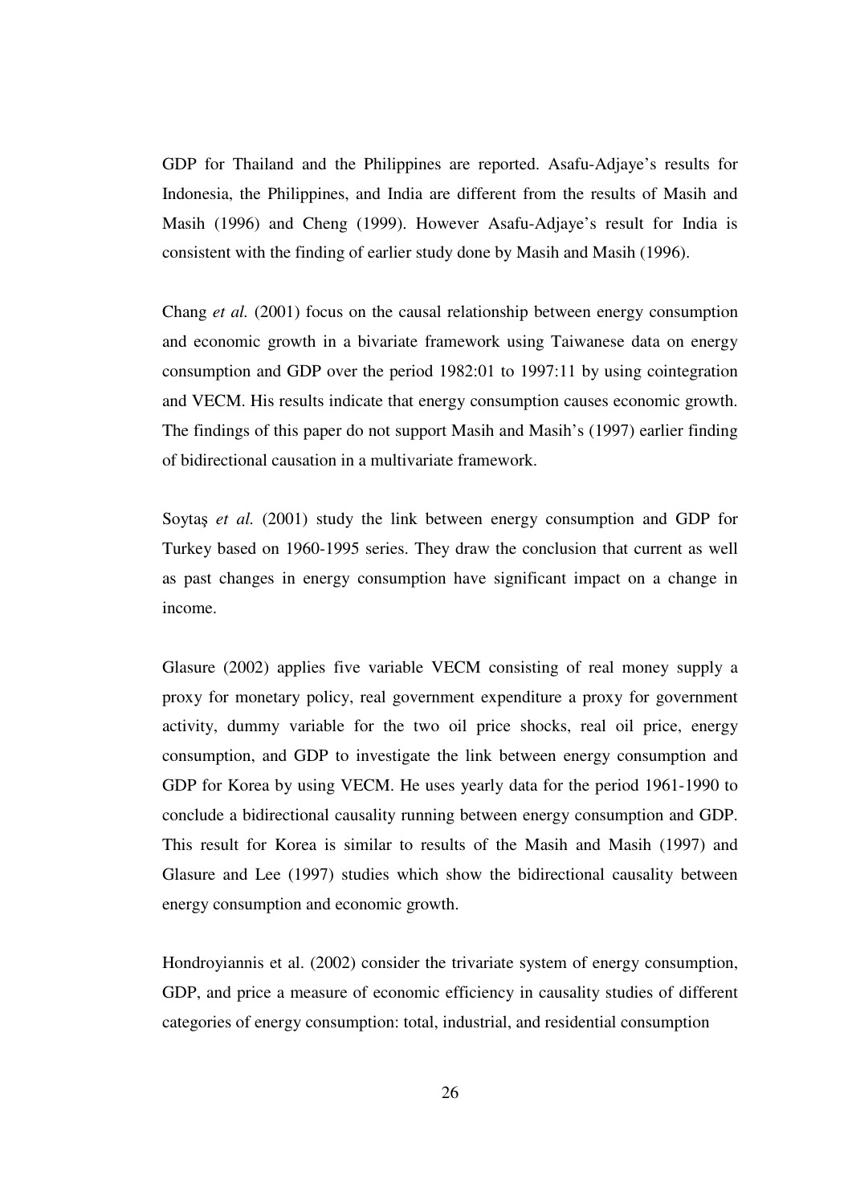GDP for Thailand and the Philippines are reported. Asafu-Adjaye's results for Indonesia, the Philippines, and India are different from the results of Masih and Masih (1996) and Cheng (1999). However Asafu-Adjaye's result for India is consistent with the finding of earlier study done by Masih and Masih (1996).

Chang *et al.* (2001) focus on the causal relationship between energy consumption and economic growth in a bivariate framework using Taiwanese data on energy consumption and GDP over the period 1982:01 to 1997:11 by using cointegration and VECM. His results indicate that energy consumption causes economic growth. The findings of this paper do not support Masih and Masih's (1997) earlier finding of bidirectional causation in a multivariate framework.

Soytaş *et al.* (2001) study the link between energy consumption and GDP for Turkey based on 1960-1995 series. They draw the conclusion that current as well as past changes in energy consumption have significant impact on a change in income.

Glasure (2002) applies five variable VECM consisting of real money supply a proxy for monetary policy, real government expenditure a proxy for government activity, dummy variable for the two oil price shocks, real oil price, energy consumption, and GDP to investigate the link between energy consumption and GDP for Korea by using VECM. He uses yearly data for the period 1961-1990 to conclude a bidirectional causality running between energy consumption and GDP. This result for Korea is similar to results of the Masih and Masih (1997) and Glasure and Lee (1997) studies which show the bidirectional causality between energy consumption and economic growth.

Hondroyiannis et al. (2002) consider the trivariate system of energy consumption, GDP, and price a measure of economic efficiency in causality studies of different categories of energy consumption: total, industrial, and residential consumption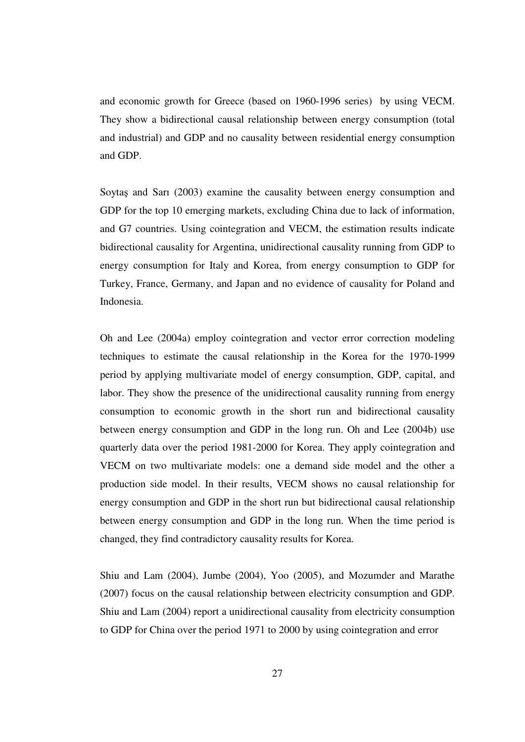and economic growth for Greece (based on 1960-1996 series) by using VECM. They show a bidirectional causal relationship between energy consumption (total and industrial) and GDP and no causality between residential energy consumption and GDP.

Soytaş and Sarı (2003) examine the causality between energy consumption and GDP for the top 10 emerging markets, excluding China due to lack of information, and G7 countries. Using cointegration and VECM, the estimation results indicate bidirectional causality for Argentina, unidirectional causality running from GDP to energy consumption for Italy and Korea, from energy consumption to GDP for Turkey, France, Germany, and Japan and no evidence of causality for Poland and Indonesia.

Oh and Lee (2004a) employ cointegration and vector error correction modeling techniques to estimate the causal relationship in the Korea for the 1970-1999 period by applying multivariate model of energy consumption, GDP, capital, and labor. They show the presence of the unidirectional causality running from energy consumption to economic growth in the short run and bidirectional causality between energy consumption and GDP in the long run. Oh and Lee (2004b) use quarterly data over the period 1981-2000 for Korea. They apply cointegration and VECM on two multivariate models: one a demand side model and the other a production side model. In their results, VECM shows no causal relationship for energy consumption and GDP in the short run but bidirectional causal relationship between energy consumption and GDP in the long run. When the time period is changed, they find contradictory causality results for Korea.

Shiu and Lam (2004), Jumbe (2004), Yoo (2005), and Mozumder and Marathe (2007) focus on the causal relationship between electricity consumption and GDP. Shiu and Lam (2004) report a unidirectional causality from electricity consumption to GDP for China over the period 1971 to 2000 by using cointegration and error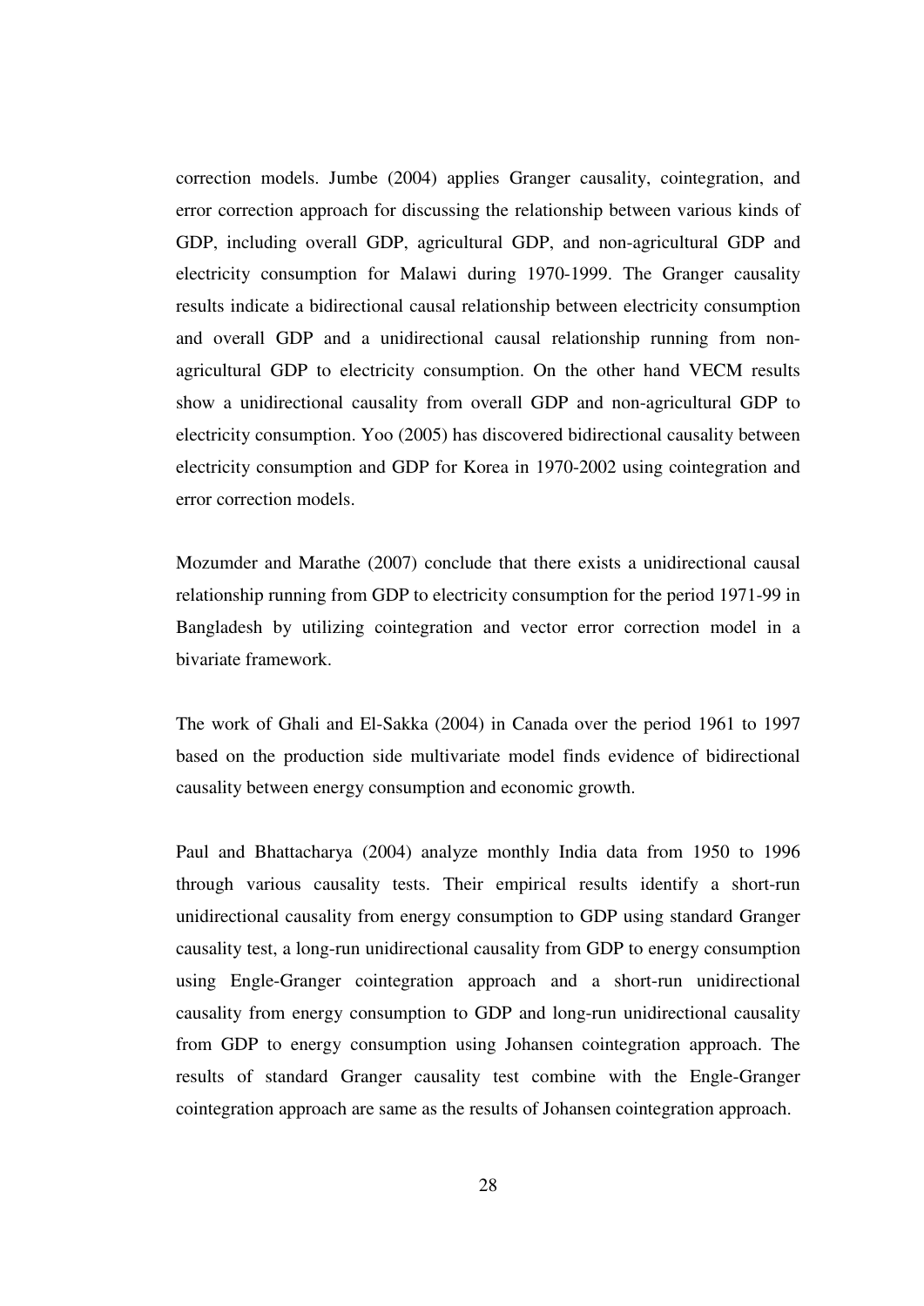correction models. Jumbe (2004) applies Granger causality, cointegration, and error correction approach for discussing the relationship between various kinds of GDP, including overall GDP, agricultural GDP, and non-agricultural GDP and electricity consumption for Malawi during 1970-1999. The Granger causality results indicate a bidirectional causal relationship between electricity consumption and overall GDP and a unidirectional causal relationship running from non-agricultural GDP to electricity consumption. On the other hand VECM results show a unidirectional causality from overall GDP and non-agricultural GDP to electricity consumption. Yoo (2005) has discovered bidirectional causality between electricity consumption and GDP for Korea in 1970-2002 using cointegration and error correction models.

Mozumder and Marathe (2007) conclude that there exists a unidirectional causal relationship running from GDP to electricity consumption for the period 1971-99 in Bangladesh by utilizing cointegration and vector error correction model in a bivariate framework.

The work of Ghali and El-Sakka (2004) in Canada over the period 1961 to 1997 based on the production side multivariate model finds evidence of bidirectional causality between energy consumption and economic growth.

Paul and Bhattacharya (2004) analyze monthly India data from 1950 to 1996 through various causality tests. Their empirical results identify a short-run unidirectional causality from energy consumption to GDP using standard Granger causality test, a long-run unidirectional causality from GDP to energy consumption using Engle-Granger cointegration approach and a short-run unidirectional causality from energy consumption to GDP and long-run unidirectional causality from GDP to energy consumption using Johansen cointegration approach. The results of standard Granger causality test combine with the Engle-Granger cointegration approach are same as the results of Johansen cointegration approach.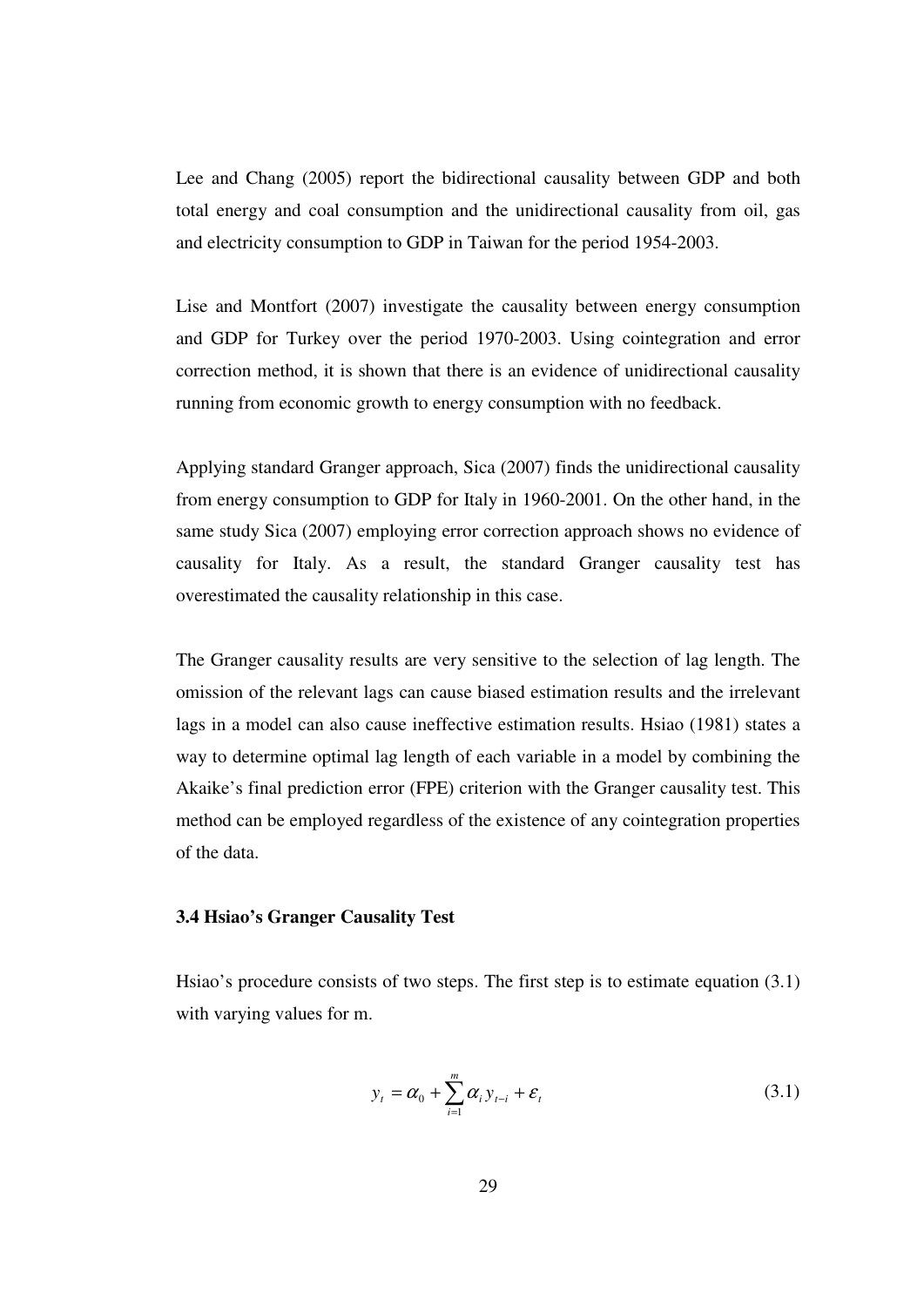Lee and Chang (2005) report the bidirectional causality between GDP and both total energy and coal consumption and the unidirectional causality from oil, gas and electricity consumption to GDP in Taiwan for the period 1954-2003.

Lise and Montfort (2007) investigate the causality between energy consumption and GDP for Turkey over the period 1970-2003. Using cointegration and error correction method, it is shown that there is an evidence of unidirectional causality running from economic growth to energy consumption with no feedback.

Applying standard Granger approach, Sica (2007) finds the unidirectional causality from energy consumption to GDP for Italy in 1960-2001. On the other hand, in the same study Sica (2007) employing error correction approach shows no evidence of causality for Italy. As a result, the standard Granger causality test has overestimated the causality relationship in this case.

The Granger causality results are very sensitive to the selection of lag length. The omission of the relevant lags can cause biased estimation results and the irrelevant lags in a model can also cause ineffective estimation results. Hsiao (1981) states a way to determine optimal lag length of each variable in a model by combining the Akaike's final prediction error (FPE) criterion with the Granger causality test. This method can be employed regardless of the existence of any cointegration properties of the data.

### 3.4 Hsiao's Granger Causality Test

Hsiao's procedure consists of two steps. The first step is to estimate equation (3.1) with varying values for m.

$$y_t = \alpha_0 + \sum_{i=1}^{m} \alpha_i y_{t-i} + \varepsilon_t \tag{3.1}$$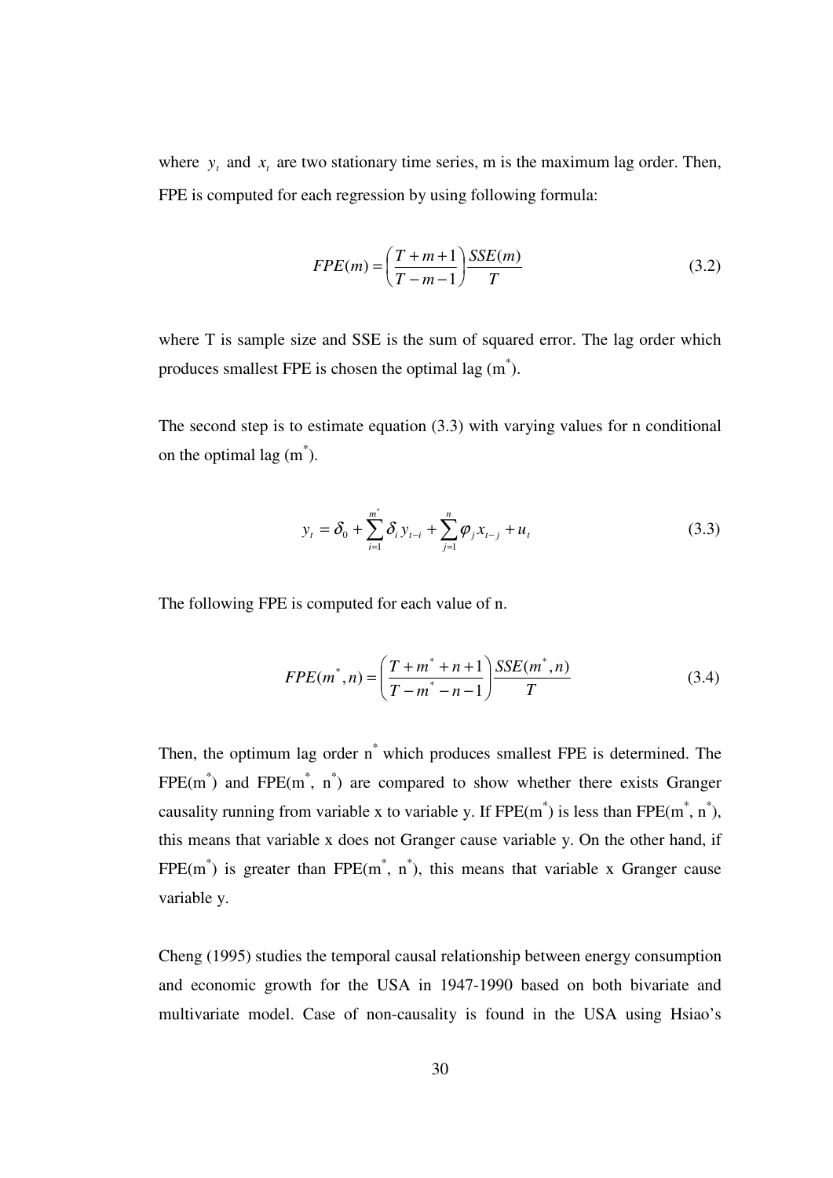where $y_t$ and $x_t$ are two stationary time series, m is the maximum lag order. Then, FPE is computed for each regression by using following formula:

$$FPE(m) = \left(\frac{T+m+1}{T-m-1}\right)\frac{SSE(m)}{T} \tag{3.2}$$

where T is sample size and SSE is the sum of squared error. The lag order which produces smallest FPE is chosen the optimal lag ($m^*$).

The second step is to estimate equation (3.3) with varying values for n conditional on the optimal lag ($m^*$).

$$y_t = \delta_0 + \sum_{i=1}^{m^*} \delta_i y_{t-i} + \sum_{j=1}^{n} \varphi_j x_{t-j} + u_t \tag{3.3}$$

The following FPE is computed for each value of n.

$$FPE(m^*, n) = \left(\frac{T+m^*+n+1}{T-m^*-n-1}\right)\frac{SSE(m^*, n)}{T} \tag{3.4}$$

Then, the optimum lag order $n^*$ which produces smallest FPE is determined. The FPE($m^*$) and FPE($m^*$, $n^*$) are compared to show whether there exists Granger causality running from variable x to variable y. If FPE($m^*$) is less than FPE($m^*$, $n^*$), this means that variable x does not Granger cause variable y. On the other hand, if FPE($m^*$) is greater than FPE($m^*$, $n^*$), this means that variable x Granger cause variable y.

Cheng (1995) studies the temporal causal relationship between energy consumption and economic growth for the USA in 1947-1990 based on both bivariate and multivariate model. Case of non-causality is found in the USA using Hsiao's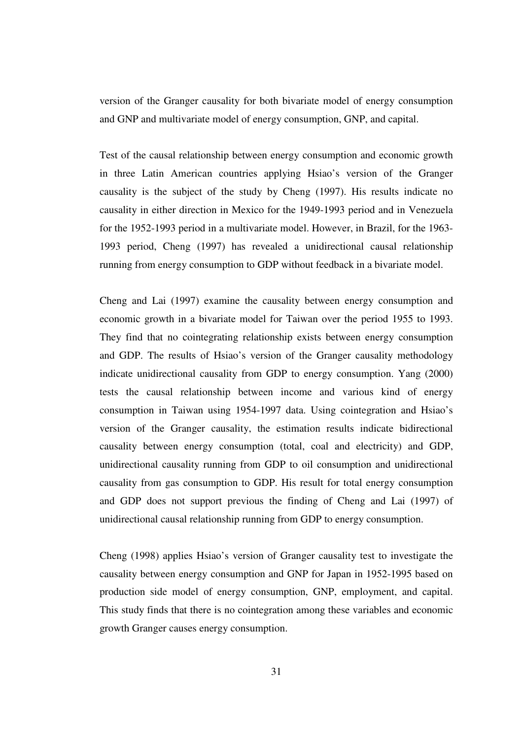version of the Granger causality for both bivariate model of energy consumption and GNP and multivariate model of energy consumption, GNP, and capital.

Test of the causal relationship between energy consumption and economic growth in three Latin American countries applying Hsiao's version of the Granger causality is the subject of the study by Cheng (1997). His results indicate no causality in either direction in Mexico for the 1949-1993 period and in Venezuela for the 1952-1993 period in a multivariate model. However, in Brazil, for the 1963-1993 period, Cheng (1997) has revealed a unidirectional causal relationship running from energy consumption to GDP without feedback in a bivariate model.

Cheng and Lai (1997) examine the causality between energy consumption and economic growth in a bivariate model for Taiwan over the period 1955 to 1993. They find that no cointegrating relationship exists between energy consumption and GDP. The results of Hsiao's version of the Granger causality methodology indicate unidirectional causality from GDP to energy consumption. Yang (2000) tests the causal relationship between income and various kind of energy consumption in Taiwan using 1954-1997 data. Using cointegration and Hsiao's version of the Granger causality, the estimation results indicate bidirectional causality between energy consumption (total, coal and electricity) and GDP, unidirectional causality running from GDP to oil consumption and unidirectional causality from gas consumption to GDP. His result for total energy consumption and GDP does not support previous the finding of Cheng and Lai (1997) of unidirectional causal relationship running from GDP to energy consumption.

Cheng (1998) applies Hsiao's version of Granger causality test to investigate the causality between energy consumption and GNP for Japan in 1952-1995 based on production side model of energy consumption, GNP, employment, and capital. This study finds that there is no cointegration among these variables and economic growth Granger causes energy consumption.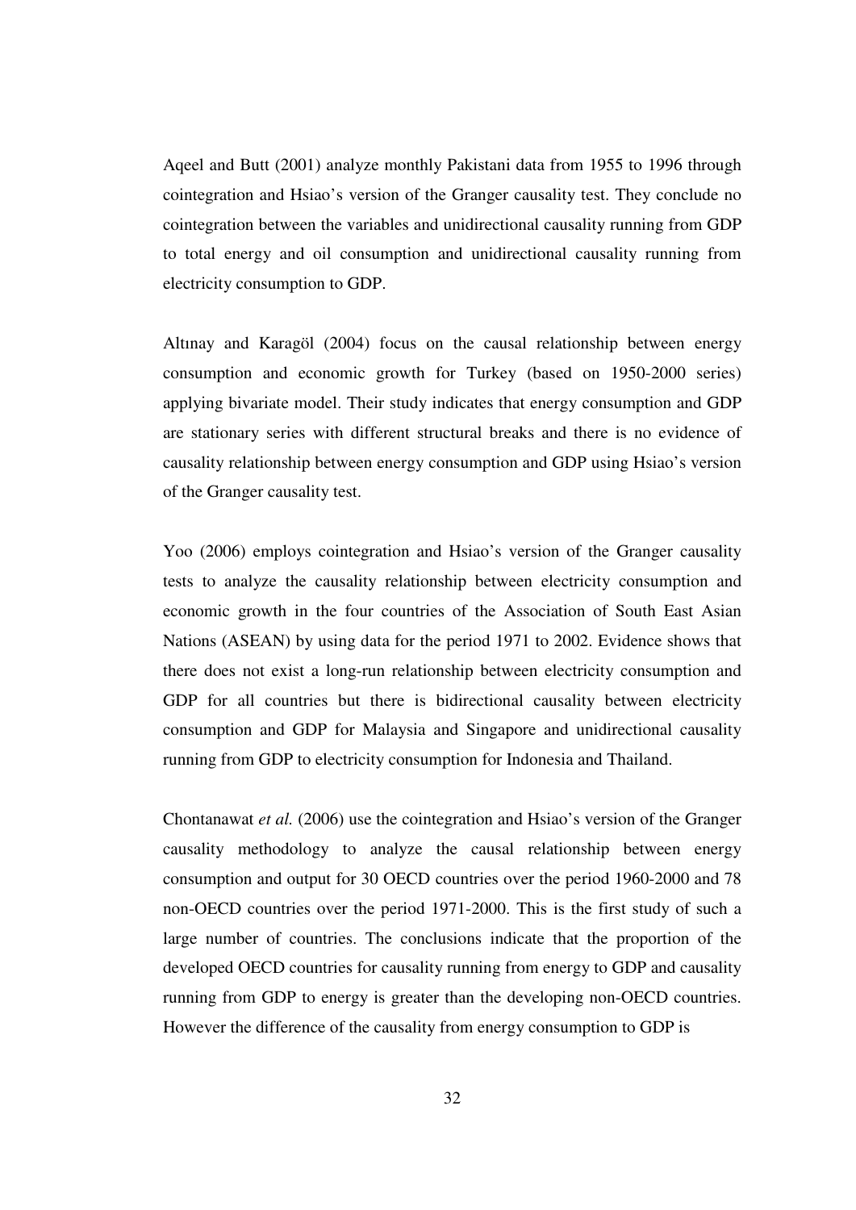Aqeel and Butt (2001) analyze monthly Pakistani data from 1955 to 1996 through cointegration and Hsiao's version of the Granger causality test. They conclude no cointegration between the variables and unidirectional causality running from GDP to total energy and oil consumption and unidirectional causality running from electricity consumption to GDP.

Altınay and Karagöl (2004) focus on the causal relationship between energy consumption and economic growth for Turkey (based on 1950-2000 series) applying bivariate model. Their study indicates that energy consumption and GDP are stationary series with different structural breaks and there is no evidence of causality relationship between energy consumption and GDP using Hsiao's version of the Granger causality test.

Yoo (2006) employs cointegration and Hsiao's version of the Granger causality tests to analyze the causality relationship between electricity consumption and economic growth in the four countries of the Association of South East Asian Nations (ASEAN) by using data for the period 1971 to 2002. Evidence shows that there does not exist a long-run relationship between electricity consumption and GDP for all countries but there is bidirectional causality between electricity consumption and GDP for Malaysia and Singapore and unidirectional causality running from GDP to electricity consumption for Indonesia and Thailand.

Chontanawat *et al.* (2006) use the cointegration and Hsiao's version of the Granger causality methodology to analyze the causal relationship between energy consumption and output for 30 OECD countries over the period 1960-2000 and 78 non-OECD countries over the period 1971-2000. This is the first study of such a large number of countries. The conclusions indicate that the proportion of the developed OECD countries for causality running from energy to GDP and causality running from GDP to energy is greater than the developing non-OECD countries. However the difference of the causality from energy consumption to GDP is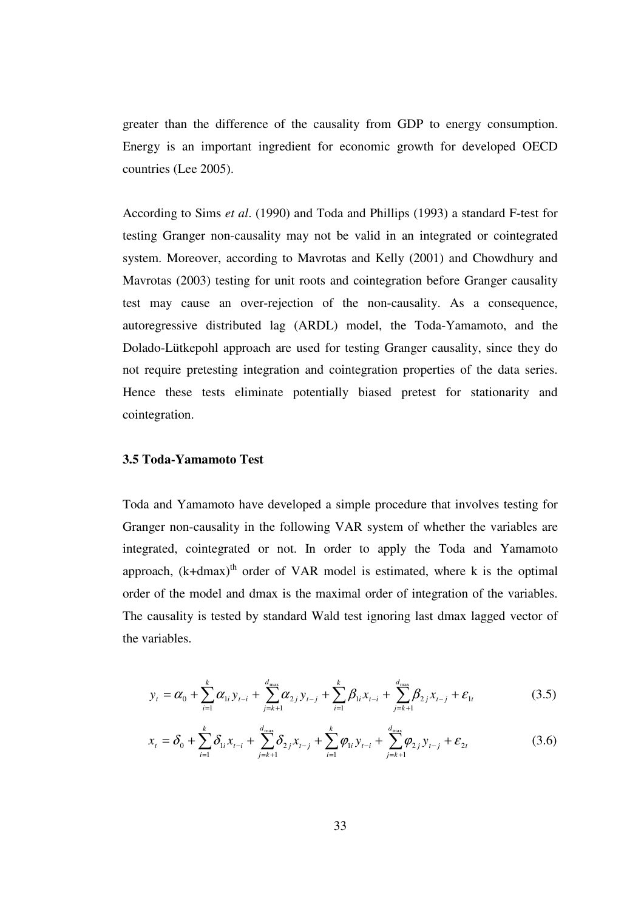greater than the difference of the causality from GDP to energy consumption. Energy is an important ingredient for economic growth for developed OECD countries (Lee 2005).

According to Sims *et al*. (1990) and Toda and Phillips (1993) a standard F-test for testing Granger non-causality may not be valid in an integrated or cointegrated system. Moreover, according to Mavrotas and Kelly (2001) and Chowdhury and Mavrotas (2003) testing for unit roots and cointegration before Granger causality test may cause an over-rejection of the non-causality. As a consequence, autoregressive distributed lag (ARDL) model, the Toda-Yamamoto, and the Dolado-Lütkepohl approach are used for testing Granger causality, since they do not require pretesting integration and cointegration properties of the data series. Hence these tests eliminate potentially biased pretest for stationarity and cointegration.

### 3.5 Toda-Yamamoto Test

Toda and Yamamoto have developed a simple procedure that involves testing for Granger non-causality in the following VAR system of whether the variables are integrated, cointegrated or not. In order to apply the Toda and Yamamoto approach, $(k+dmax)^{th}$ order of VAR model is estimated, where k is the optimal order of the model and dmax is the maximal order of integration of the variables. The causality is tested by standard Wald test ignoring last dmax lagged vector of the variables.

$$y_t = \alpha_0 + \sum_{i=1}^{k} \alpha_{1i} y_{t-i} + \sum_{j=k+1}^{d_{\max}} \alpha_{2j} y_{t-j} + \sum_{i=1}^{k} \beta_{1i} x_{t-i} + \sum_{j=k+1}^{d_{\max}} \beta_{2j} x_{t-j} + \varepsilon_{1t} \tag{3.5}$$

$$x_t = \delta_0 + \sum_{i=1}^{k} \delta_{1i} x_{t-i} + \sum_{j=k+1}^{d_{\max}} \delta_{2j} x_{t-j} + \sum_{i=1}^{k} \varphi_{1i} y_{t-i} + \sum_{j=k+1}^{d_{\max}} \varphi_{2j} y_{t-j} + \varepsilon_{2t} \tag{3.6}$$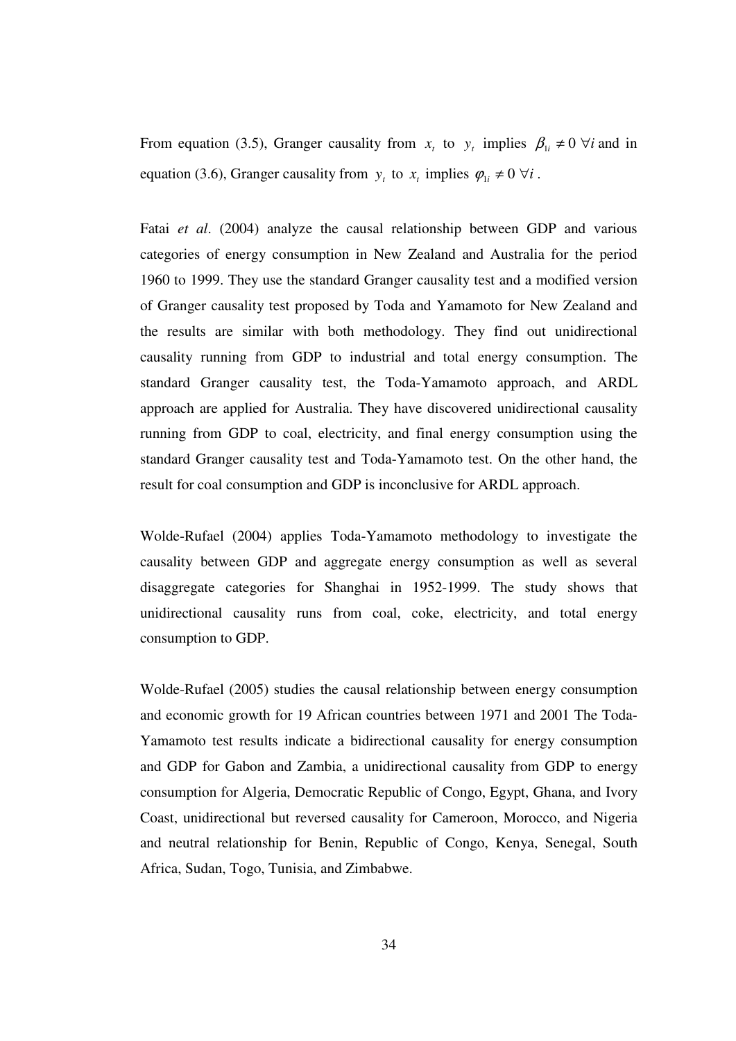From equation (3.5), Granger causality from $x_t$ to $y_t$ implies $\beta_{1i} \neq 0 \ \forall i$ and in equation (3.6), Granger causality from $y_t$ to $x_t$ implies $\varphi_{1i} \neq 0 \ \forall i$.

Fatai *et al*. (2004) analyze the causal relationship between GDP and various categories of energy consumption in New Zealand and Australia for the period 1960 to 1999. They use the standard Granger causality test and a modified version of Granger causality test proposed by Toda and Yamamoto for New Zealand and the results are similar with both methodology. They find out unidirectional causality running from GDP to industrial and total energy consumption. The standard Granger causality test, the Toda-Yamamoto approach, and ARDL approach are applied for Australia. They have discovered unidirectional causality running from GDP to coal, electricity, and final energy consumption using the standard Granger causality test and Toda-Yamamoto test. On the other hand, the result for coal consumption and GDP is inconclusive for ARDL approach.

Wolde-Rufael (2004) applies Toda-Yamamoto methodology to investigate the causality between GDP and aggregate energy consumption as well as several disaggregate categories for Shanghai in 1952-1999. The study shows that unidirectional causality runs from coal, coke, electricity, and total energy consumption to GDP.

Wolde-Rufael (2005) studies the causal relationship between energy consumption and economic growth for 19 African countries between 1971 and 2001 The Toda-Yamamoto test results indicate a bidirectional causality for energy consumption and GDP for Gabon and Zambia, a unidirectional causality from GDP to energy consumption for Algeria, Democratic Republic of Congo, Egypt, Ghana, and Ivory Coast, unidirectional but reversed causality for Cameroon, Morocco, and Nigeria and neutral relationship for Benin, Republic of Congo, Kenya, Senegal, South Africa, Sudan, Togo, Tunisia, and Zimbabwe.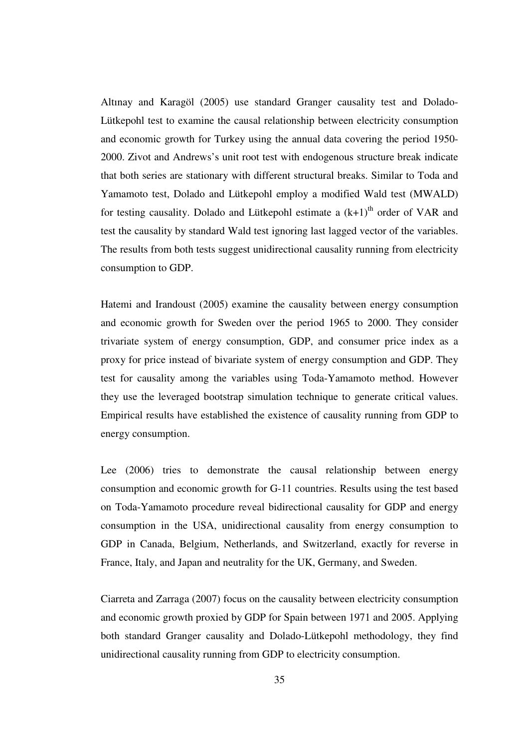Altınay and Karagöl (2005) use standard Granger causality test and Dolado-Lütkepohl test to examine the causal relationship between electricity consumption and economic growth for Turkey using the annual data covering the period 1950-2000. Zivot and Andrews's unit root test with endogenous structure break indicate that both series are stationary with different structural breaks. Similar to Toda and Yamamoto test, Dolado and Lütkepohl employ a modified Wald test (MWALD) for testing causality. Dolado and Lütkepohl estimate a $(k+1)^{th}$ order of VAR and test the causality by standard Wald test ignoring last lagged vector of the variables. The results from both tests suggest unidirectional causality running from electricity consumption to GDP.

Hatemi and Irandoust (2005) examine the causality between energy consumption and economic growth for Sweden over the period 1965 to 2000. They consider trivariate system of energy consumption, GDP, and consumer price index as a proxy for price instead of bivariate system of energy consumption and GDP. They test for causality among the variables using Toda-Yamamoto method. However they use the leveraged bootstrap simulation technique to generate critical values. Empirical results have established the existence of causality running from GDP to energy consumption.

Lee (2006) tries to demonstrate the causal relationship between energy consumption and economic growth for G-11 countries. Results using the test based on Toda-Yamamoto procedure reveal bidirectional causality for GDP and energy consumption in the USA, unidirectional causality from energy consumption to GDP in Canada, Belgium, Netherlands, and Switzerland, exactly for reverse in France, Italy, and Japan and neutrality for the UK, Germany, and Sweden.

Ciarreta and Zarraga (2007) focus on the causality between electricity consumption and economic growth proxied by GDP for Spain between 1971 and 2005. Applying both standard Granger causality and Dolado-Lütkepohl methodology, they find unidirectional causality running from GDP to electricity consumption.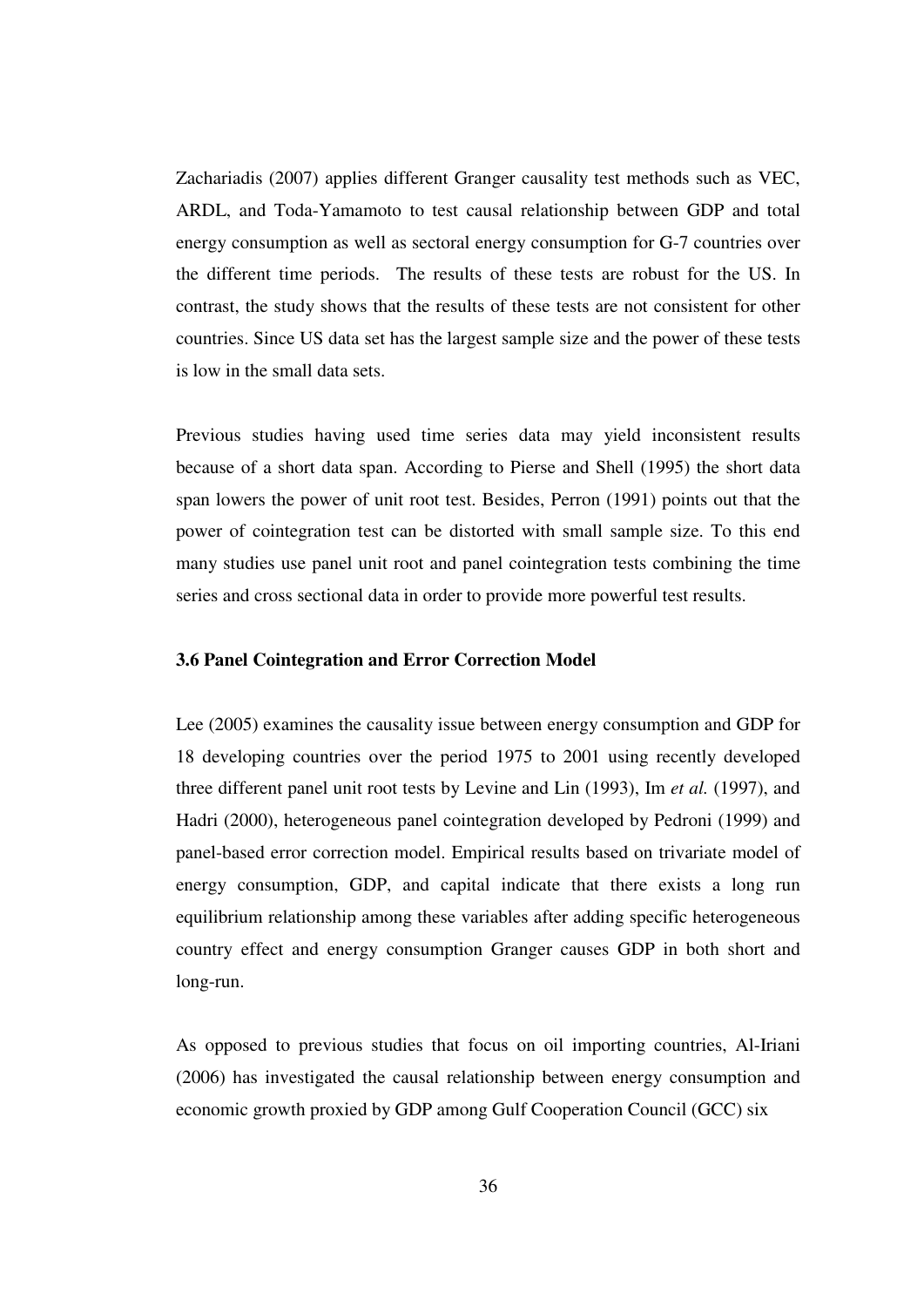Zachariadis (2007) applies different Granger causality test methods such as VEC, ARDL, and Toda-Yamamoto to test causal relationship between GDP and total energy consumption as well as sectoral energy consumption for G-7 countries over the different time periods. The results of these tests are robust for the US. In contrast, the study shows that the results of these tests are not consistent for other countries. Since US data set has the largest sample size and the power of these tests is low in the small data sets.

Previous studies having used time series data may yield inconsistent results because of a short data span. According to Pierse and Shell (1995) the short data span lowers the power of unit root test. Besides, Perron (1991) points out that the power of cointegration test can be distorted with small sample size. To this end many studies use panel unit root and panel cointegration tests combining the time series and cross sectional data in order to provide more powerful test results.

### 3.6 Panel Cointegration and Error Correction Model

Lee (2005) examines the causality issue between energy consumption and GDP for 18 developing countries over the period 1975 to 2001 using recently developed three different panel unit root tests by Levine and Lin (1993), Im *et al.* (1997), and Hadri (2000), heterogeneous panel cointegration developed by Pedroni (1999) and panel-based error correction model. Empirical results based on trivariate model of energy consumption, GDP, and capital indicate that there exists a long run equilibrium relationship among these variables after adding specific heterogeneous country effect and energy consumption Granger causes GDP in both short and long-run.

As opposed to previous studies that focus on oil importing countries, Al-Iriani (2006) has investigated the causal relationship between energy consumption and economic growth proxied by GDP among Gulf Cooperation Council (GCC) six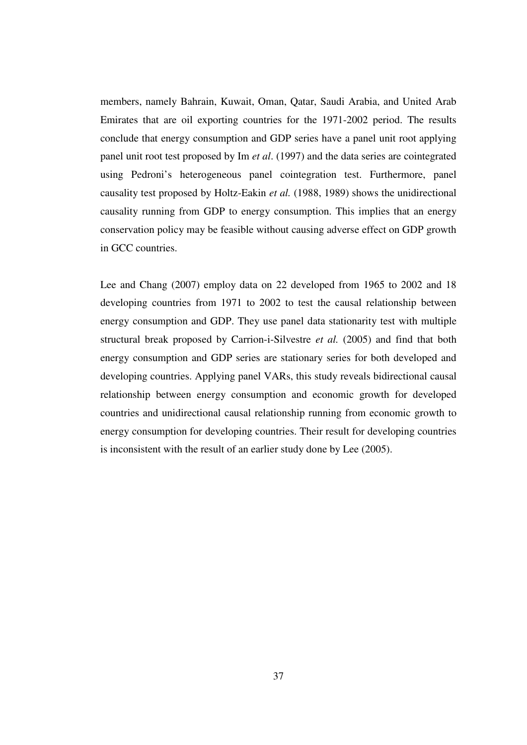members, namely Bahrain, Kuwait, Oman, Qatar, Saudi Arabia, and United Arab Emirates that are oil exporting countries for the 1971-2002 period. The results conclude that energy consumption and GDP series have a panel unit root applying panel unit root test proposed by Im *et al*. (1997) and the data series are cointegrated using Pedroni's heterogeneous panel cointegration test. Furthermore, panel causality test proposed by Holtz-Eakin *et al.* (1988, 1989) shows the unidirectional causality running from GDP to energy consumption. This implies that an energy conservation policy may be feasible without causing adverse effect on GDP growth in GCC countries.

Lee and Chang (2007) employ data on 22 developed from 1965 to 2002 and 18 developing countries from 1971 to 2002 to test the causal relationship between energy consumption and GDP. They use panel data stationarity test with multiple structural break proposed by Carrion-i-Silvestre *et al.* (2005) and find that both energy consumption and GDP series are stationary series for both developed and developing countries. Applying panel VARs, this study reveals bidirectional causal relationship between energy consumption and economic growth for developed countries and unidirectional causal relationship running from economic growth to energy consumption for developing countries. Their result for developing countries is inconsistent with the result of an earlier study done by Lee (2005).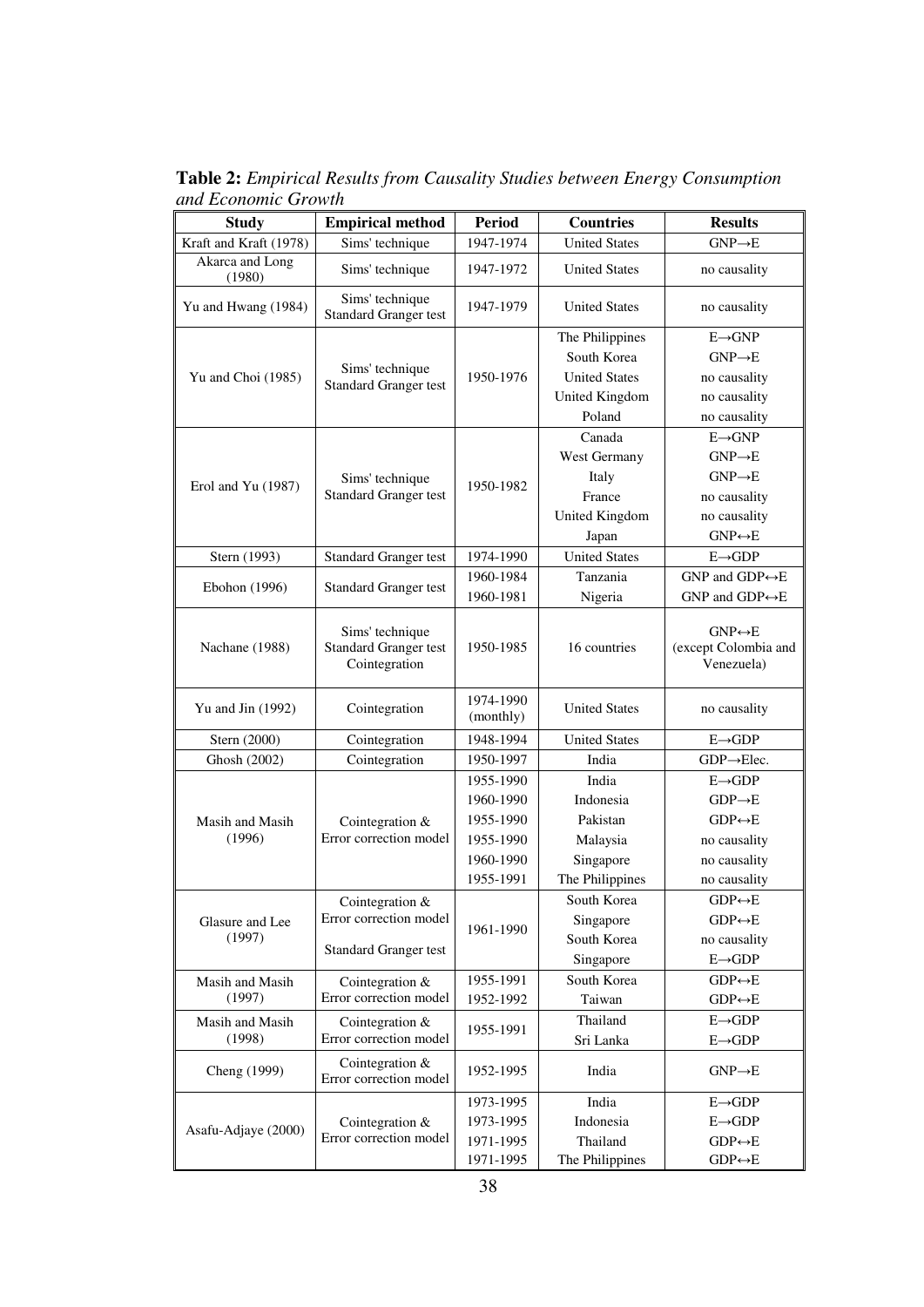**Table 2:** *Empirical Results from Causality Studies between Energy Consumption and Economic Growth*

| Study | Empirical method | Period | Countries | Results |
|---|---|---|---|---|
| Kraft and Kraft (1978) | Sims' technique | 1947-1974 | United States | GNP→E |
| Akarca and Long (1980) | Sims' technique | 1947-1972 | United States | no causality |
| Yu and Hwang (1984) | Sims' technique Standard Granger test | 1947-1979 | United States | no causality |
| Yu and Choi (1985) | Sims' technique Standard Granger test | 1950-1976 | The Philippines | E→GNP |
| | | | South Korea | GNP→E |
| | | | United States | no causality |
| | | | United Kingdom | no causality |
| | | | Poland | no causality |
| Erol and Yu (1987) | Sims' technique Standard Granger test | 1950-1982 | Canada | E→GNP |
| | | | West Germany | GNP→E |
| | | | Italy | GNP→E |
| | | | France | no causality |
| | | | United Kingdom | no causality |
| | | | Japan | GNP↔E |
| Stern (1993) | Standard Granger test | 1974-1990 | United States | E→GDP |
| Ebohon (1996) | Standard Granger test | 1960-1984 | Tanzania | GNP and GDP↔E |
| | | 1960-1981 | Nigeria | GNP and GDP↔E |
| Nachane (1988) | Sims' technique Standard Granger test Cointegration | 1950-1985 | 16 countries | GNP↔E (except Colombia and Venezuela) |
| Yu and Jin (1992) | Cointegration | 1974-1990 (monthly) | United States | no causality |
| Stern (2000) | Cointegration | 1948-1994 | United States | E→GDP |
| Ghosh (2002) | Cointegration | 1950-1997 | India | GDP→Elec. |
| Masih and Masih (1996) | Cointegration & Error correction model | 1955-1990 | India | E→GDP |
| | | 1960-1990 | Indonesia | GDP→E |
| | | 1955-1990 | Pakistan | GDP↔E |
| | | 1955-1990 | Malaysia | no causality |
| | | 1960-1990 | Singapore | no causality |
| | | 1955-1991 | The Philippines | no causality |
| Glasure and Lee (1997) | Cointegration & Error correction model | 1961-1990 | South Korea | GDP↔E |
| | | | Singapore | GDP↔E |
| | Standard Granger test | | South Korea | no causality |
| | | | Singapore | E→GDP |
| Masih and Masih (1997) | Cointegration & Error correction model | 1955-1991 | South Korea | GDP↔E |
| | | 1952-1992 | Taiwan | GDP↔E |
| Masih and Masih (1998) | Cointegration & Error correction model | 1955-1991 | Thailand | E→GDP |
| | | | Sri Lanka | E→GDP |
| Cheng (1999) | Cointegration & Error correction model | 1952-1995 | India | GNP→E |
| Asafu-Adjaye (2000) | Cointegration & Error correction model | 1973-1995 | India | E→GDP |
| | | 1973-1995 | Indonesia | E→GDP |
| | | 1971-1995 | Thailand | GDP↔E |
| | | 1971-1995 | The Philippines | GDP↔E |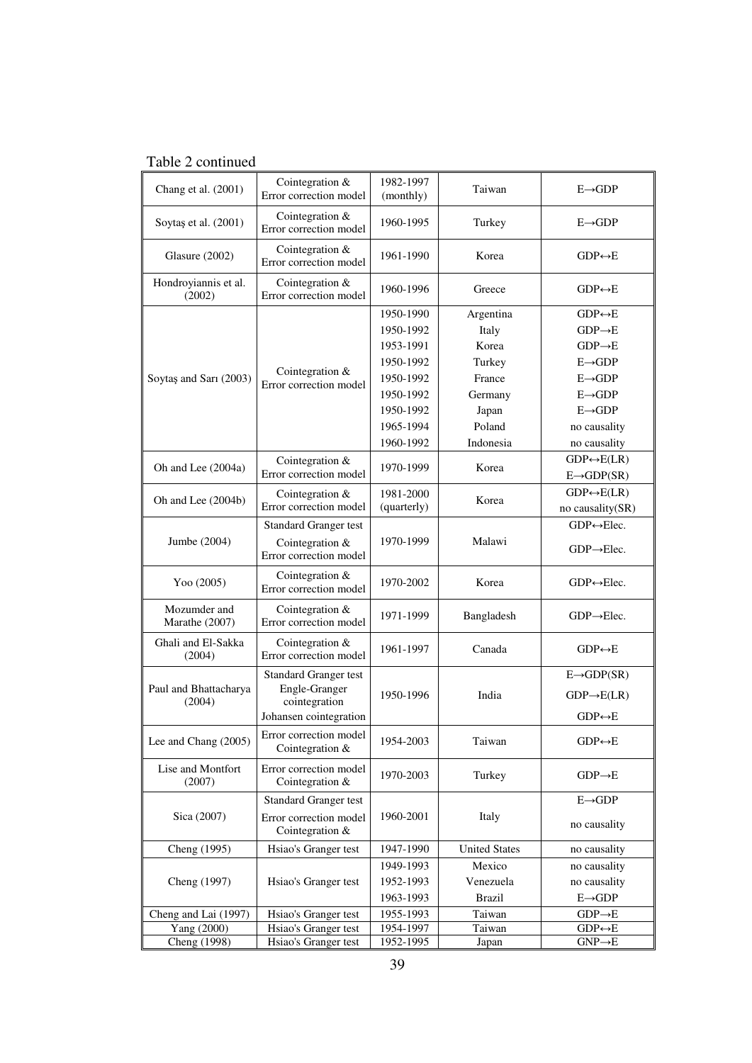Table 2 continued

| | | | | |
|---|---|---|---|---|
| Chang et al. (2001) | Cointegration & Error correction model | 1982-1997 (monthly) | Taiwan | E→GDP |
| Soytaş et al. (2001) | Cointegration & Error correction model | 1960-1995 | Turkey | E→GDP |
| Glasure (2002) | Cointegration & Error correction model | 1961-1990 | Korea | GDP↔E |
| Hondroyiannis et al. (2002) | Cointegration & Error correction model | 1960-1996 | Greece | GDP↔E |
| Soytaş and Sarı (2003) | Cointegration & Error correction model | 1950-1990 | Argentina | GDP↔E |
| | | 1950-1992 | Italy | GDP→E |
| | | 1953-1991 | Korea | GDP→E |
| | | 1950-1992 | Turkey | E→GDP |
| | | 1950-1992 | France | E→GDP |
| | | 1950-1992 | Germany | E→GDP |
| | | 1950-1992 | Japan | E→GDP |
| | | 1965-1994 | Poland | no causality |
| | | 1960-1992 | Indonesia | no causality |
| Oh and Lee (2004a) | Cointegration & Error correction model | 1970-1999 | Korea | GDP↔E(LR)<br>E→GDP(SR) |
| Oh and Lee (2004b) | Cointegration & Error correction model | 1981-2000 (quarterly) | Korea | GDP↔E(LR)<br>no causality(SR) |
| Jumbe (2004) | Standard Granger test | 1970-1999 | Malawi | GDP↔Elec. |
| | Cointegration & Error correction model | | | GDP→Elec. |
| Yoo (2005) | Cointegration & Error correction model | 1970-2002 | Korea | GDP↔Elec. |
| Mozumder and Marathe (2007) | Cointegration & Error correction model | 1971-1999 | Bangladesh | GDP→Elec. |
| Ghali and El-Sakka (2004) | Cointegration & Error correction model | 1961-1997 | Canada | GDP↔E |
| Paul and Bhattacharya (2004) | Standard Granger test | 1950-1996 | India | E→GDP(SR) |
| | Engle-Granger cointegration | | | GDP→E(LR) |
| | Johansen cointegration | | | GDP↔E |
| Lee and Chang (2005) | Error correction model Cointegration & | 1954-2003 | Taiwan | GDP↔E |
| Lise and Montfort (2007) | Error correction model Cointegration & | 1970-2003 | Turkey | GDP→E |
| Sica (2007) | Standard Granger test | 1960-2001 | Italy | E→GDP |
| | Error correction model Cointegration & | | | no causality |
| Cheng (1995) | Hsiao's Granger test | 1947-1990 | United States | no causality |
| Cheng (1997) | Hsiao's Granger test | 1949-1993 | Mexico | no causality |
| | | 1952-1993 | Venezuela | no causality |
| | | 1963-1993 | Brazil | E→GDP |
| Cheng and Lai (1997) | Hsiao's Granger test | 1955-1993 | Taiwan | GDP→E |
| Yang (2000) | Hsiao's Granger test | 1954-1997 | Taiwan | GDP↔E |
| Cheng (1998) | Hsiao's Granger test | 1952-1995 | Japan | GNP→E |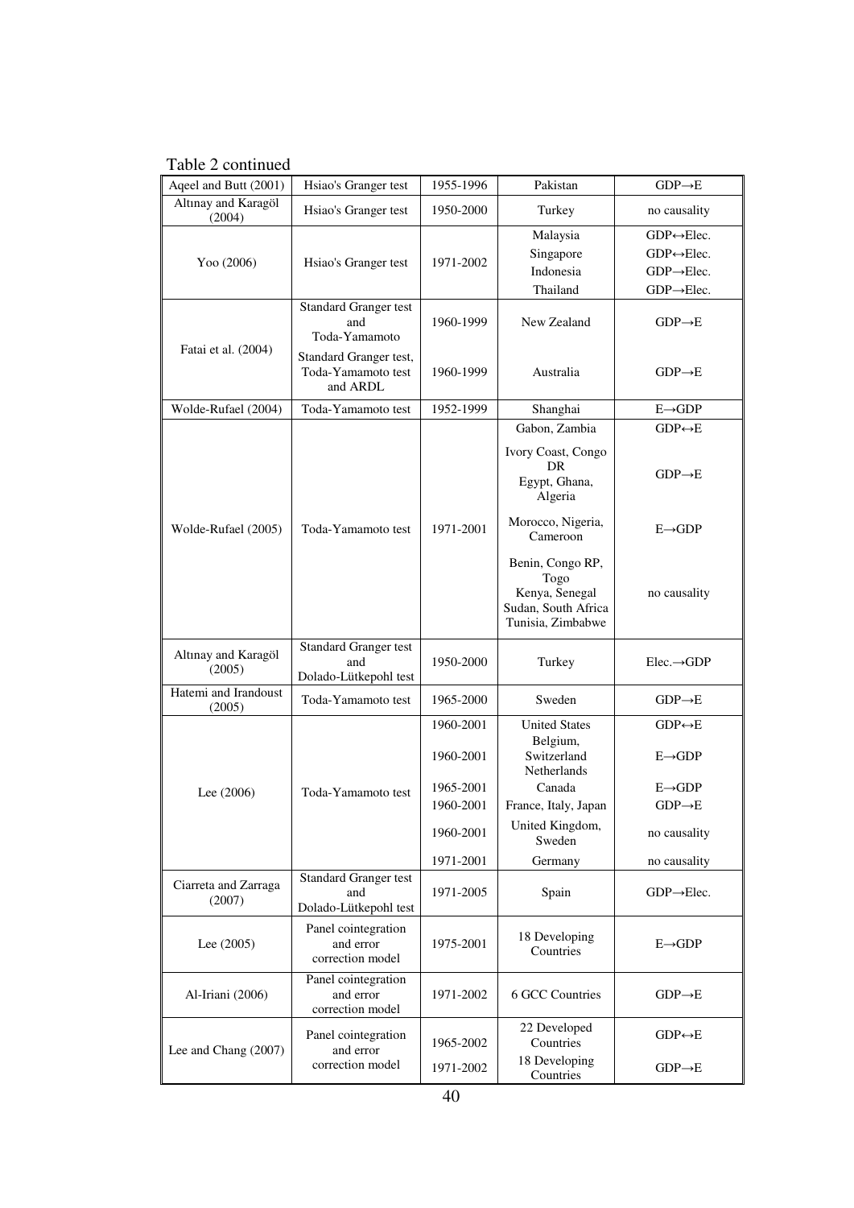Table 2 continued

| | | | | |
|---|---|---|---|---|
| Aqeel and Butt (2001) | Hsiao's Granger test | 1955-1996 | Pakistan | GDP→E |
| Altınay and Karagöl (2004) | Hsiao's Granger test | 1950-2000 | Turkey | no causality |
| Yoo (2006) | Hsiao's Granger test | 1971-2002 | Malaysia | GDP↔Elec. |
| | | | Singapore | GDP↔Elec. |
| | | | Indonesia | GDP→Elec. |
| | | | Thailand | GDP→Elec. |
| Fatai et al. (2004) | Standard Granger test and Toda-Yamamoto | 1960-1999 | New Zealand | GDP→E |
| | Standard Granger test, Toda-Yamamoto test and ARDL | 1960-1999 | Australia | GDP→E |
| Wolde-Rufael (2004) | Toda-Yamamoto test | 1952-1999 | Shanghai | E→GDP |
| Wolde-Rufael (2005) | Toda-Yamamoto test | 1971-2001 | Gabon, Zambia | GDP↔E |
| | | | Ivory Coast, Congo DR Egypt, Ghana, Algeria | GDP→E |
| | | | Morocco, Nigeria, Cameroon | E→GDP |
| | | | Benin, Congo RP, Togo Kenya, Senegal Sudan, South Africa Tunisia, Zimbabwe | no causality |
| Altınay and Karagöl (2005) | Standard Granger test and Dolado-Lütkepohl test | 1950-2000 | Turkey | Elec.→GDP |
| Hatemi and Irandoust (2005) | Toda-Yamamoto test | 1965-2000 | Sweden | GDP→E |
| Lee (2006) | Toda-Yamamoto test | 1960-2001 | United States | GDP↔E |
| | | 1960-2001 | Belgium, Switzerland Netherlands | E→GDP |
| | | 1965-2001 | Canada | E→GDP |
| | | 1960-2001 | France, Italy, Japan | GDP→E |
| | | 1960-2001 | United Kingdom, Sweden | no causality |
| | | 1971-2001 | Germany | no causality |
| Ciarreta and Zarraga (2007) | Standard Granger test and Dolado-Lütkepohl test | 1971-2005 | Spain | GDP→Elec. |
| Lee (2005) | Panel cointegration and error correction model | 1975-2001 | 18 Developing Countries | E→GDP |
| Al-Iriani (2006) | Panel cointegration and error correction model | 1971-2002 | 6 GCC Countries | GDP→E |
| Lee and Chang (2007) | Panel cointegration and error correction model | 1965-2002 | 22 Developed Countries | GDP↔E |
| | | 1971-2002 | 18 Developing Countries | GDP→E |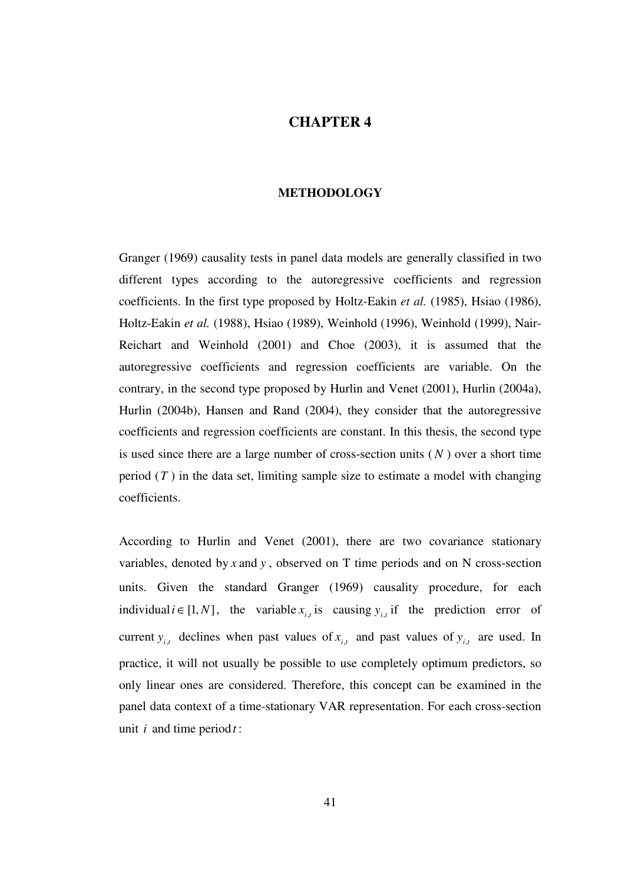# CHAPTER 4

## METHODOLOGY

Granger (1969) causality tests in panel data models are generally classified in two different types according to the autoregressive coefficients and regression coefficients. In the first type proposed by Holtz-Eakin *et al.* (1985), Hsiao (1986), Holtz-Eakin *et al.* (1988), Hsiao (1989), Weinhold (1996), Weinhold (1999), Nair-Reichart and Weinhold (2001) and Choe (2003), it is assumed that the autoregressive coefficients and regression coefficients are variable. On the contrary, in the second type proposed by Hurlin and Venet (2001), Hurlin (2004a), Hurlin (2004b), Hansen and Rand (2004), they consider that the autoregressive coefficients and regression coefficients are constant. In this thesis, the second type is used since there are a large number of cross-section units ($N$) over a short time period ($T$) in the data set, limiting sample size to estimate a model with changing coefficients.

According to Hurlin and Venet (2001), there are two covariance stationary variables, denoted by $x$ and $y$, observed on T time periods and on N cross-section units. Given the standard Granger (1969) causality procedure, for each individual $i \in [1, N]$, the variable $x_{i,t}$ is causing $y_{i,t}$ if the prediction error of current $y_{i,t}$ declines when past values of $x_{i,t}$ and past values of $y_{i,t}$ are used. In practice, it will not usually be possible to use completely optimum predictors, so only linear ones are considered. Therefore, this concept can be examined in the panel data context of a time-stationary VAR representation. For each cross-section unit $i$ and time period $t$: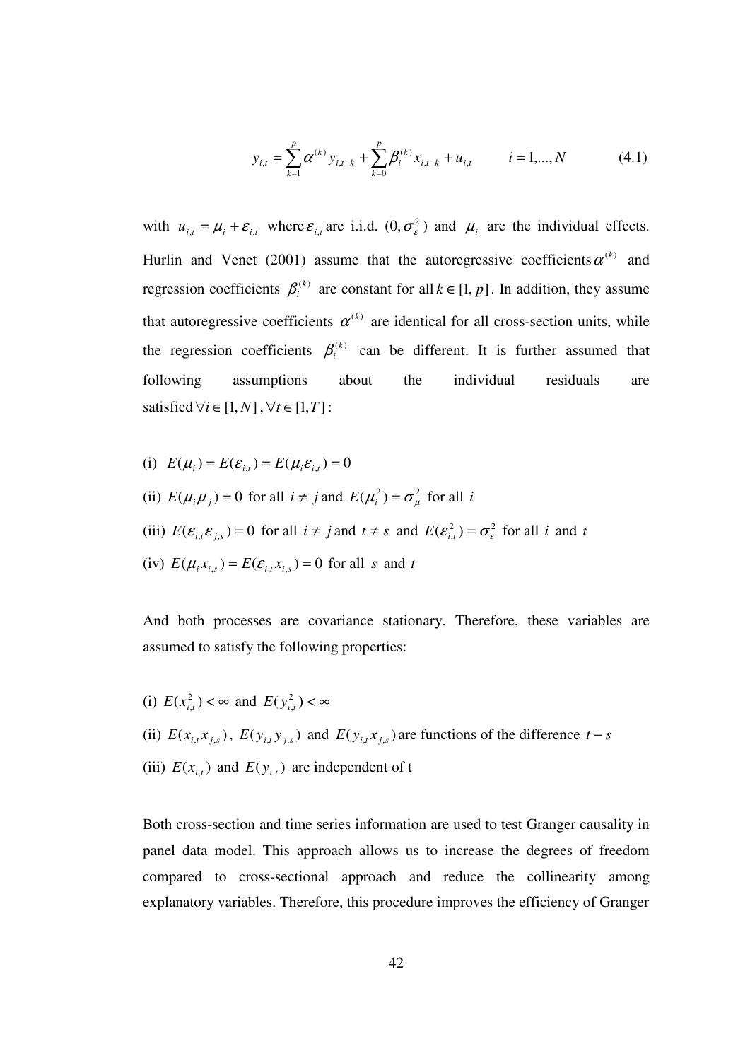$$y_{i,t} = \sum_{k=1}^{p} \alpha^{(k)} y_{i,t-k} + \sum_{k=0}^{p} \beta_i^{(k)} x_{i,t-k} + u_{i,t} \qquad i = 1,...,N \qquad (4.1)$$

with $u_{i,t} = \mu_i + \varepsilon_{i,t}$ where $\varepsilon_{i,t}$ are i.i.d. $(0, \sigma_\varepsilon^2)$ and $\mu_i$ are the individual effects. Hurlin and Venet (2001) assume that the autoregressive coefficients $\alpha^{(k)}$ and regression coefficients $\beta_i^{(k)}$ are constant for all $k \in [1, p]$. In addition, they assume that autoregressive coefficients $\alpha^{(k)}$ are identical for all cross-section units, while the regression coefficients $\beta_i^{(k)}$ can be different. It is further assumed that following assumptions about the individual residuals are satisfied $\forall i \in [1, N]$, $\forall t \in [1, T]$:

(i) $E(\mu_i) = E(\varepsilon_{i,t}) = E(\mu_i \varepsilon_{i,t}) = 0$

(ii) $E(\mu_i \mu_j) = 0$ for all $i \neq j$ and $E(\mu_i^2) = \sigma_\mu^2$ for all $i$

(iii) $E(\varepsilon_{i,t} \varepsilon_{j,s}) = 0$ for all $i \neq j$ and $t \neq s$ and $E(\varepsilon_{i,t}^2) = \sigma_\varepsilon^2$ for all $i$ and $t$

(iv) $E(\mu_i x_{i,s}) = E(\varepsilon_{i,t} x_{i,s}) = 0$ for all $s$ and $t$

And both processes are covariance stationary. Therefore, these variables are assumed to satisfy the following properties:

(i) $E(x_{i,t}^2) < \infty$ and $E(y_{i,t}^2) < \infty$

(ii) $E(x_{i,t} x_{j,s})$, $E(y_{i,t} y_{j,s})$ and $E(y_{i,t} x_{j,s})$ are functions of the difference $t - s$

(iii) $E(x_{i,t})$ and $E(y_{i,t})$ are independent of t

Both cross-section and time series information are used to test Granger causality in panel data model. This approach allows us to increase the degrees of freedom compared to cross-sectional approach and reduce the collinearity among explanatory variables. Therefore, this procedure improves the efficiency of Granger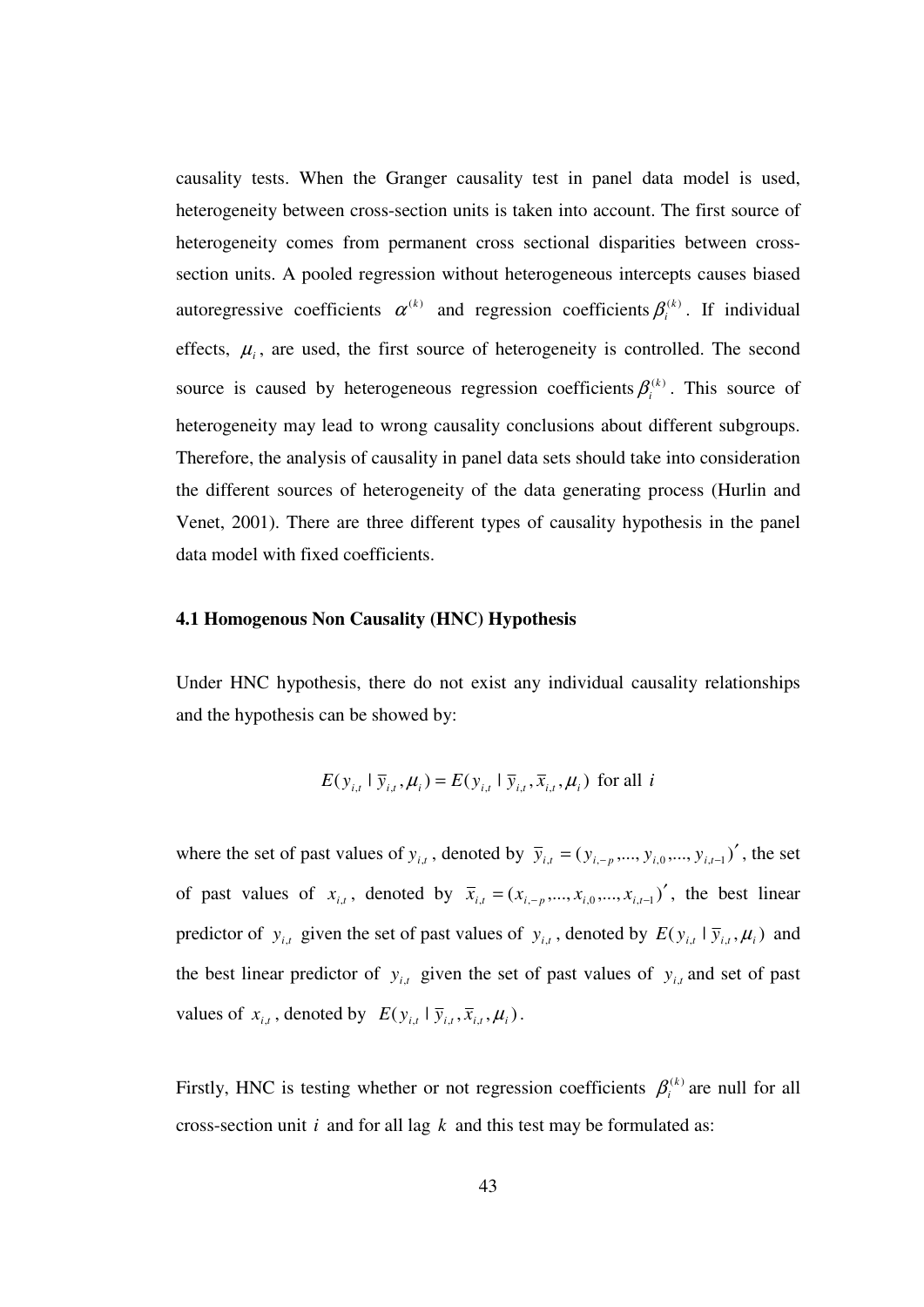causality tests. When the Granger causality test in panel data model is used, heterogeneity between cross-section units is taken into account. The first source of heterogeneity comes from permanent cross sectional disparities between cross-section units. A pooled regression without heterogeneous intercepts causes biased autoregressive coefficients $\alpha^{(k)}$ and regression coefficients $\beta_i^{(k)}$. If individual effects, $\mu_i$, are used, the first source of heterogeneity is controlled. The second source is caused by heterogeneous regression coefficients $\beta_i^{(k)}$. This source of heterogeneity may lead to wrong causality conclusions about different subgroups. Therefore, the analysis of causality in panel data sets should take into consideration the different sources of heterogeneity of the data generating process (Hurlin and Venet, 2001). There are three different types of causality hypothesis in the panel data model with fixed coefficients.

### 4.1 Homogenous Non Causality (HNC) Hypothesis

Under HNC hypothesis, there do not exist any individual causality relationships and the hypothesis can be showed by:

$$E(y_{i,t} \mid \overline{y}_{i,t}, \mu_i) = E(y_{i,t} \mid \overline{y}_{i,t}, \overline{x}_{i,t}, \mu_i) \text{ for all } i$$

where the set of past values of $y_{i,t}$, denoted by $\overline{y}_{i,t} = (y_{i,-p}, ..., y_{i,0}, ..., y_{i,t-1})'$, the set of past values of $x_{i,t}$, denoted by $\overline{x}_{i,t} = (x_{i,-p}, ..., x_{i,0}, ..., x_{i,t-1})'$, the best linear predictor of $y_{i,t}$ given the set of past values of $y_{i,t}$, denoted by $E(y_{i,t} \mid \overline{y}_{i,t}, \mu_i)$ and the best linear predictor of $y_{i,t}$ given the set of past values of $y_{i,t}$ and set of past values of $x_{i,t}$, denoted by $E(y_{i,t} \mid \overline{y}_{i,t}, \overline{x}_{i,t}, \mu_i)$.

Firstly, HNC is testing whether or not regression coefficients $\beta_i^{(k)}$ are null for all cross-section unit $i$ and for all lag $k$ and this test may be formulated as: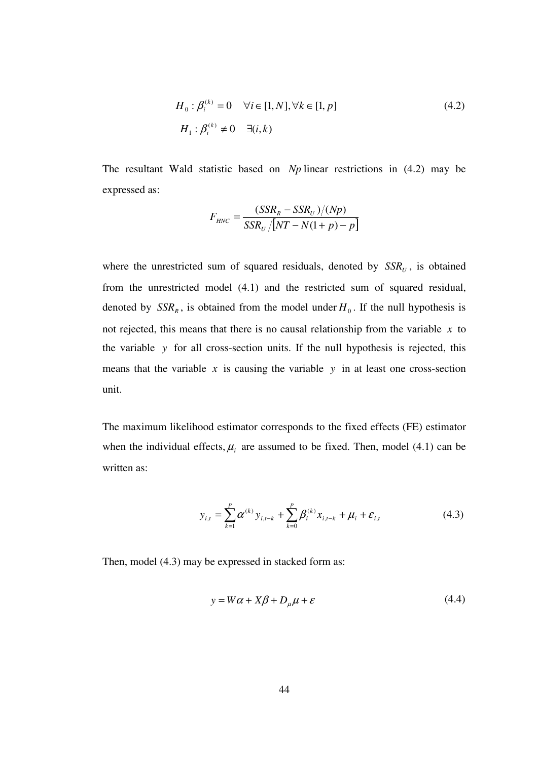$$
\begin{aligned}
&H_0 : \beta_i^{(k)} = 0 \quad \forall i \in [1, N], \forall k \in [1, p] \\
&H_1 : \beta_i^{(k)} \neq 0 \quad \exists (i, k)
\end{aligned}
\tag{4.2}
$$

The resultant Wald statistic based on $Np$ linear restrictions in (4.2) may be expressed as:

$$
F_{HNC} = \frac{(SSR_R - SSR_U)/(Np)}{SSR_U / [NT - N(1+p) - p]}
$$

where the unrestricted sum of squared residuals, denoted by $SSR_U$, is obtained from the unrestricted model (4.1) and the restricted sum of squared residual, denoted by $SSR_R$, is obtained from the model under $H_0$. If the null hypothesis is not rejected, this means that there is no causal relationship from the variable $x$ to the variable $y$ for all cross-section units. If the null hypothesis is rejected, this means that the variable $x$ is causing the variable $y$ in at least one cross-section unit.

The maximum likelihood estimator corresponds to the fixed effects (FE) estimator when the individual effects, $\mu_i$ are assumed to be fixed. Then, model (4.1) can be written as:

$$
y_{i,t} = \sum_{k=1}^{p} \alpha^{(k)} y_{i,t-k} + \sum_{k=0}^{p} \beta_i^{(k)} x_{i,t-k} + \mu_i + \varepsilon_{i,t} \tag{4.3}
$$

Then, model (4.3) may be expressed in stacked form as:

$$
y = W\alpha + X\beta + D_{\mu}\mu + \varepsilon \tag{4.4}
$$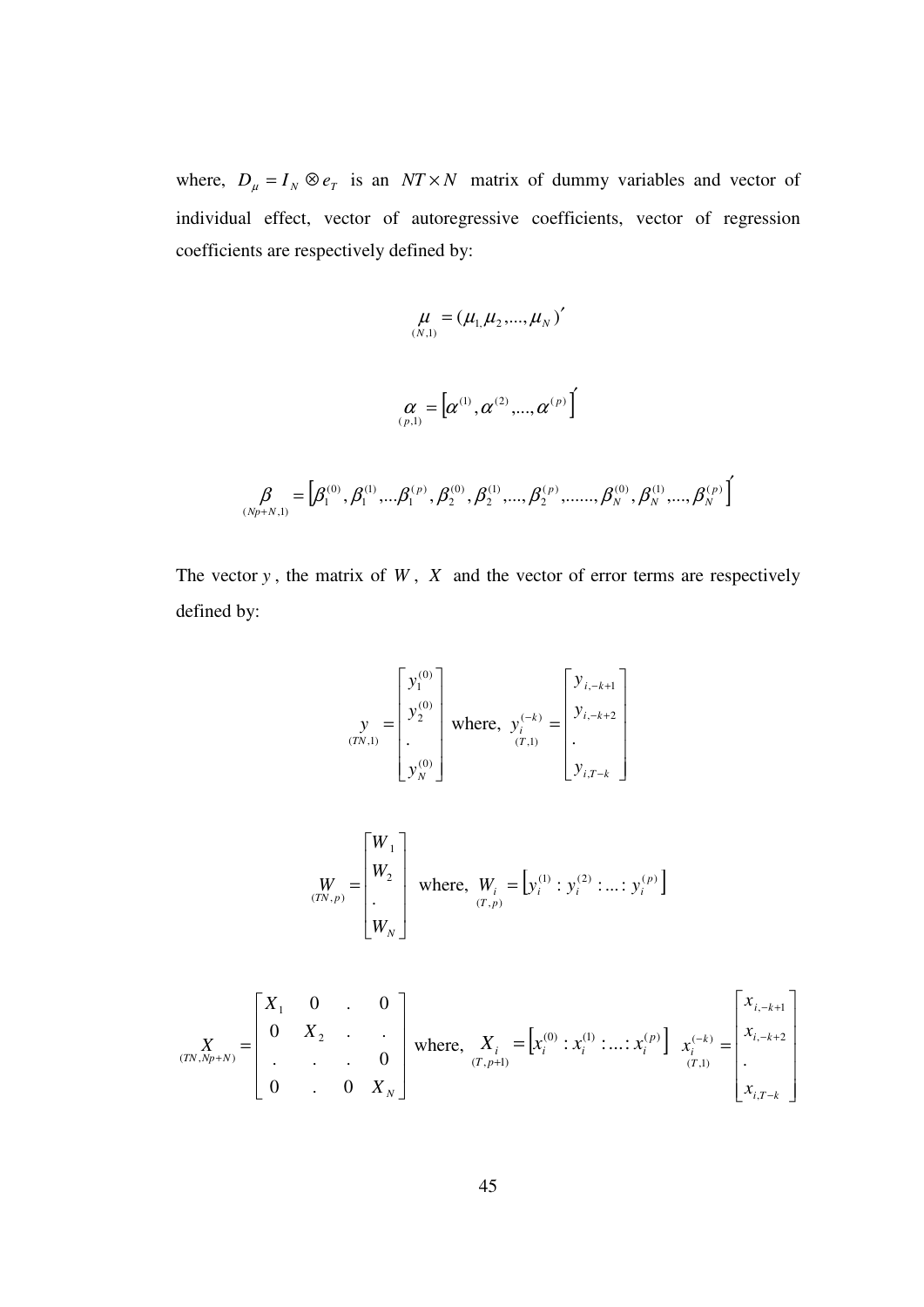where, $D_{\mu} = I_N \otimes e_T$ is an $NT \times N$ matrix of dummy variables and vector of individual effect, vector of autoregressive coefficients, vector of regression coefficients are respectively defined by:

$$\underset{(N,1)}{\mu} = (\mu_1, \mu_2, ..., \mu_N)'$$

$$\underset{(p,1)}{\alpha} = \left[\alpha^{(1)}, \alpha^{(2)}, ..., \alpha^{(p)}\right]'$$

$$\underset{(Np+N,1)}{\beta} = \left[\beta_1^{(0)}, \beta_1^{(1)}, ...\beta_1^{(p)}, \beta_2^{(0)}, \beta_2^{(1)}, ..., \beta_2^{(p)}, ......., \beta_N^{(0)}, \beta_N^{(1)}, ..., \beta_N^{(p)}\right]'$$

The vector $y$, the matrix of $W$, $X$ and the vector of error terms are respectively defined by:

$$\underset{(TN,1)}{y} = \begin{bmatrix} y_1^{(0)} \\ y_2^{(0)} \\ . \\ y_N^{(0)} \end{bmatrix} \text{ where, } \underset{(T,1)}{y_i^{(-k)}} = \begin{bmatrix} y_{i,-k+1} \\ y_{i,-k+2} \\ . \\ y_{i,T-k} \end{bmatrix}$$

$$\underset{(TN,p)}{W} = \begin{bmatrix} W_1 \\ W_2 \\ . \\ W_N \end{bmatrix} \text{ where, } \underset{(T,p)}{W_i} = \left[y_i^{(1)} : y_i^{(2)} : ... : y_i^{(p)}\right]$$

$$\underset{(TN,Np+N)}{X} = \begin{bmatrix} X_1 & 0 & . & 0 \\ 0 & X_2 & . & . \\ . & . & . & 0 \\ 0 & . & 0 & X_N \end{bmatrix} \text{ where, } \underset{(T,p+1)}{X_i} = \left[x_i^{(0)} : x_i^{(1)} : ... : x_i^{(p)}\right] \quad \underset{(T,1)}{x_i^{(-k)}} = \begin{bmatrix} x_{i,-k+1} \\ x_{i,-k+2} \\ . \\ x_{i,T-k} \end{bmatrix}$$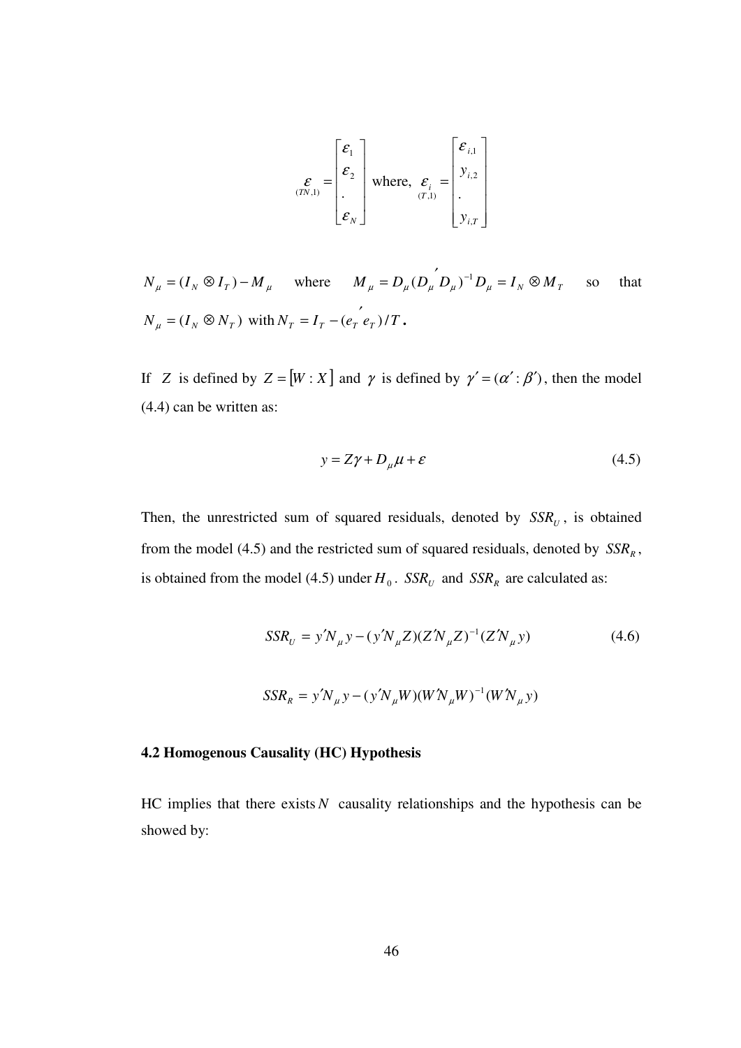$$\underset{(TN,1)}{\varepsilon} = \begin{bmatrix} \varepsilon_1 \\ \varepsilon_2 \\ . \\ \varepsilon_N \end{bmatrix} \text{ where, } \underset{(T,1)}{\varepsilon_i} = \begin{bmatrix} \varepsilon_{i,1} \\ y_{i,2} \\ . \\ y_{i,T} \end{bmatrix}$$

$N_\mu = (I_N \otimes I_T) - M_\mu$ where $M_\mu = D_\mu (D_\mu' D_\mu)^{-1} D_\mu = I_N \otimes M_T$ so that $N_\mu = (I_N \otimes N_T)$ with $N_T = I_T - (e_T' e_T)/T$.

If $Z$ is defined by $Z = [W : X]$ and $\gamma$ is defined by $\gamma' = (\alpha' : \beta')$, then the model (4.4) can be written as:

$$y = Z\gamma + D_\mu \mu + \varepsilon \tag{4.5}$$

Then, the unrestricted sum of squared residuals, denoted by $SSR_U$, is obtained from the model (4.5) and the restricted sum of squared residuals, denoted by $SSR_R$, is obtained from the model (4.5) under $H_0$. $SSR_U$ and $SSR_R$ are calculated as:

$$SSR_U = y'N_\mu y - (y'N_\mu Z)(Z'N_\mu Z)^{-1}(Z'N_\mu y) \tag{4.6}$$

$$SSR_R = y'N_\mu y - (y'N_\mu W)(W'N_\mu W)^{-1}(W'N_\mu y)$$

### 4.2 Homogenous Causality (HC) Hypothesis

HC implies that there exists $N$ causality relationships and the hypothesis can be showed by: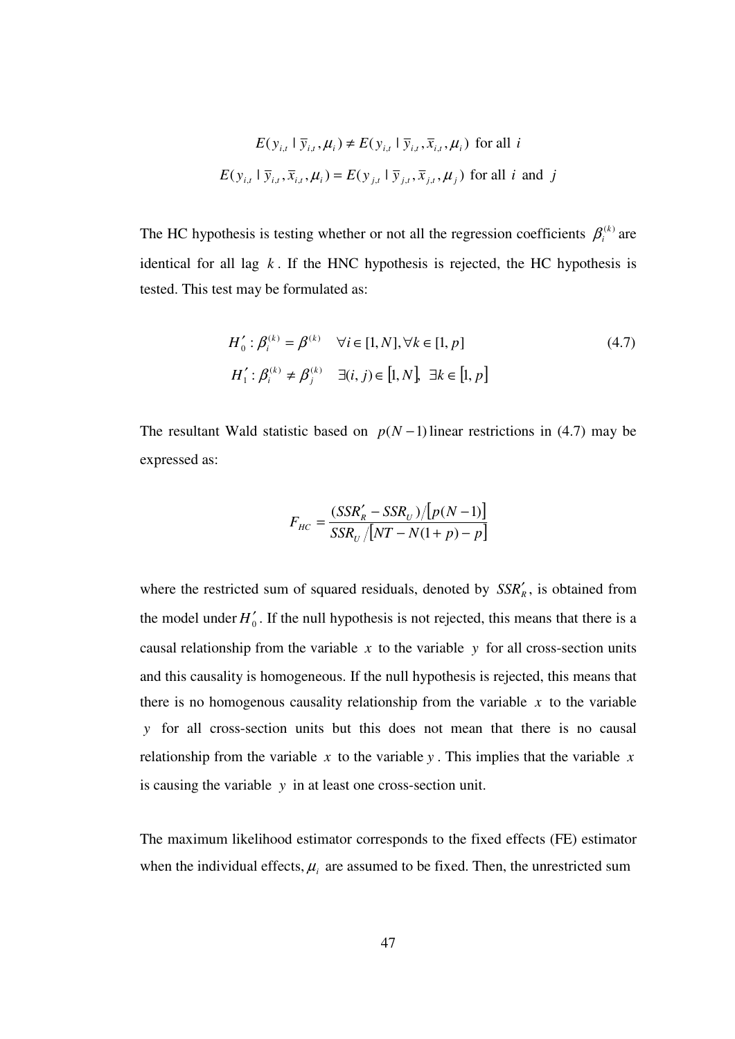$$E(y_{i,t} \mid \bar{y}_{i,t}, \mu_i) \neq E(y_{i,t} \mid \bar{y}_{i,t}, \bar{x}_{i,t}, \mu_i) \text{ for all } i$$

$$E(y_{i,t} \mid \bar{y}_{i,t}, \bar{x}_{i,t}, \mu_i) = E(y_{j,t} \mid \bar{y}_{j,t}, \bar{x}_{j,t}, \mu_j) \text{ for all } i \text{ and } j$$

The HC hypothesis is testing whether or not all the regression coefficients $\beta_i^{(k)}$ are identical for all lag $k$. If the HNC hypothesis is rejected, the HC hypothesis is tested. This test may be formulated as:

$$H_0' : \beta_i^{(k)} = \beta^{(k)} \quad \forall i \in [1, N], \forall k \in [1, p] \tag{4.7}$$
$$H_1' : \beta_i^{(k)} \neq \beta_j^{(k)} \quad \exists (i, j) \in [1, N], \ \exists k \in [1, p]$$

The resultant Wald statistic based on $p(N-1)$ linear restrictions in (4.7) may be expressed as:

$$F_{HC} = \frac{(SSR_R' - SSR_U)/[p(N-1)]}{SSR_U/[NT - N(1+p) - p]}$$

where the restricted sum of squared residuals, denoted by $SSR_R'$, is obtained from the model under $H_0'$. If the null hypothesis is not rejected, this means that there is a causal relationship from the variable $x$ to the variable $y$ for all cross-section units and this causality is homogeneous. If the null hypothesis is rejected, this means that there is no homogenous causality relationship from the variable $x$ to the variable $y$ for all cross-section units but this does not mean that there is no causal relationship from the variable $x$ to the variable $y$. This implies that the variable $x$ is causing the variable $y$ in at least one cross-section unit.

The maximum likelihood estimator corresponds to the fixed effects (FE) estimator when the individual effects, $\mu_i$ are assumed to be fixed. Then, the unrestricted sum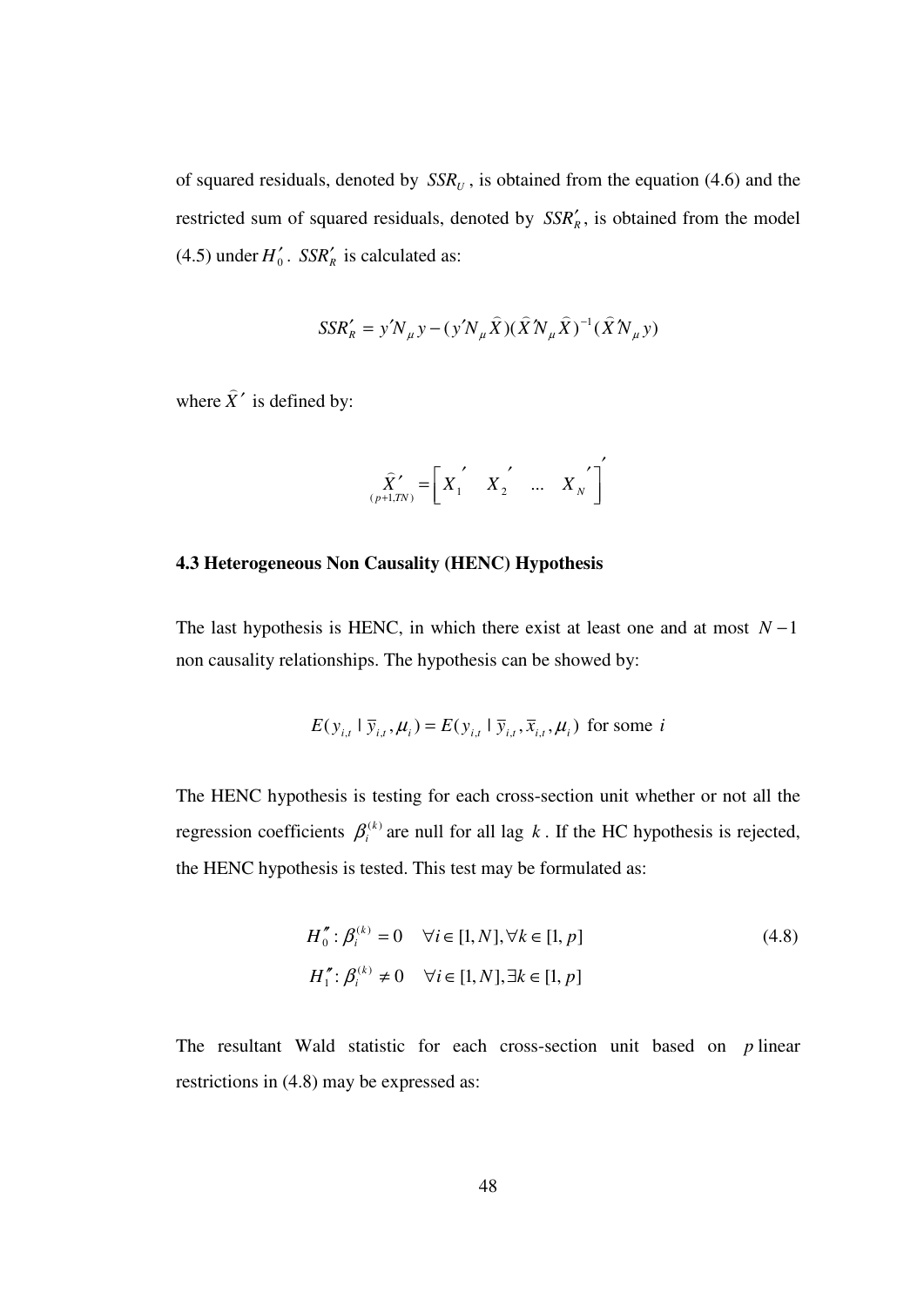of squared residuals, denoted by $SSR_U$ , is obtained from the equation (4.6) and the restricted sum of squared residuals, denoted by $SSR'_R$, is obtained from the model (4.5) under $H'_0$. $SSR'_R$ is calculated as:

$$SSR'_R = y'N_\mu y - (y'N_\mu \widehat{X})(\widehat{X}'N_\mu \widehat{X})^{-1}(\widehat{X}'N_\mu y)$$

where $\widehat{X}'$ is defined by:

$$\underset{(p+1,TN)}{\widehat{X}'} = \begin{bmatrix} X_1{}' & X_2{}' & \dots & X_N{}' \end{bmatrix}'$$

### 4.3 Heterogeneous Non Causality (HENC) Hypothesis

The last hypothesis is HENC, in which there exist at least one and at most $N-1$ non causality relationships. The hypothesis can be showed by:

$$E(y_{i,t} \mid \overline{y}_{i,t}, \mu_i) = E(y_{i,t} \mid \overline{y}_{i,t}, \overline{x}_{i,t}, \mu_i) \text{ for some } i$$

The HENC hypothesis is testing for each cross-section unit whether or not all the regression coefficients $\beta_i^{(k)}$ are null for all lag $k$. If the HC hypothesis is rejected, the HENC hypothesis is tested. This test may be formulated as:

$$H''_0 : \beta_i^{(k)} = 0 \quad \forall i \in [1, N], \forall k \in [1, p] \tag{4.8}$$
$$H''_1 : \beta_i^{(k)} \neq 0 \quad \forall i \in [1, N], \exists k \in [1, p]$$

The resultant Wald statistic for each cross-section unit based on $p$ linear restrictions in (4.8) may be expressed as: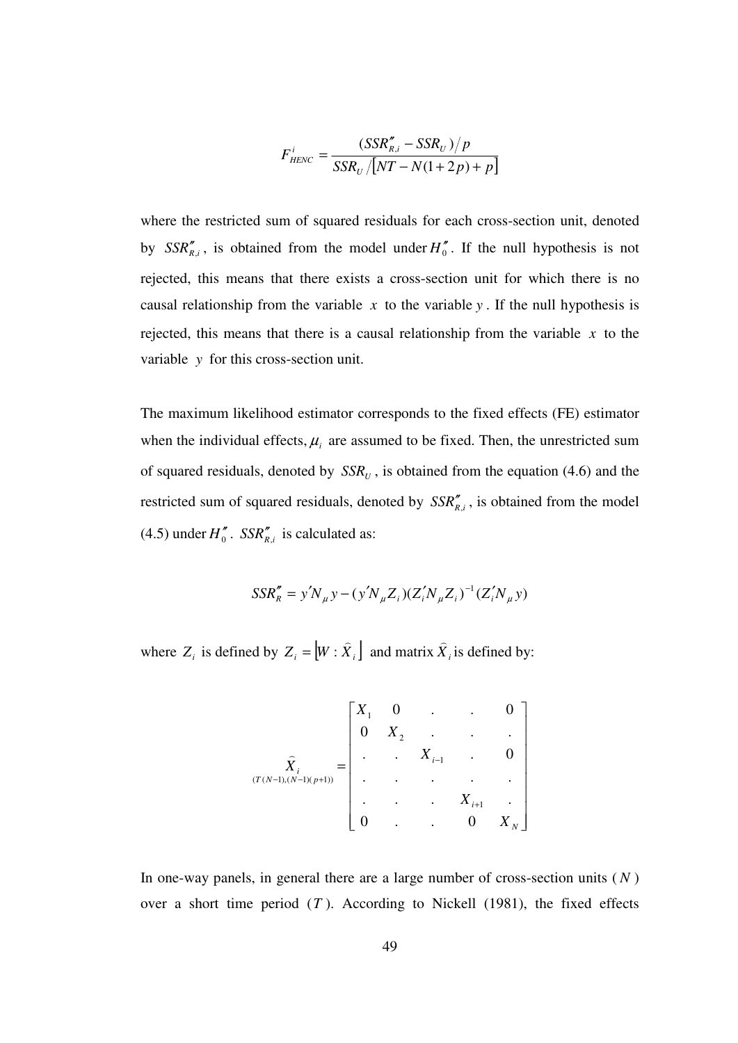$$F_{HENC}^{i} = \frac{(SSR''_{R,i} - SSR_U)/p}{SSR_U / [NT - N(1+2p) + p]}$$

where the restricted sum of squared residuals for each cross-section unit, denoted by $SSR''_{R,i}$, is obtained from the model under $H''_0$. If the null hypothesis is not rejected, this means that there exists a cross-section unit for which there is no causal relationship from the variable $x$ to the variable $y$. If the null hypothesis is rejected, this means that there is a causal relationship from the variable $x$ to the variable $y$ for this cross-section unit.

The maximum likelihood estimator corresponds to the fixed effects (FE) estimator when the individual effects, $\mu_i$ are assumed to be fixed. Then, the unrestricted sum of squared residuals, denoted by $SSR_U$, is obtained from the equation (4.6) and the restricted sum of squared residuals, denoted by $SSR''_{R,i}$, is obtained from the model (4.5) under $H''_0$. $SSR''_{R,i}$ is calculated as:

$$SSR''_R = y' N_\mu y - (y' N_\mu Z_i)(Z'_i N_\mu Z_i)^{-1}(Z'_i N_\mu y)$$

where $Z_i$ is defined by $Z_i = [W : \hat{X}_i]$ and matrix $\hat{X}_i$ is defined by:

$$\underset{(T(N-1),(N-1)(p+1))}{\hat{X}_i} = \begin{bmatrix} X_1 & 0 & . & . & 0 \\ 0 & X_2 & . & . & . \\ . & . & X_{i-1} & . & 0 \\ . & . & . & . & . \\ . & . & . & X_{i+1} & . \\ 0 & . & . & 0 & X_N \end{bmatrix}$$

In one-way panels, in general there are a large number of cross-section units ($N$) over a short time period ($T$). According to Nickell (1981), the fixed effects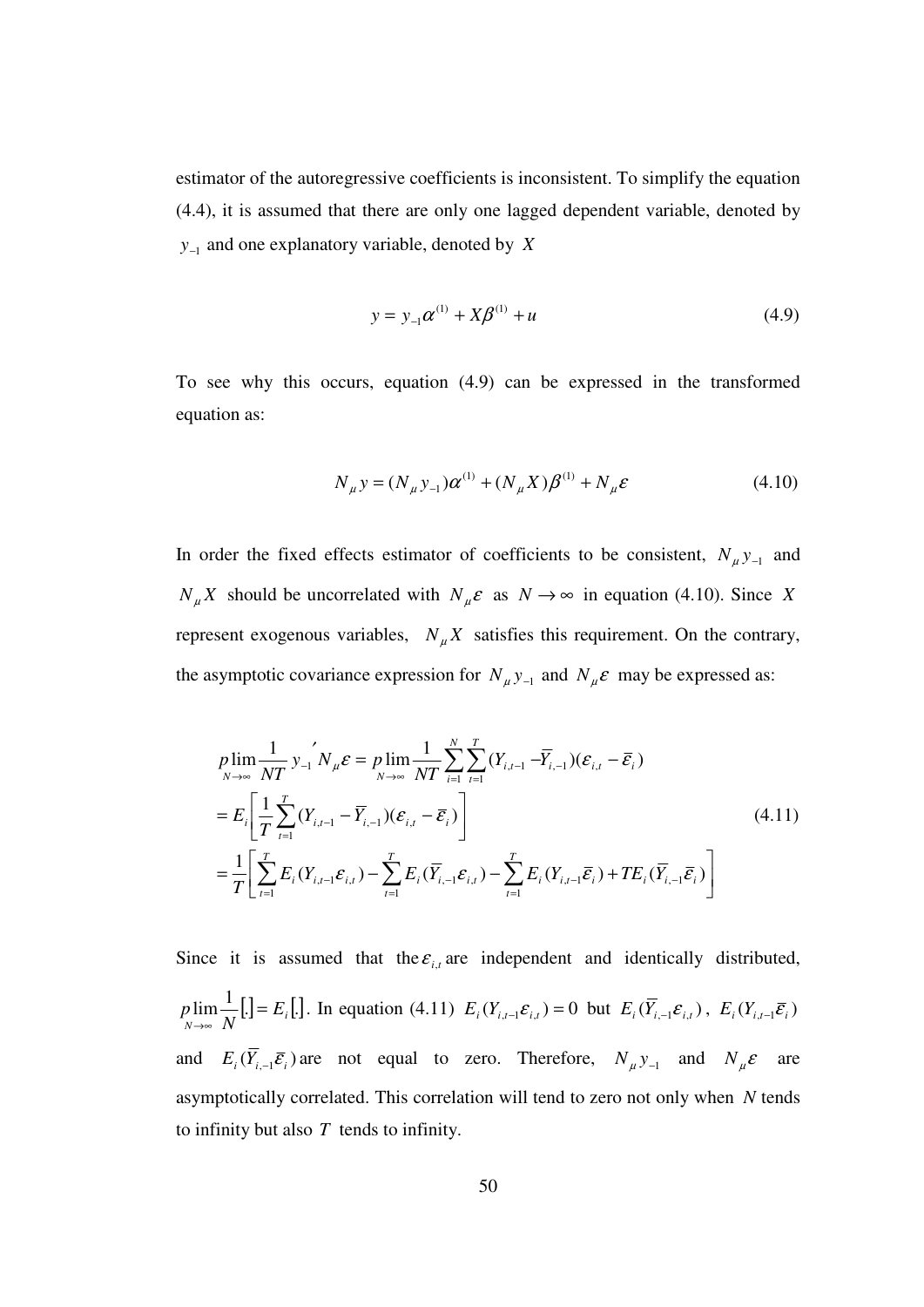estimator of the autoregressive coefficients is inconsistent. To simplify the equation (4.4), it is assumed that there are only one lagged dependent variable, denoted by $y_{-1}$ and one explanatory variable, denoted by $X$

$$y = y_{-1}\alpha^{(1)} + X\beta^{(1)} + u \tag{4.9}$$

To see why this occurs, equation (4.9) can be expressed in the transformed equation as:

$$N_{\mu}y = (N_{\mu}y_{-1})\alpha^{(1)} + (N_{\mu}X)\beta^{(1)} + N_{\mu}\varepsilon \tag{4.10}$$

In order the fixed effects estimator of coefficients to be consistent, $N_{\mu}y_{-1}$ and $N_{\mu}X$ should be uncorrelated with $N_{\mu}\varepsilon$ as $N \to \infty$ in equation (4.10). Since $X$ represent exogenous variables, $N_{\mu}X$ satisfies this requirement. On the contrary, the asymptotic covariance expression for $N_{\mu}y_{-1}$ and $N_{\mu}\varepsilon$ may be expressed as:

$$\begin{aligned}
&\underset{N\to\infty}{p\lim}\frac{1}{NT}y_{-1}'N_{\mu}\varepsilon = \underset{N\to\infty}{p\lim}\frac{1}{NT}\sum_{i=1}^{N}\sum_{t=1}^{T}(Y_{i,t-1}-\overline{Y}_{i,-1})(\varepsilon_{i,t}-\overline{\varepsilon}_{i}) \\
&= E_i\left[\frac{1}{T}\sum_{t=1}^{T}(Y_{i,t-1}-\overline{Y}_{i,-1})(\varepsilon_{i,t}-\overline{\varepsilon}_{i})\right] \\
&= \frac{1}{T}\left[\sum_{t=1}^{T}E_i(Y_{i,t-1}\varepsilon_{i,t}) - \sum_{t=1}^{T}E_i(\overline{Y}_{i,-1}\varepsilon_{i,t}) - \sum_{t=1}^{T}E_i(Y_{i,t-1}\overline{\varepsilon}_{i}) + TE_i(\overline{Y}_{i,-1}\overline{\varepsilon}_{i})\right]
\end{aligned} \tag{4.11}$$

Since it is assumed that the $\varepsilon_{i,t}$ are independent and identically distributed, $\underset{N\to\infty}{p\lim}\frac{1}{N}[.] = E_i[.]$. In equation (4.11) $E_i(Y_{i,t-1}\varepsilon_{i,t}) = 0$ but $E_i(\overline{Y}_{i,-1}\varepsilon_{i,t})$, $E_i(Y_{i,t-1}\overline{\varepsilon}_{i})$ and $E_i(\overline{Y}_{i,-1}\overline{\varepsilon}_{i})$ are not equal to zero. Therefore, $N_{\mu}y_{-1}$ and $N_{\mu}\varepsilon$ are asymptotically correlated. This correlation will tend to zero not only when $N$ tends to infinity but also $T$ tends to infinity.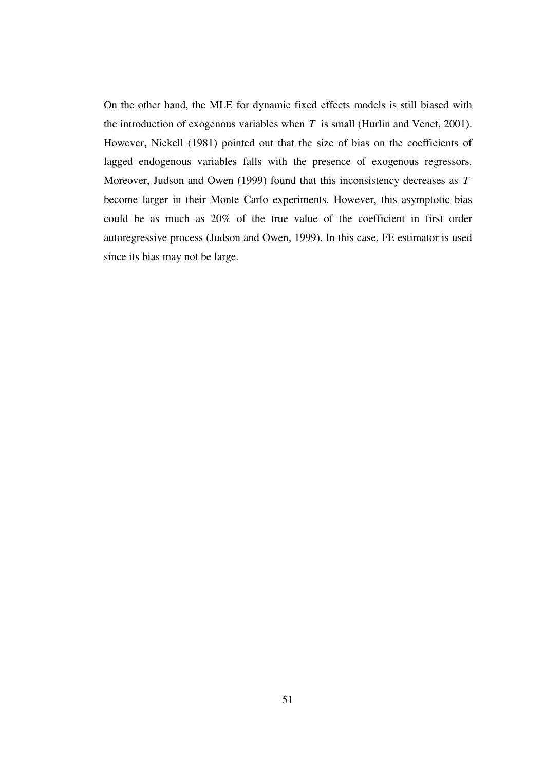On the other hand, the MLE for dynamic fixed effects models is still biased with the introduction of exogenous variables when $T$ is small (Hurlin and Venet, 2001). However, Nickell (1981) pointed out that the size of bias on the coefficients of lagged endogenous variables falls with the presence of exogenous regressors. Moreover, Judson and Owen (1999) found that this inconsistency decreases as $T$ become larger in their Monte Carlo experiments. However, this asymptotic bias could be as much as 20% of the true value of the coefficient in first order autoregressive process (Judson and Owen, 1999). In this case, FE estimator is used since its bias may not be large.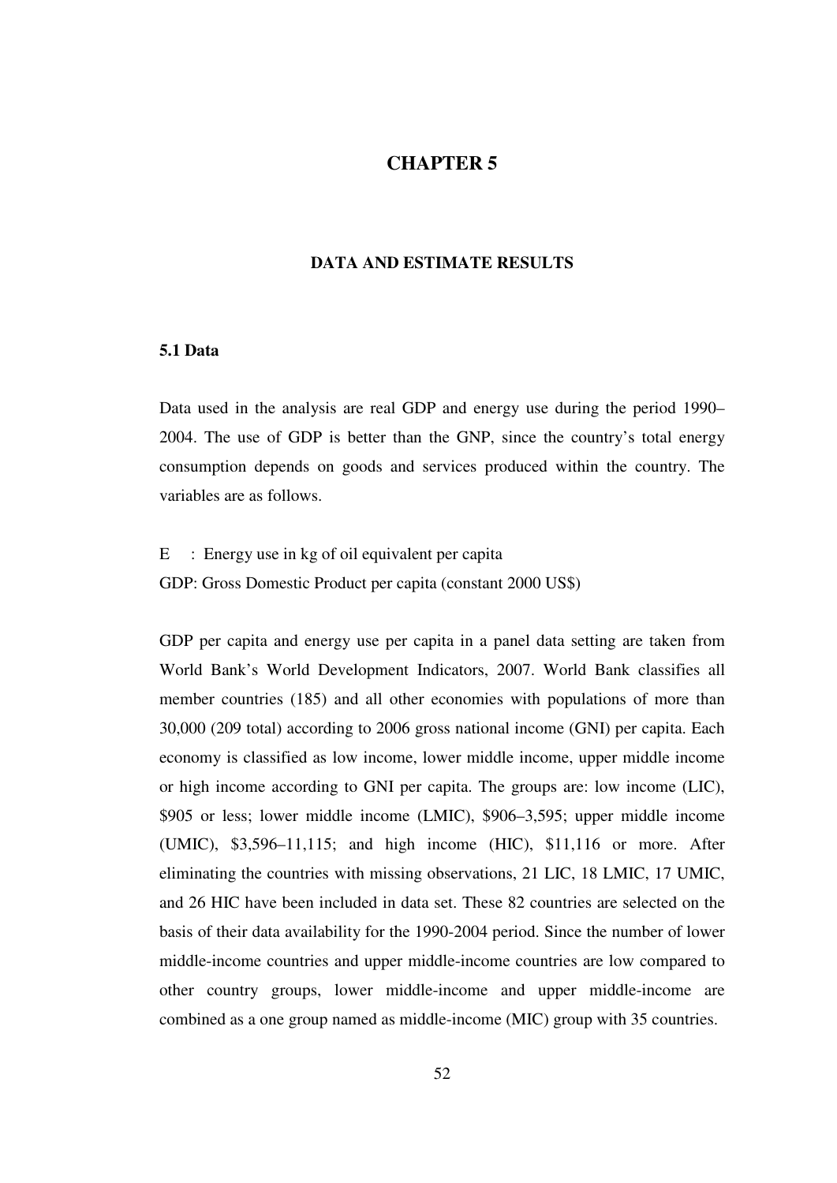# CHAPTER 5

## DATA AND ESTIMATE RESULTS

### 5.1 Data

Data used in the analysis are real GDP and energy use during the period 1990–2004. The use of GDP is better than the GNP, since the country's total energy consumption depends on goods and services produced within the country. The variables are as follows.

E : Energy use in kg of oil equivalent per capita

GDP: Gross Domestic Product per capita (constant 2000 US$)

GDP per capita and energy use per capita in a panel data setting are taken from World Bank's World Development Indicators, 2007. World Bank classifies all member countries (185) and all other economies with populations of more than 30,000 (209 total) according to 2006 gross national income (GNI) per capita. Each economy is classified as low income, lower middle income, upper middle income or high income according to GNI per capita. The groups are: low income (LIC), $905 or less; lower middle income (LMIC), $906–3,595; upper middle income (UMIC), $3,596–11,115; and high income (HIC), $11,116 or more. After eliminating the countries with missing observations, 21 LIC, 18 LMIC, 17 UMIC, and 26 HIC have been included in data set. These 82 countries are selected on the basis of their data availability for the 1990-2004 period. Since the number of lower middle-income countries and upper middle-income countries are low compared to other country groups, lower middle-income and upper middle-income are combined as a one group named as middle-income (MIC) group with 35 countries.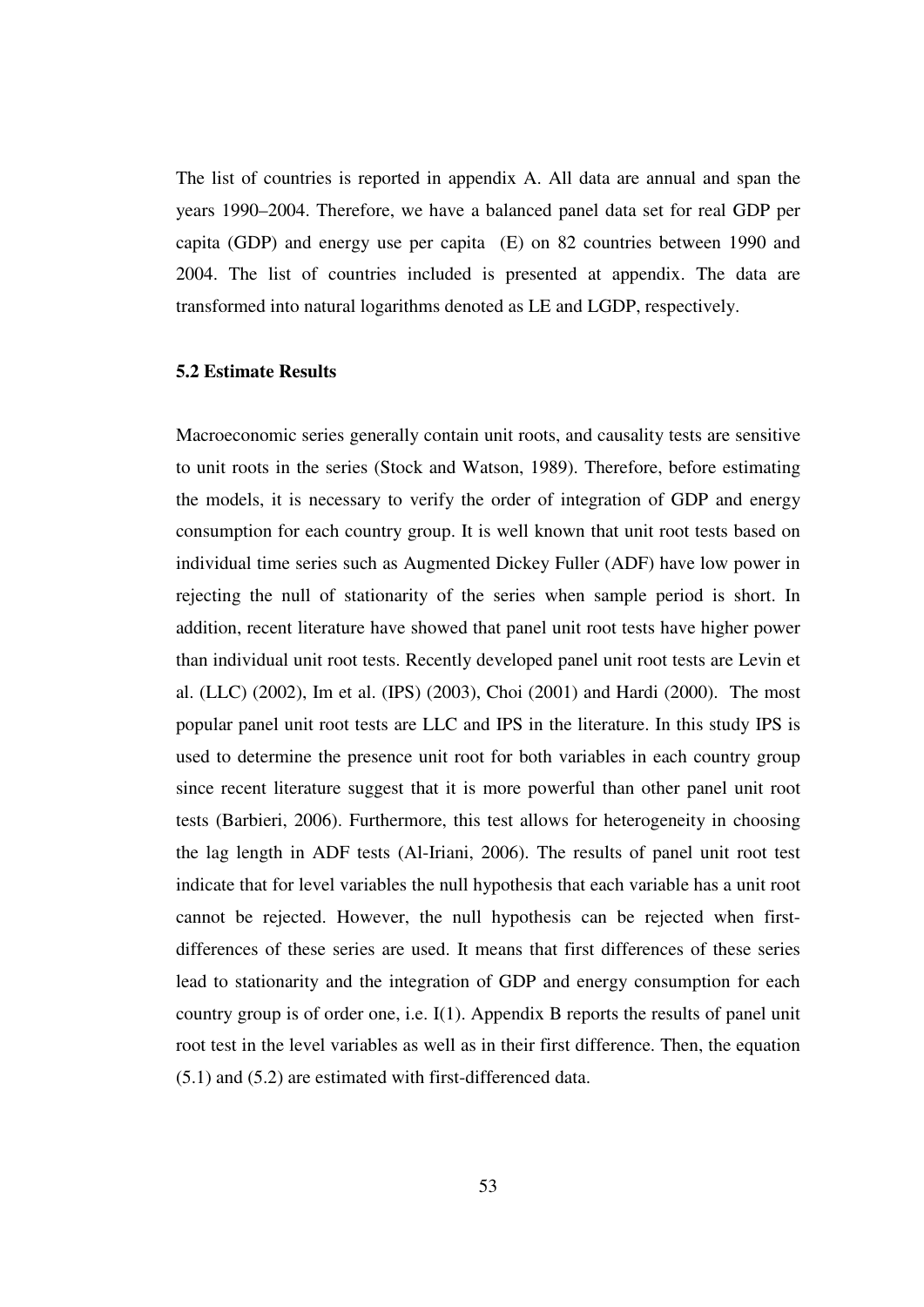The list of countries is reported in appendix A. All data are annual and span the years 1990–2004. Therefore, we have a balanced panel data set for real GDP per capita (GDP) and energy use per capita (E) on 82 countries between 1990 and 2004. The list of countries included is presented at appendix. The data are transformed into natural logarithms denoted as LE and LGDP, respectively.

### 5.2 Estimate Results

Macroeconomic series generally contain unit roots, and causality tests are sensitive to unit roots in the series (Stock and Watson, 1989). Therefore, before estimating the models, it is necessary to verify the order of integration of GDP and energy consumption for each country group. It is well known that unit root tests based on individual time series such as Augmented Dickey Fuller (ADF) have low power in rejecting the null of stationarity of the series when sample period is short. In addition, recent literature have showed that panel unit root tests have higher power than individual unit root tests. Recently developed panel unit root tests are Levin et al. (LLC) (2002), Im et al. (IPS) (2003), Choi (2001) and Hardi (2000). The most popular panel unit root tests are LLC and IPS in the literature. In this study IPS is used to determine the presence unit root for both variables in each country group since recent literature suggest that it is more powerful than other panel unit root tests (Barbieri, 2006). Furthermore, this test allows for heterogeneity in choosing the lag length in ADF tests (Al-Iriani, 2006). The results of panel unit root test indicate that for level variables the null hypothesis that each variable has a unit root cannot be rejected. However, the null hypothesis can be rejected when first-differences of these series are used. It means that first differences of these series lead to stationarity and the integration of GDP and energy consumption for each country group is of order one, i.e. I(1). Appendix B reports the results of panel unit root test in the level variables as well as in their first difference. Then, the equation (5.1) and (5.2) are estimated with first-differenced data.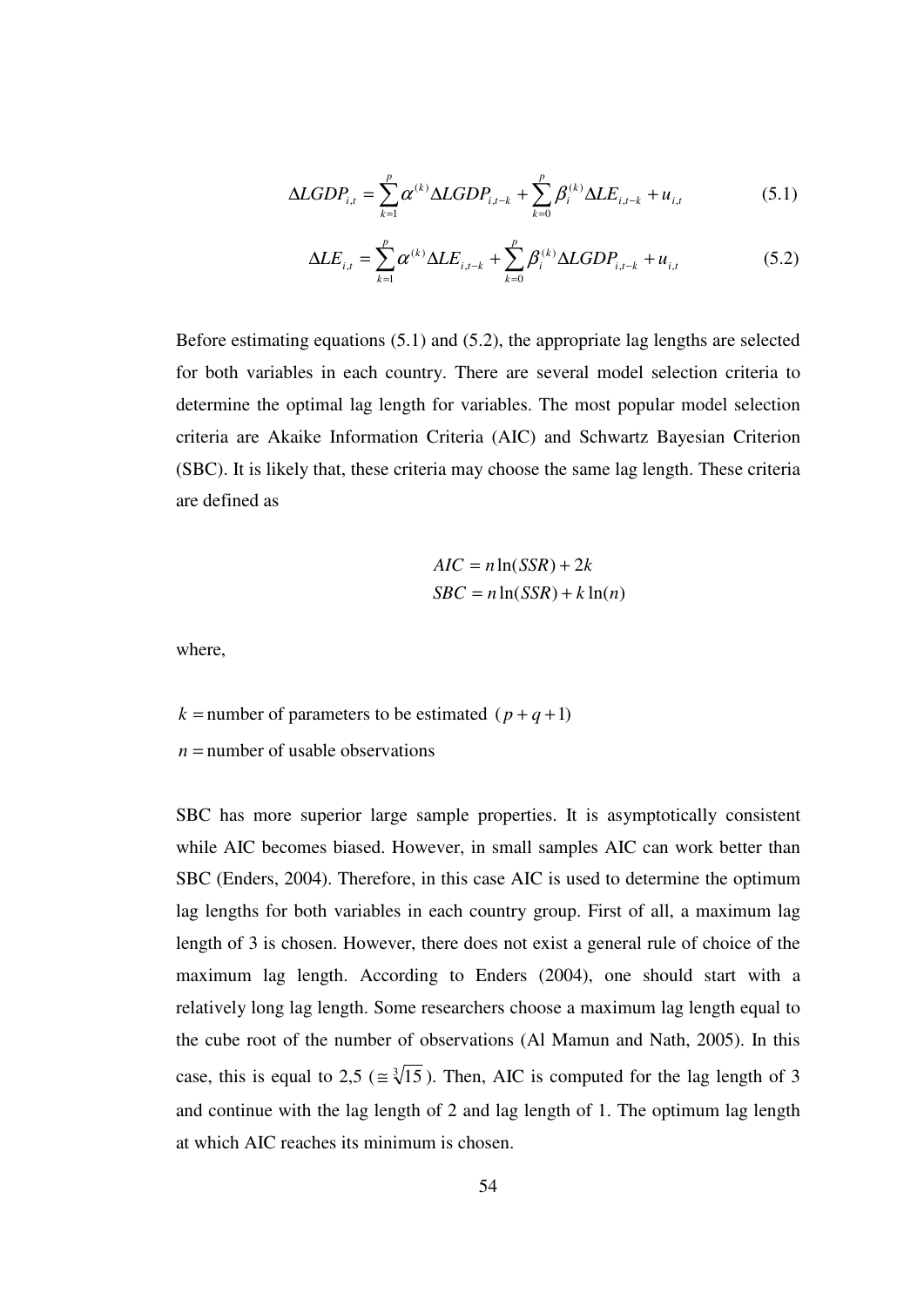$$\Delta LGDP_{i,t} = \sum_{k=1}^{p} \alpha^{(k)} \Delta LGDP_{i,t-k} + \sum_{k=0}^{p} \beta_i^{(k)} \Delta LE_{i,t-k} + u_{i,t} \tag{5.1}$$

$$\Delta LE_{i,t} = \sum_{k=1}^{p} \alpha^{(k)} \Delta LE_{i,t-k} + \sum_{k=0}^{p} \beta_i^{(k)} \Delta LGDP_{i,t-k} + u_{i,t} \tag{5.2}$$

Before estimating equations (5.1) and (5.2), the appropriate lag lengths are selected for both variables in each country. There are several model selection criteria to determine the optimal lag length for variables. The most popular model selection criteria are Akaike Information Criteria (AIC) and Schwartz Bayesian Criterion (SBC). It is likely that, these criteria may choose the same lag length. These criteria are defined as

$$AIC = n \ln(SSR) + 2k$$
$$SBC = n \ln(SSR) + k \ln(n)$$

where,

$k =$ number of parameters to be estimated $(p + q + 1)$

$n =$ number of usable observations

SBC has more superior large sample properties. It is asymptotically consistent while AIC becomes biased. However, in small samples AIC can work better than SBC (Enders, 2004). Therefore, in this case AIC is used to determine the optimum lag lengths for both variables in each country group. First of all, a maximum lag length of 3 is chosen. However, there does not exist a general rule of choice of the maximum lag length. According to Enders (2004), one should start with a relatively long lag length. Some researchers choose a maximum lag length equal to the cube root of the number of observations (Al Mamun and Nath, 2005). In this case, this is equal to 2,5 ($\cong \sqrt[3]{15}$). Then, AIC is computed for the lag length of 3 and continue with the lag length of 2 and lag length of 1. The optimum lag length at which AIC reaches its minimum is chosen.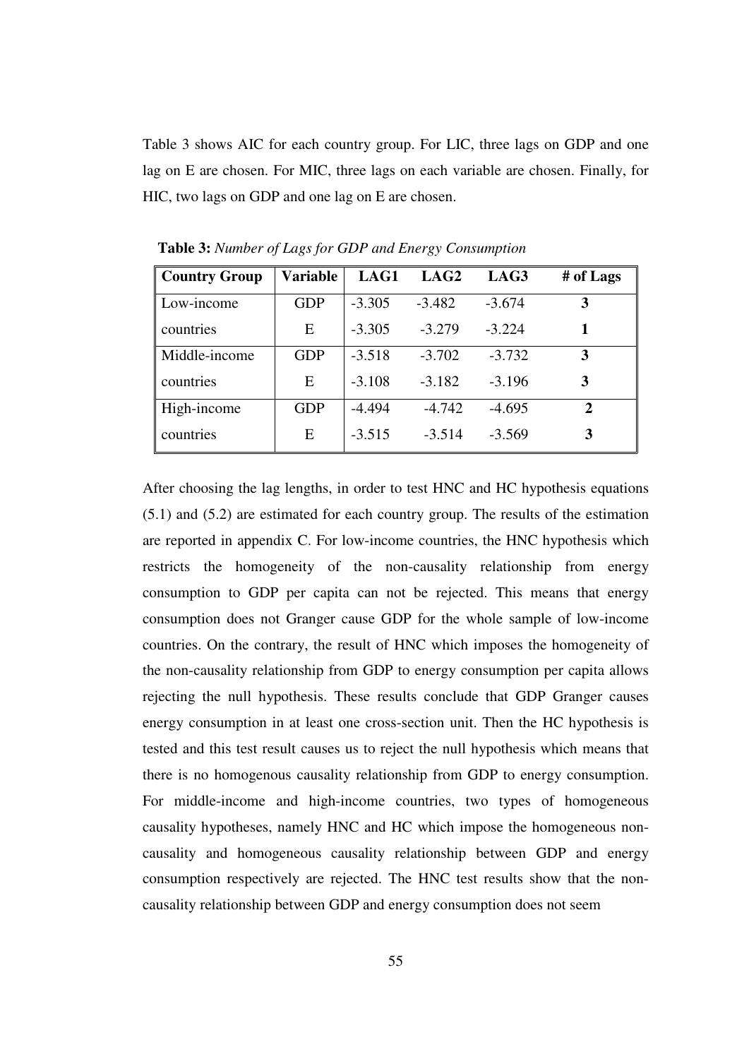Table 3 shows AIC for each country group. For LIC, three lags on GDP and one lag on E are chosen. For MIC, three lags on each variable are chosen. Finally, for HIC, two lags on GDP and one lag on E are chosen.

**Table 3:** *Number of Lags for GDP and Energy Consumption*

| Country Group | Variable | LAG1 | LAG2 | LAG3 | # of Lags |
|---|---|---|---|---|---|
| Low-income countries | GDP | -3.305 | -3.482 | -3.674 | **3** |
| | E | -3.305 | -3.279 | -3.224 | **1** |
| Middle-income countries | GDP | -3.518 | -3.702 | -3.732 | **3** |
| | E | -3.108 | -3.182 | -3.196 | **3** |
| High-income countries | GDP | -4.494 | -4.742 | -4.695 | **2** |
| | E | -3.515 | -3.514 | -3.569 | **3** |

After choosing the lag lengths, in order to test HNC and HC hypothesis equations (5.1) and (5.2) are estimated for each country group. The results of the estimation are reported in appendix C. For low-income countries, the HNC hypothesis which restricts the homogeneity of the non-causality relationship from energy consumption to GDP per capita can not be rejected. This means that energy consumption does not Granger cause GDP for the whole sample of low-income countries. On the contrary, the result of HNC which imposes the homogeneity of the non-causality relationship from GDP to energy consumption per capita allows rejecting the null hypothesis. These results conclude that GDP Granger causes energy consumption in at least one cross-section unit. Then the HC hypothesis is tested and this test result causes us to reject the null hypothesis which means that there is no homogenous causality relationship from GDP to energy consumption. For middle-income and high-income countries, two types of homogeneous causality hypotheses, namely HNC and HC which impose the homogeneous non-causality and homogeneous causality relationship between GDP and energy consumption respectively are rejected. The HNC test results show that the non-causality relationship between GDP and energy consumption does not seem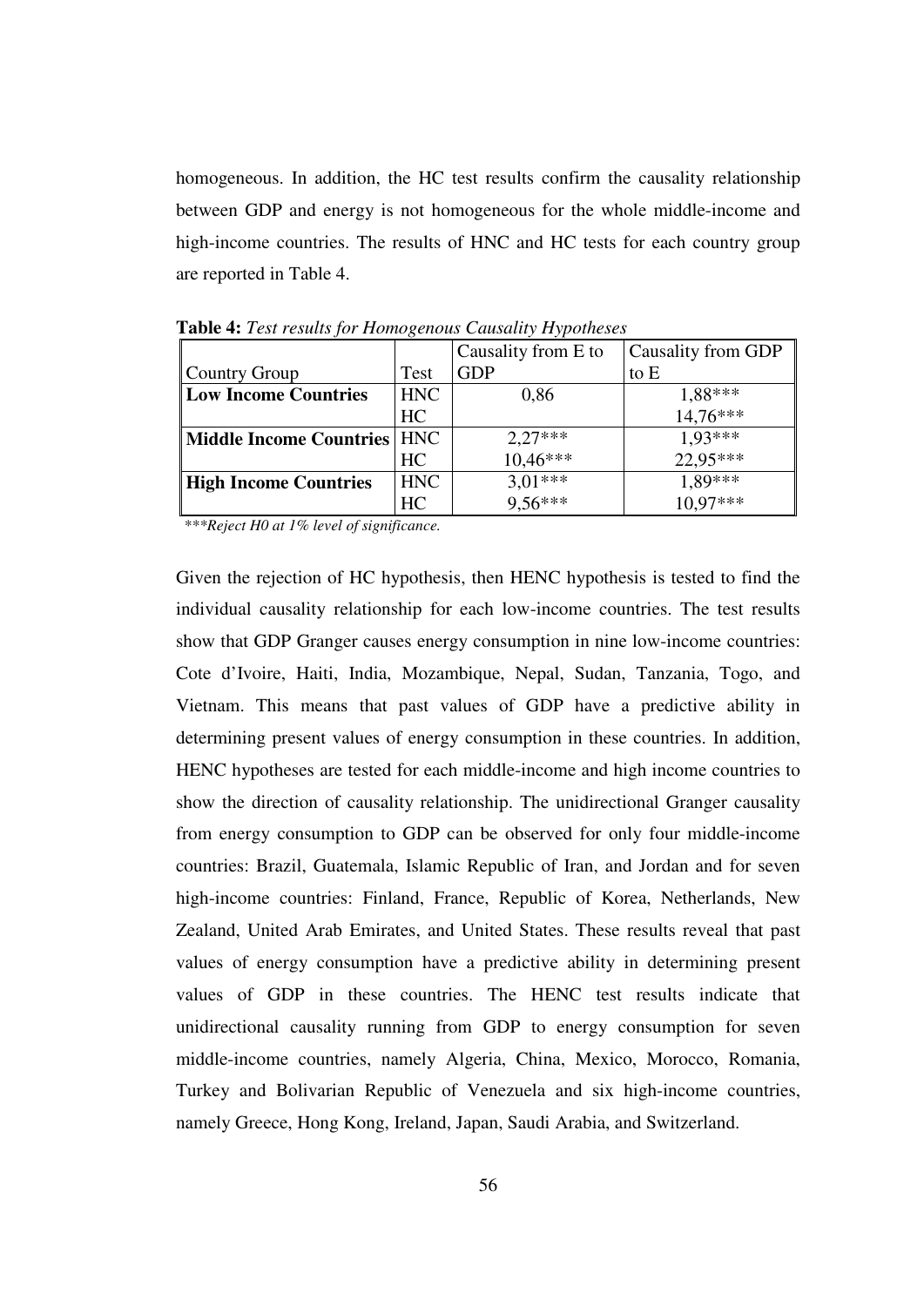homogeneous. In addition, the HC test results confirm the causality relationship between GDP and energy is not homogeneous for the whole middle-income and high-income countries. The results of HNC and HC tests for each country group are reported in Table 4.

**Table 4:** *Test results for Homogenous Causality Hypotheses*

| Country Group | Test | Causality from E to GDP | Causality from GDP to E |
|---|---|---|---|
| **Low Income Countries** | HNC | 0,86 | 1,88*** |
| | HC | | 14,76*** |
| **Middle Income Countries** | HNC | 2,27*** | 1,93*** |
| | HC | 10,46*** | 22,95*** |
| **High Income Countries** | HNC | 3,01*** | 1,89*** |
| | HC | 9,56*** | 10,97*** |

*\*\*\*Reject H0 at 1% level of significance.*

Given the rejection of HC hypothesis, then HENC hypothesis is tested to find the individual causality relationship for each low-income countries. The test results show that GDP Granger causes energy consumption in nine low-income countries: Cote d'Ivoire, Haiti, India, Mozambique, Nepal, Sudan, Tanzania, Togo, and Vietnam. This means that past values of GDP have a predictive ability in determining present values of energy consumption in these countries. In addition, HENC hypotheses are tested for each middle-income and high income countries to show the direction of causality relationship. The unidirectional Granger causality from energy consumption to GDP can be observed for only four middle-income countries: Brazil, Guatemala, Islamic Republic of Iran, and Jordan and for seven high-income countries: Finland, France, Republic of Korea, Netherlands, New Zealand, United Arab Emirates, and United States. These results reveal that past values of energy consumption have a predictive ability in determining present values of GDP in these countries. The HENC test results indicate that unidirectional causality running from GDP to energy consumption for seven middle-income countries, namely Algeria, China, Mexico, Morocco, Romania, Turkey and Bolivarian Republic of Venezuela and six high-income countries, namely Greece, Hong Kong, Ireland, Japan, Saudi Arabia, and Switzerland.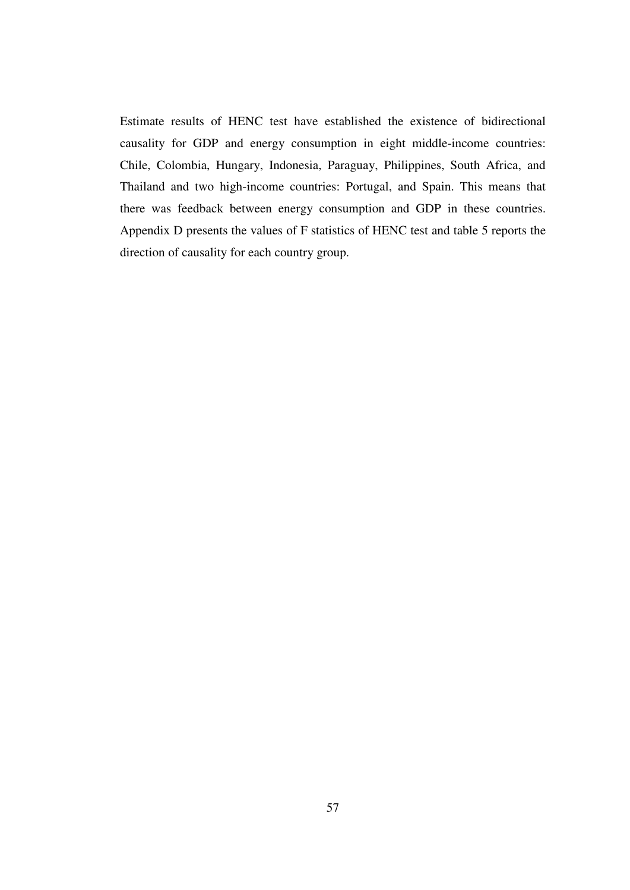Estimate results of HENC test have established the existence of bidirectional causality for GDP and energy consumption in eight middle-income countries: Chile, Colombia, Hungary, Indonesia, Paraguay, Philippines, South Africa, and Thailand and two high-income countries: Portugal, and Spain. This means that there was feedback between energy consumption and GDP in these countries. Appendix D presents the values of F statistics of HENC test and table 5 reports the direction of causality for each country group.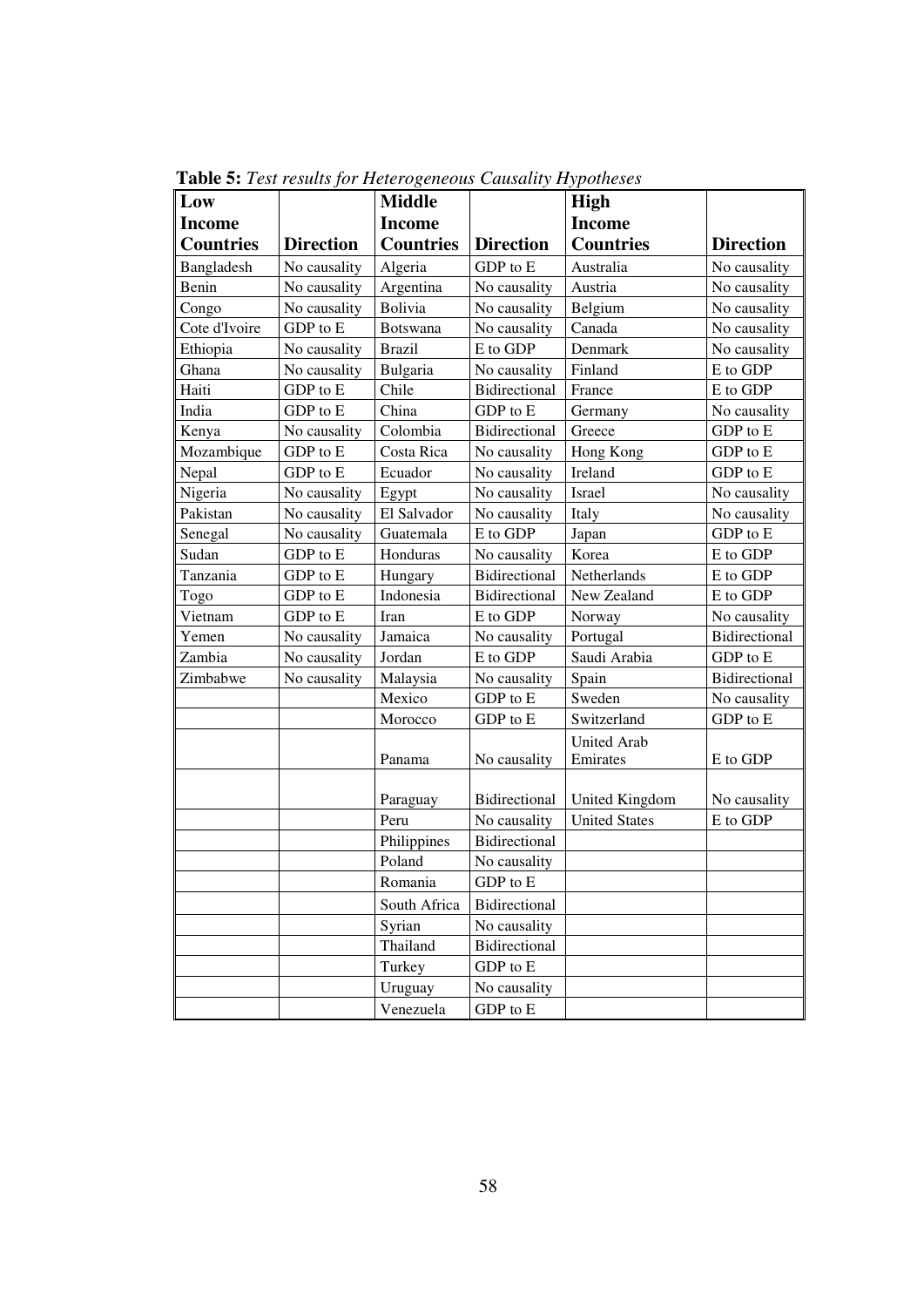**Table 5:** *Test results for Heterogeneous Causality Hypotheses*

| Low Income Countries | Direction | Middle Income Countries | Direction | High Income Countries | Direction |
|---|---|---|---|---|---|
| Bangladesh | No causality | Algeria | GDP to E | Australia | No causality |
| Benin | No causality | Argentina | No causality | Austria | No causality |
| Congo | No causality | Bolivia | No causality | Belgium | No causality |
| Cote d'Ivoire | GDP to E | Botswana | No causality | Canada | No causality |
| Ethiopia | No causality | Brazil | E to GDP | Denmark | No causality |
| Ghana | No causality | Bulgaria | No causality | Finland | E to GDP |
| Haiti | GDP to E | Chile | Bidirectional | France | E to GDP |
| India | GDP to E | China | GDP to E | Germany | No causality |
| Kenya | No causality | Colombia | Bidirectional | Greece | GDP to E |
| Mozambique | GDP to E | Costa Rica | No causality | Hong Kong | GDP to E |
| Nepal | GDP to E | Ecuador | No causality | Ireland | GDP to E |
| Nigeria | No causality | Egypt | No causality | Israel | No causality |
| Pakistan | No causality | El Salvador | No causality | Italy | No causality |
| Senegal | No causality | Guatemala | E to GDP | Japan | GDP to E |
| Sudan | GDP to E | Honduras | No causality | Korea | E to GDP |
| Tanzania | GDP to E | Hungary | Bidirectional | Netherlands | E to GDP |
| Togo | GDP to E | Indonesia | Bidirectional | New Zealand | E to GDP |
| Vietnam | GDP to E | Iran | E to GDP | Norway | No causality |
| Yemen | No causality | Jamaica | No causality | Portugal | Bidirectional |
| Zambia | No causality | Jordan | E to GDP | Saudi Arabia | GDP to E |
| Zimbabwe | No causality | Malaysia | No causality | Spain | Bidirectional |
| | | Mexico | GDP to E | Sweden | No causality |
| | | Morocco | GDP to E | Switzerland | GDP to E |
| | | Panama | No causality | United Arab Emirates | E to GDP |
| | | Paraguay | Bidirectional | United Kingdom | No causality |
| | | Peru | No causality | United States | E to GDP |
| | | Philippines | Bidirectional | | |
| | | Poland | No causality | | |
| | | Romania | GDP to E | | |
| | | South Africa | Bidirectional | | |
| | | Syrian | No causality | | |
| | | Thailand | Bidirectional | | |
| | | Turkey | GDP to E | | |
| | | Uruguay | No causality | | |
| | | Venezuela | GDP to E | | |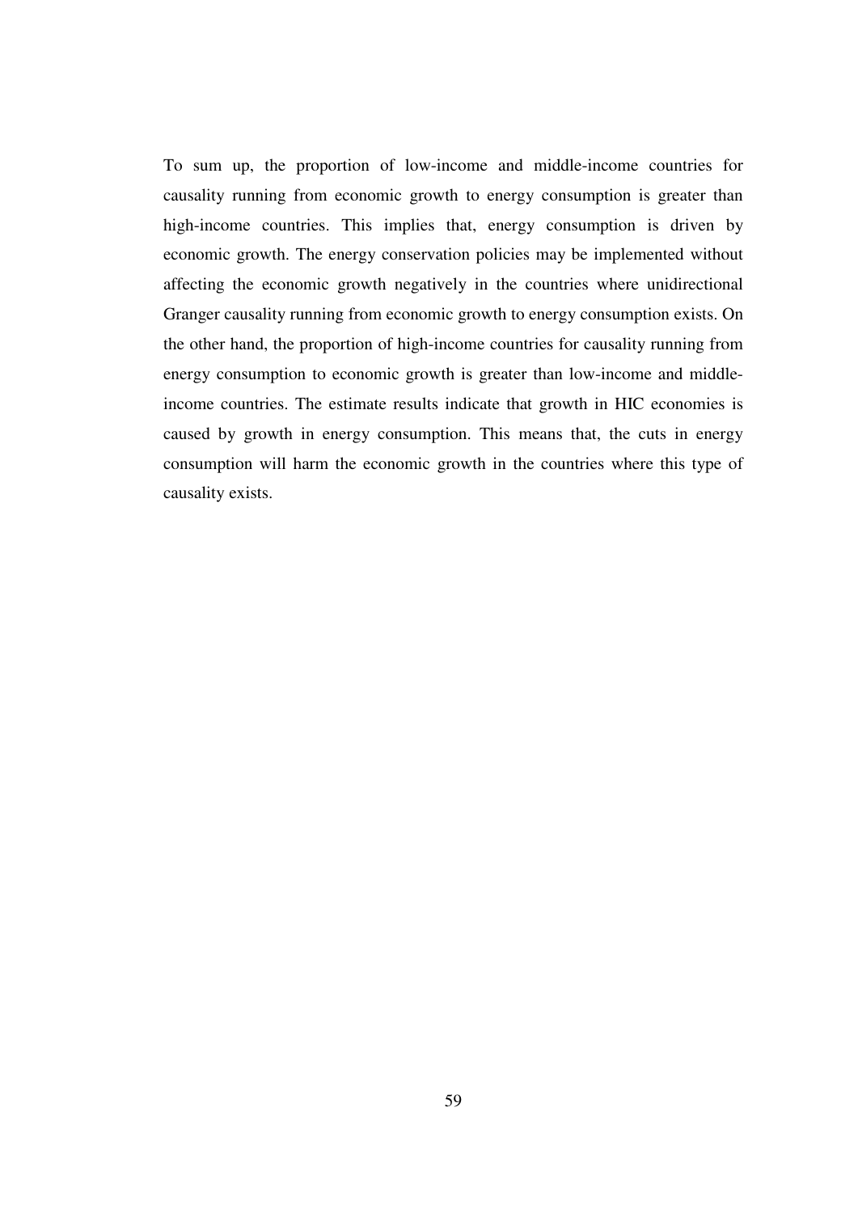To sum up, the proportion of low-income and middle-income countries for causality running from economic growth to energy consumption is greater than high-income countries. This implies that, energy consumption is driven by economic growth. The energy conservation policies may be implemented without affecting the economic growth negatively in the countries where unidirectional Granger causality running from economic growth to energy consumption exists. On the other hand, the proportion of high-income countries for causality running from energy consumption to economic growth is greater than low-income and middle-income countries. The estimate results indicate that growth in HIC economies is caused by growth in energy consumption. This means that, the cuts in energy consumption will harm the economic growth in the countries where this type of causality exists.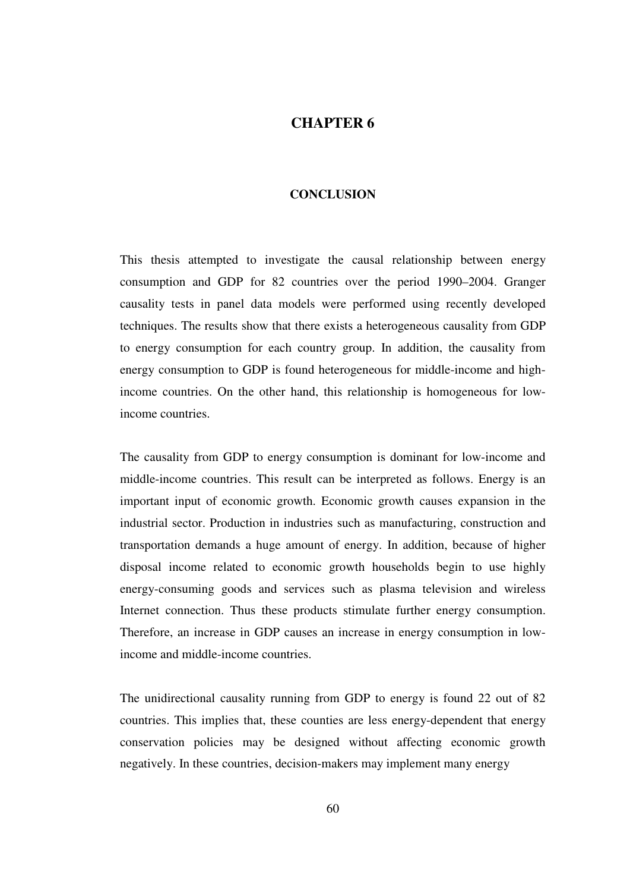# CHAPTER 6

## CONCLUSION

This thesis attempted to investigate the causal relationship between energy consumption and GDP for 82 countries over the period 1990–2004. Granger causality tests in panel data models were performed using recently developed techniques. The results show that there exists a heterogeneous causality from GDP to energy consumption for each country group. In addition, the causality from energy consumption to GDP is found heterogeneous for middle-income and high-income countries. On the other hand, this relationship is homogeneous for low-income countries.

The causality from GDP to energy consumption is dominant for low-income and middle-income countries. This result can be interpreted as follows. Energy is an important input of economic growth. Economic growth causes expansion in the industrial sector. Production in industries such as manufacturing, construction and transportation demands a huge amount of energy. In addition, because of higher disposal income related to economic growth households begin to use highly energy-consuming goods and services such as plasma television and wireless Internet connection. Thus these products stimulate further energy consumption. Therefore, an increase in GDP causes an increase in energy consumption in low-income and middle-income countries.

The unidirectional causality running from GDP to energy is found 22 out of 82 countries. This implies that, these counties are less energy-dependent that energy conservation policies may be designed without affecting economic growth negatively. In these countries, decision-makers may implement many energy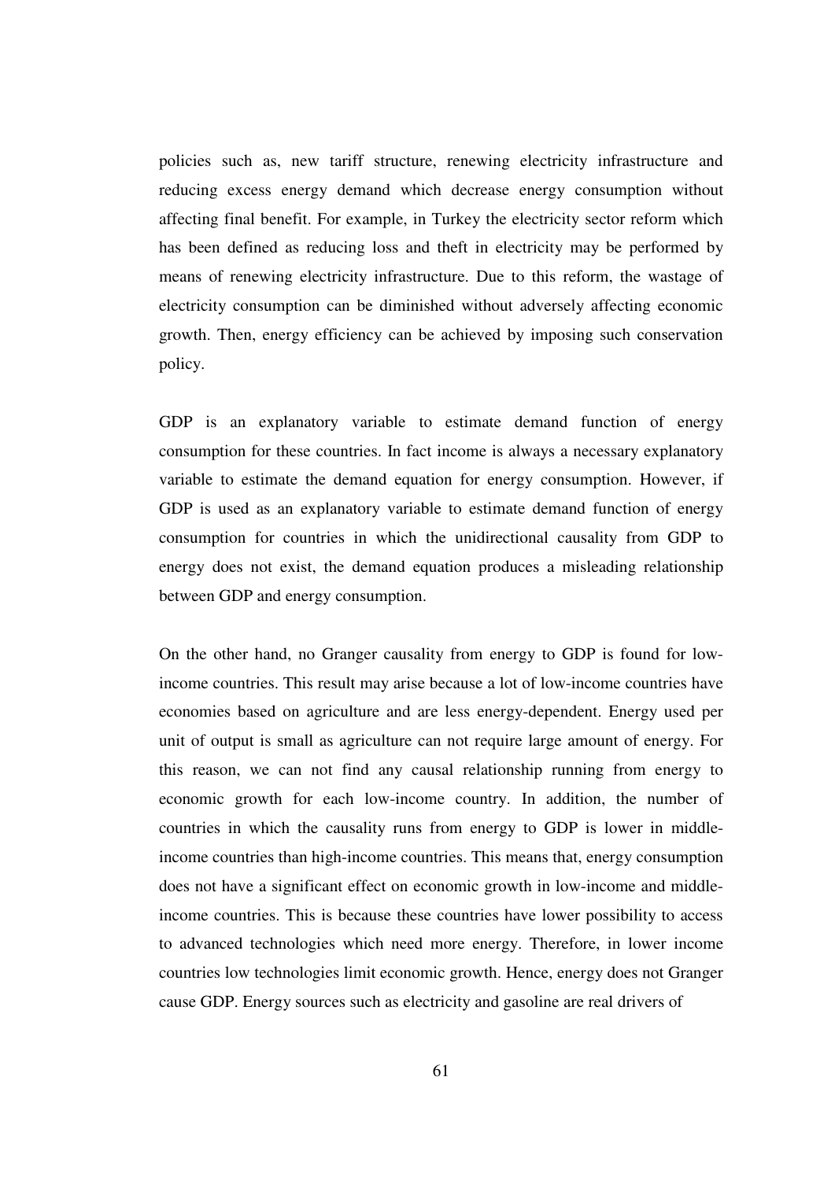policies such as, new tariff structure, renewing electricity infrastructure and reducing excess energy demand which decrease energy consumption without affecting final benefit. For example, in Turkey the electricity sector reform which has been defined as reducing loss and theft in electricity may be performed by means of renewing electricity infrastructure. Due to this reform, the wastage of electricity consumption can be diminished without adversely affecting economic growth. Then, energy efficiency can be achieved by imposing such conservation policy.

GDP is an explanatory variable to estimate demand function of energy consumption for these countries. In fact income is always a necessary explanatory variable to estimate the demand equation for energy consumption. However, if GDP is used as an explanatory variable to estimate demand function of energy consumption for countries in which the unidirectional causality from GDP to energy does not exist, the demand equation produces a misleading relationship between GDP and energy consumption.

On the other hand, no Granger causality from energy to GDP is found for low-income countries. This result may arise because a lot of low-income countries have economies based on agriculture and are less energy-dependent. Energy used per unit of output is small as agriculture can not require large amount of energy. For this reason, we can not find any causal relationship running from energy to economic growth for each low-income country. In addition, the number of countries in which the causality runs from energy to GDP is lower in middle-income countries than high-income countries. This means that, energy consumption does not have a significant effect on economic growth in low-income and middle-income countries. This is because these countries have lower possibility to access to advanced technologies which need more energy. Therefore, in lower income countries low technologies limit economic growth. Hence, energy does not Granger cause GDP. Energy sources such as electricity and gasoline are real drivers of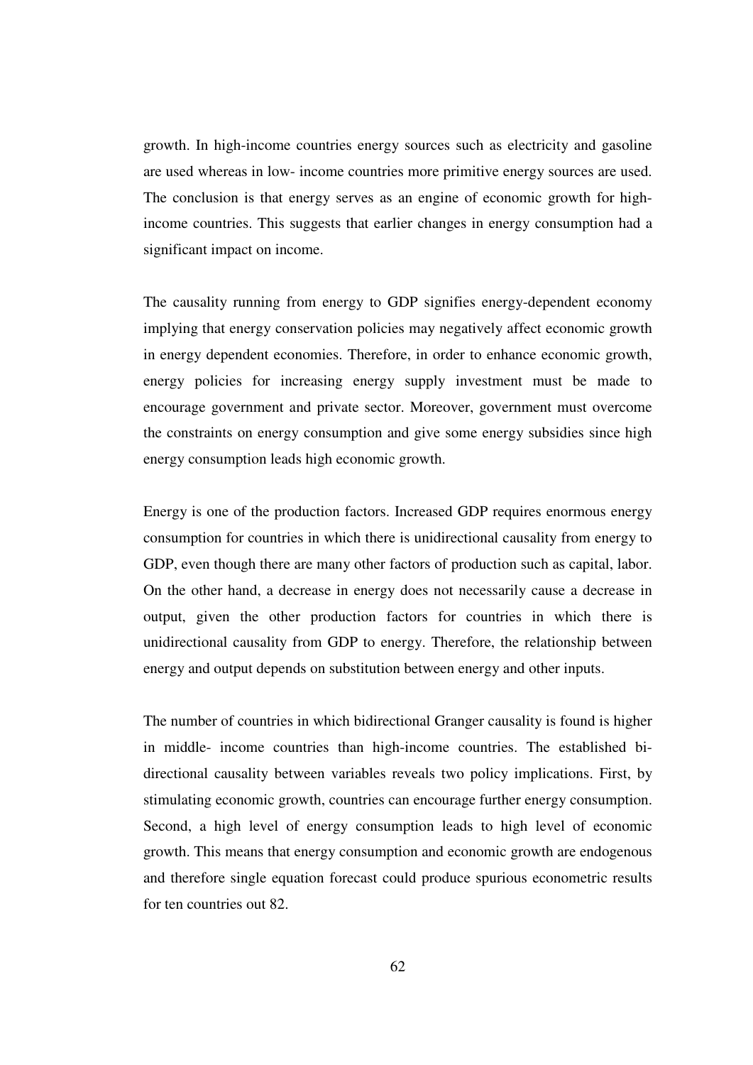growth. In high-income countries energy sources such as electricity and gasoline are used whereas in low- income countries more primitive energy sources are used. The conclusion is that energy serves as an engine of economic growth for high-income countries. This suggests that earlier changes in energy consumption had a significant impact on income.

The causality running from energy to GDP signifies energy-dependent economy implying that energy conservation policies may negatively affect economic growth in energy dependent economies. Therefore, in order to enhance economic growth, energy policies for increasing energy supply investment must be made to encourage government and private sector. Moreover, government must overcome the constraints on energy consumption and give some energy subsidies since high energy consumption leads high economic growth.

Energy is one of the production factors. Increased GDP requires enormous energy consumption for countries in which there is unidirectional causality from energy to GDP, even though there are many other factors of production such as capital, labor. On the other hand, a decrease in energy does not necessarily cause a decrease in output, given the other production factors for countries in which there is unidirectional causality from GDP to energy. Therefore, the relationship between energy and output depends on substitution between energy and other inputs.

The number of countries in which bidirectional Granger causality is found is higher in middle- income countries than high-income countries. The established bi-directional causality between variables reveals two policy implications. First, by stimulating economic growth, countries can encourage further energy consumption. Second, a high level of energy consumption leads to high level of economic growth. This means that energy consumption and economic growth are endogenous and therefore single equation forecast could produce spurious econometric results for ten countries out 82.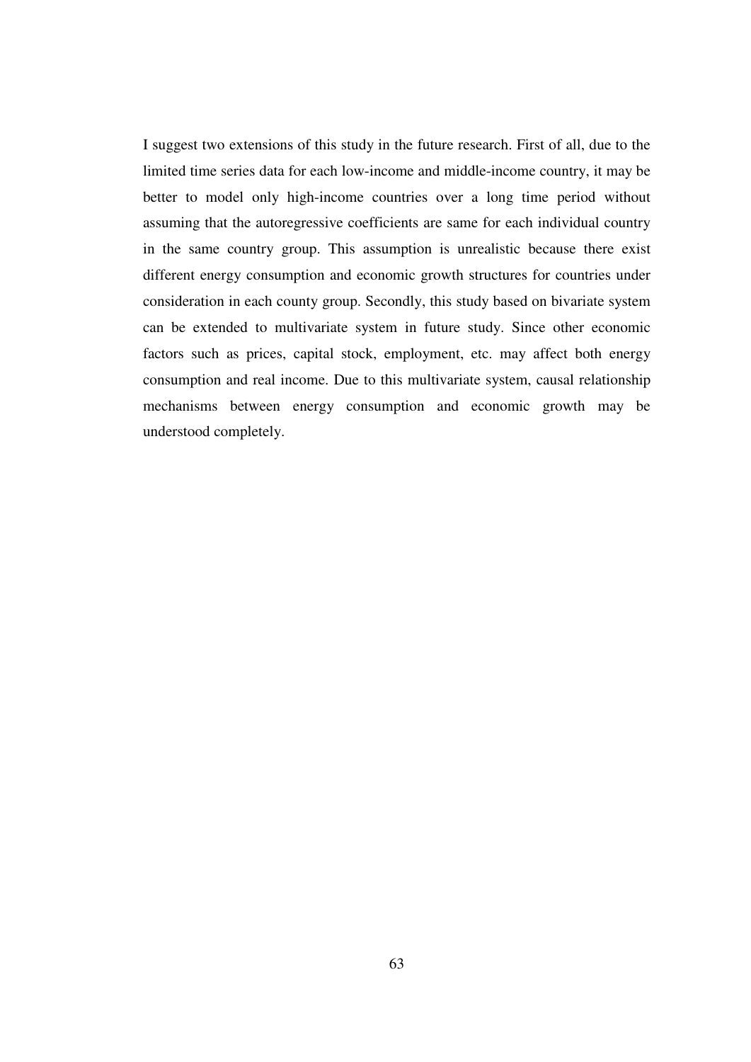I suggest two extensions of this study in the future research. First of all, due to the limited time series data for each low-income and middle-income country, it may be better to model only high-income countries over a long time period without assuming that the autoregressive coefficients are same for each individual country in the same country group. This assumption is unrealistic because there exist different energy consumption and economic growth structures for countries under consideration in each county group. Secondly, this study based on bivariate system can be extended to multivariate system in future study. Since other economic factors such as prices, capital stock, employment, etc. may affect both energy consumption and real income. Due to this multivariate system, causal relationship mechanisms between energy consumption and economic growth may be understood completely.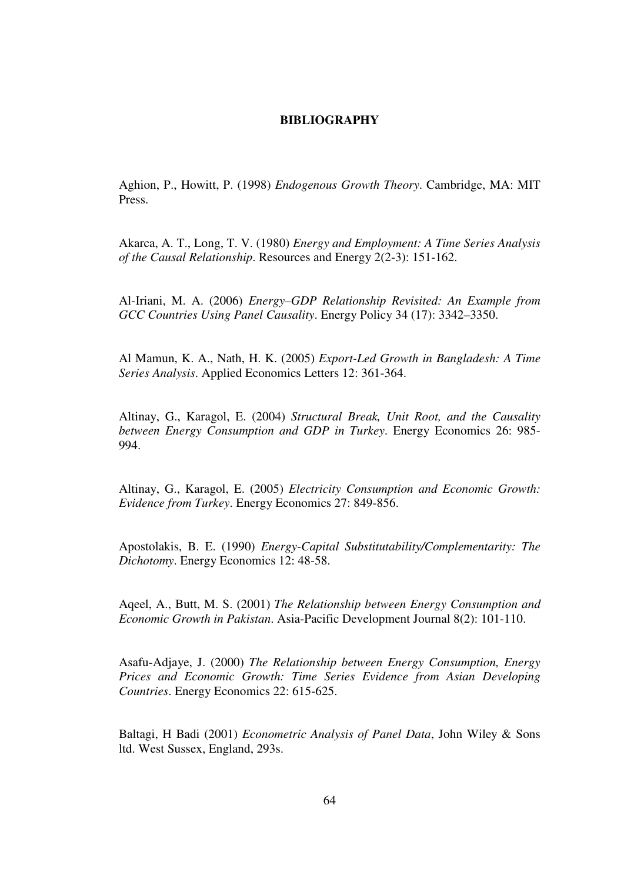# BIBLIOGRAPHY

Aghion, P., Howitt, P. (1998) *Endogenous Growth Theory*. Cambridge, MA: MIT Press.

Akarca, A. T., Long, T. V. (1980) *Energy and Employment: A Time Series Analysis of the Causal Relationship*. Resources and Energy 2(2-3): 151-162.

Al-Iriani, M. A. (2006) *Energy–GDP Relationship Revisited: An Example from GCC Countries Using Panel Causality*. Energy Policy 34 (17): 3342–3350.

Al Mamun, K. A., Nath, H. K. (2005) *Export-Led Growth in Bangladesh: A Time Series Analysis*. Applied Economics Letters 12: 361-364.

Altinay, G., Karagol, E. (2004) *Structural Break, Unit Root, and the Causality between Energy Consumption and GDP in Turkey*. Energy Economics 26: 985-994.

Altinay, G., Karagol, E. (2005) *Electricity Consumption and Economic Growth: Evidence from Turkey*. Energy Economics 27: 849-856.

Apostolakis, B. E. (1990) *Energy-Capital Substitutability/Complementarity: The Dichotomy*. Energy Economics 12: 48-58.

Aqeel, A., Butt, M. S. (2001) *The Relationship between Energy Consumption and Economic Growth in Pakistan*. Asia-Pacific Development Journal 8(2): 101-110.

Asafu-Adjaye, J. (2000) *The Relationship between Energy Consumption, Energy Prices and Economic Growth: Time Series Evidence from Asian Developing Countries*. Energy Economics 22: 615-625.

Baltagi, H Badi (2001) *Econometric Analysis of Panel Data*, John Wiley & Sons ltd. West Sussex, England, 293s.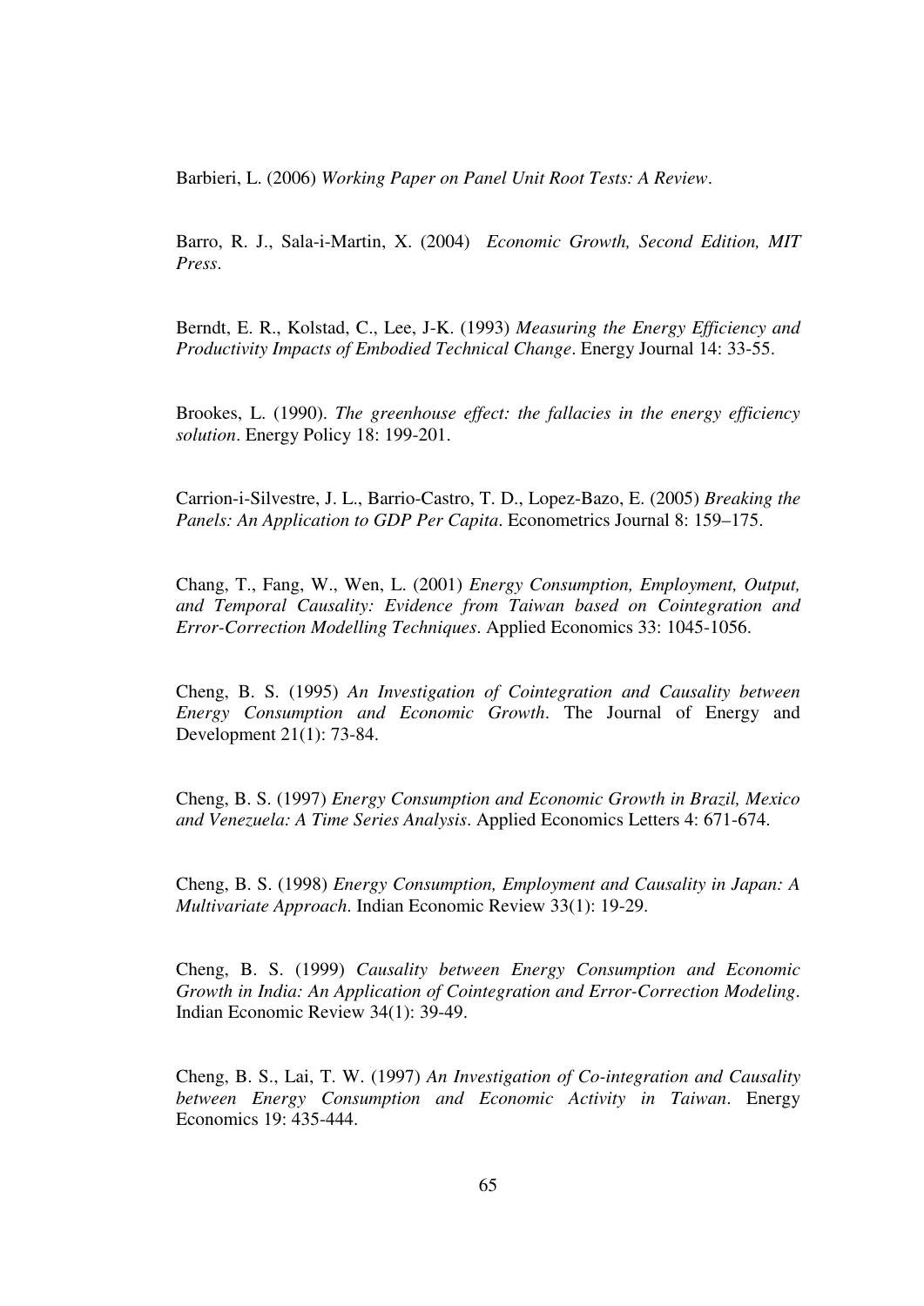Barbieri, L. (2006) *Working Paper on Panel Unit Root Tests: A Review*.

Barro, R. J., Sala-i-Martin, X. (2004) *Economic Growth, Second Edition, MIT Press*.

Berndt, E. R., Kolstad, C., Lee, J-K. (1993) *Measuring the Energy Efficiency and Productivity Impacts of Embodied Technical Change*. Energy Journal 14: 33-55.

Brookes, L. (1990). *The greenhouse effect: the fallacies in the energy efficiency solution*. Energy Policy 18: 199-201.

Carrion-i-Silvestre, J. L., Barrio-Castro, T. D., Lopez-Bazo, E. (2005) *Breaking the Panels: An Application to GDP Per Capita*. Econometrics Journal 8: 159–175.

Chang, T., Fang, W., Wen, L. (2001) *Energy Consumption, Employment, Output, and Temporal Causality: Evidence from Taiwan based on Cointegration and Error-Correction Modelling Techniques*. Applied Economics 33: 1045-1056.

Cheng, B. S. (1995) *An Investigation of Cointegration and Causality between Energy Consumption and Economic Growth*. The Journal of Energy and Development 21(1): 73-84.

Cheng, B. S. (1997) *Energy Consumption and Economic Growth in Brazil, Mexico and Venezuela: A Time Series Analysis*. Applied Economics Letters 4: 671-674.

Cheng, B. S. (1998) *Energy Consumption, Employment and Causality in Japan: A Multivariate Approach*. Indian Economic Review 33(1): 19-29.

Cheng, B. S. (1999) *Causality between Energy Consumption and Economic Growth in India: An Application of Cointegration and Error-Correction Modeling*. Indian Economic Review 34(1): 39-49.

Cheng, B. S., Lai, T. W. (1997) *An Investigation of Co-integration and Causality between Energy Consumption and Economic Activity in Taiwan*. Energy Economics 19: 435-444.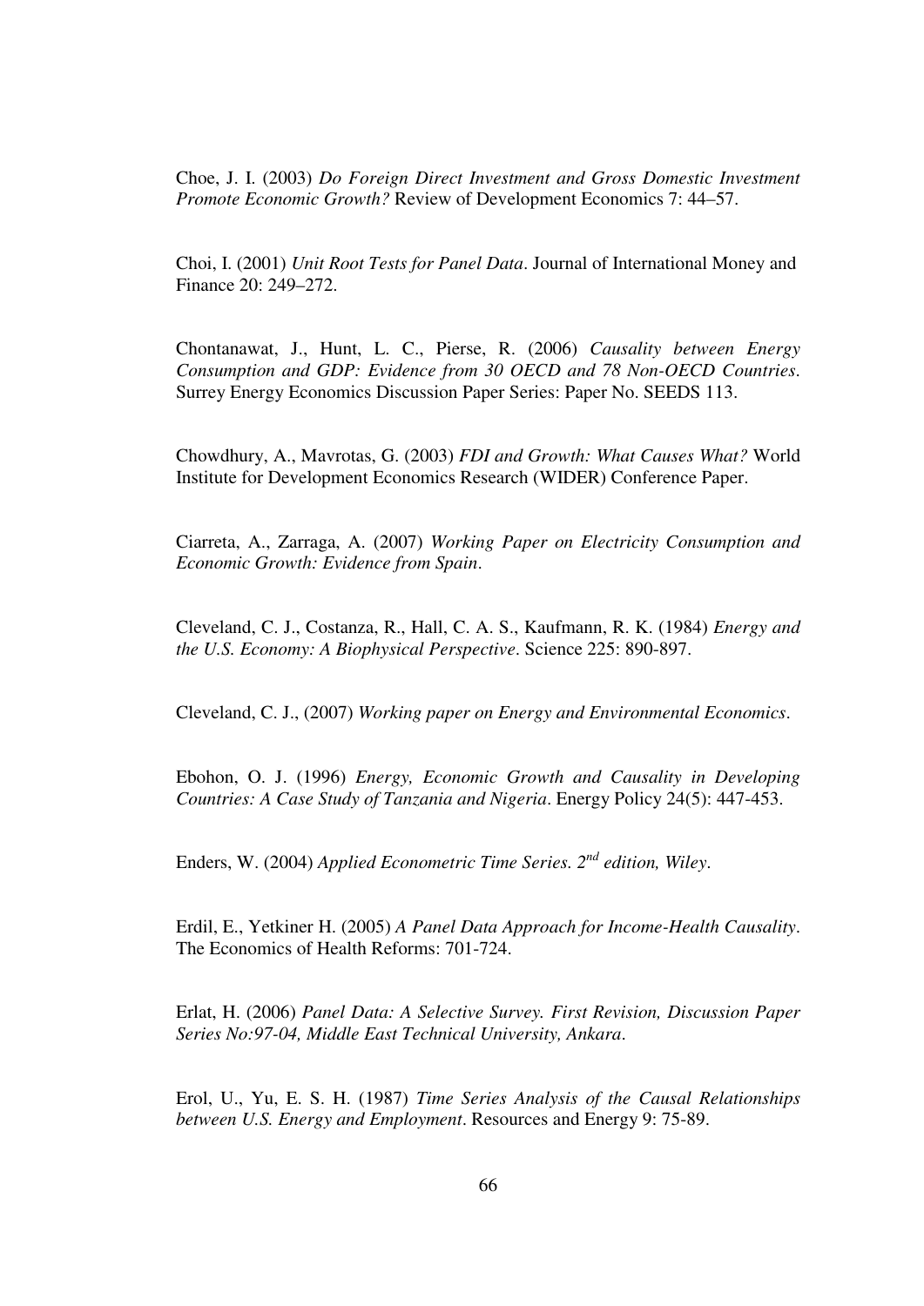Choe, J. I. (2003) *Do Foreign Direct Investment and Gross Domestic Investment Promote Economic Growth?* Review of Development Economics 7: 44–57.

Choi, I. (2001) *Unit Root Tests for Panel Data*. Journal of International Money and Finance 20: 249–272.

Chontanawat, J., Hunt, L. C., Pierse, R. (2006) *Causality between Energy Consumption and GDP: Evidence from 30 OECD and 78 Non-OECD Countries*. Surrey Energy Economics Discussion Paper Series: Paper No. SEEDS 113.

Chowdhury, A., Mavrotas, G. (2003) *FDI and Growth: What Causes What?* World Institute for Development Economics Research (WIDER) Conference Paper.

Ciarreta, A., Zarraga, A. (2007) *Working Paper on Electricity Consumption and Economic Growth: Evidence from Spain*.

Cleveland, C. J., Costanza, R., Hall, C. A. S., Kaufmann, R. K. (1984) *Energy and the U.S. Economy: A Biophysical Perspective*. Science 225: 890-897.

Cleveland, C. J., (2007) *Working paper on Energy and Environmental Economics*.

Ebohon, O. J. (1996) *Energy, Economic Growth and Causality in Developing Countries: A Case Study of Tanzania and Nigeria*. Energy Policy 24(5): 447-453.

Enders, W. (2004) *Applied Econometric Time Series. 2nd edition, Wiley*.

Erdil, E., Yetkiner H. (2005) *A Panel Data Approach for Income-Health Causality*. The Economics of Health Reforms: 701-724.

Erlat, H. (2006) *Panel Data: A Selective Survey. First Revision, Discussion Paper Series No:97-04, Middle East Technical University, Ankara*.

Erol, U., Yu, E. S. H. (1987) *Time Series Analysis of the Causal Relationships between U.S. Energy and Employment*. Resources and Energy 9: 75-89.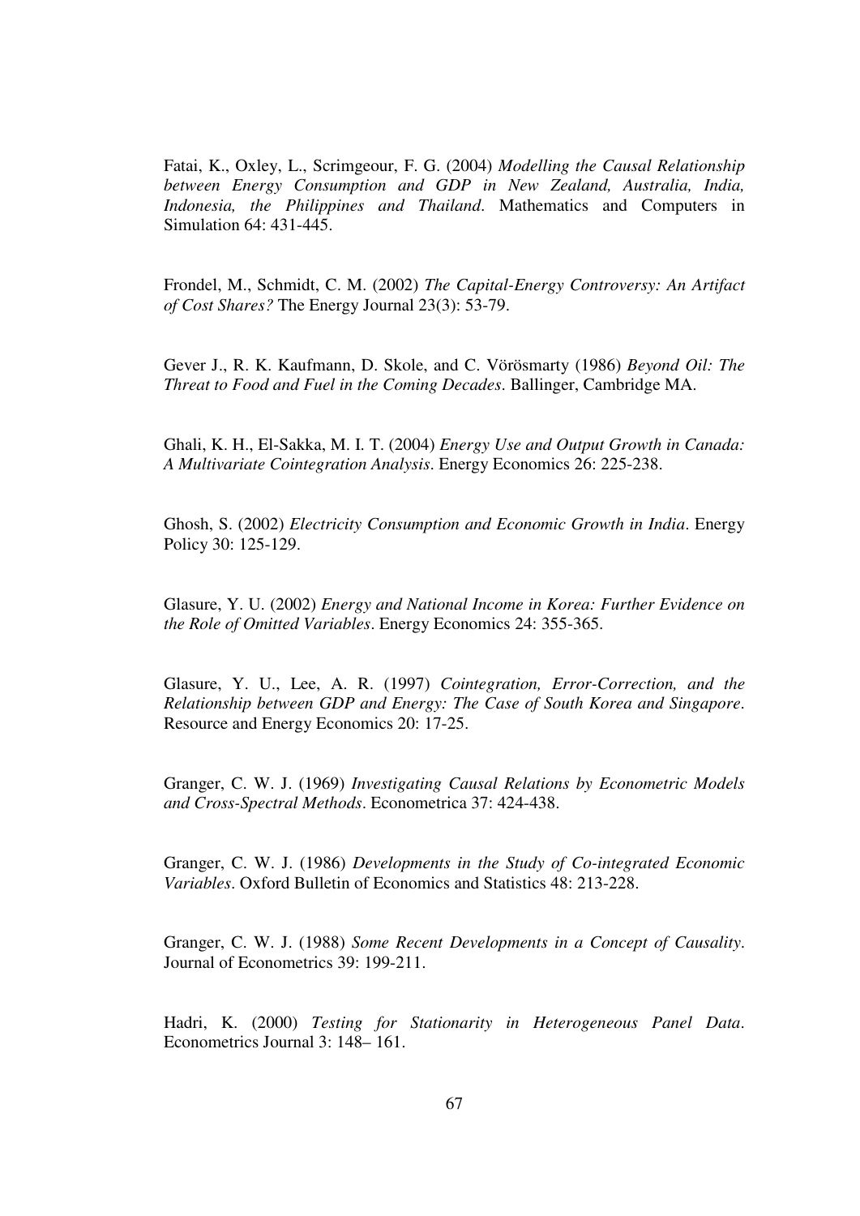Fatai, K., Oxley, L., Scrimgeour, F. G. (2004) *Modelling the Causal Relationship between Energy Consumption and GDP in New Zealand, Australia, India, Indonesia, the Philippines and Thailand*. Mathematics and Computers in Simulation 64: 431-445.

Frondel, M., Schmidt, C. M. (2002) *The Capital-Energy Controversy: An Artifact of Cost Shares?* The Energy Journal 23(3): 53-79.

Gever J., R. K. Kaufmann, D. Skole, and C. Vörösmarty (1986) *Beyond Oil: The Threat to Food and Fuel in the Coming Decades*. Ballinger, Cambridge MA.

Ghali, K. H., El-Sakka, M. I. T. (2004) *Energy Use and Output Growth in Canada: A Multivariate Cointegration Analysis*. Energy Economics 26: 225-238.

Ghosh, S. (2002) *Electricity Consumption and Economic Growth in India*. Energy Policy 30: 125-129.

Glasure, Y. U. (2002) *Energy and National Income in Korea: Further Evidence on the Role of Omitted Variables*. Energy Economics 24: 355-365.

Glasure, Y. U., Lee, A. R. (1997) *Cointegration, Error-Correction, and the Relationship between GDP and Energy: The Case of South Korea and Singapore*. Resource and Energy Economics 20: 17-25.

Granger, C. W. J. (1969) *Investigating Causal Relations by Econometric Models and Cross-Spectral Methods*. Econometrica 37: 424-438.

Granger, C. W. J. (1986) *Developments in the Study of Co-integrated Economic Variables*. Oxford Bulletin of Economics and Statistics 48: 213-228.

Granger, C. W. J. (1988) *Some Recent Developments in a Concept of Causality*. Journal of Econometrics 39: 199-211.

Hadri, K. (2000) *Testing for Stationarity in Heterogeneous Panel Data*. Econometrics Journal 3: 148– 161.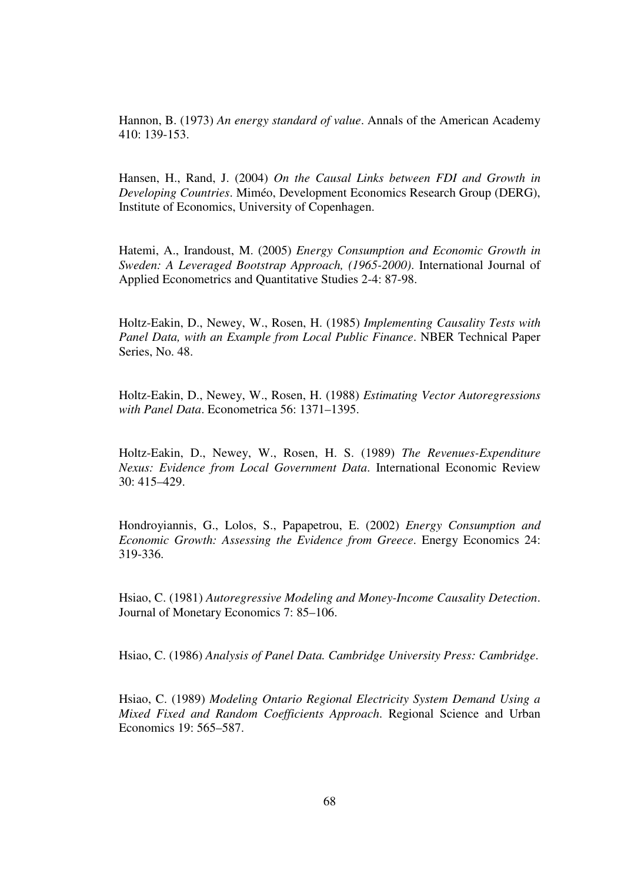Hannon, B. (1973) *An energy standard of value*. Annals of the American Academy 410: 139-153.

Hansen, H., Rand, J. (2004) *On the Causal Links between FDI and Growth in Developing Countries*. Miméo, Development Economics Research Group (DERG), Institute of Economics, University of Copenhagen.

Hatemi, A., Irandoust, M. (2005) *Energy Consumption and Economic Growth in Sweden: A Leveraged Bootstrap Approach, (1965-2000)*. International Journal of Applied Econometrics and Quantitative Studies 2-4: 87-98.

Holtz-Eakin, D., Newey, W., Rosen, H. (1985) *Implementing Causality Tests with Panel Data, with an Example from Local Public Finance*. NBER Technical Paper Series, No. 48.

Holtz-Eakin, D., Newey, W., Rosen, H. (1988) *Estimating Vector Autoregressions with Panel Data*. Econometrica 56: 1371–1395.

Holtz-Eakin, D., Newey, W., Rosen, H. S. (1989) *The Revenues-Expenditure Nexus: Evidence from Local Government Data*. International Economic Review 30: 415–429.

Hondroyiannis, G., Lolos, S., Papapetrou, E. (2002) *Energy Consumption and Economic Growth: Assessing the Evidence from Greece*. Energy Economics 24: 319-336.

Hsiao, C. (1981) *Autoregressive Modeling and Money-Income Causality Detection*. Journal of Monetary Economics 7: 85–106.

Hsiao, C. (1986) *Analysis of Panel Data. Cambridge University Press: Cambridge*.

Hsiao, C. (1989) *Modeling Ontario Regional Electricity System Demand Using a Mixed Fixed and Random Coefficients Approach*. Regional Science and Urban Economics 19: 565–587.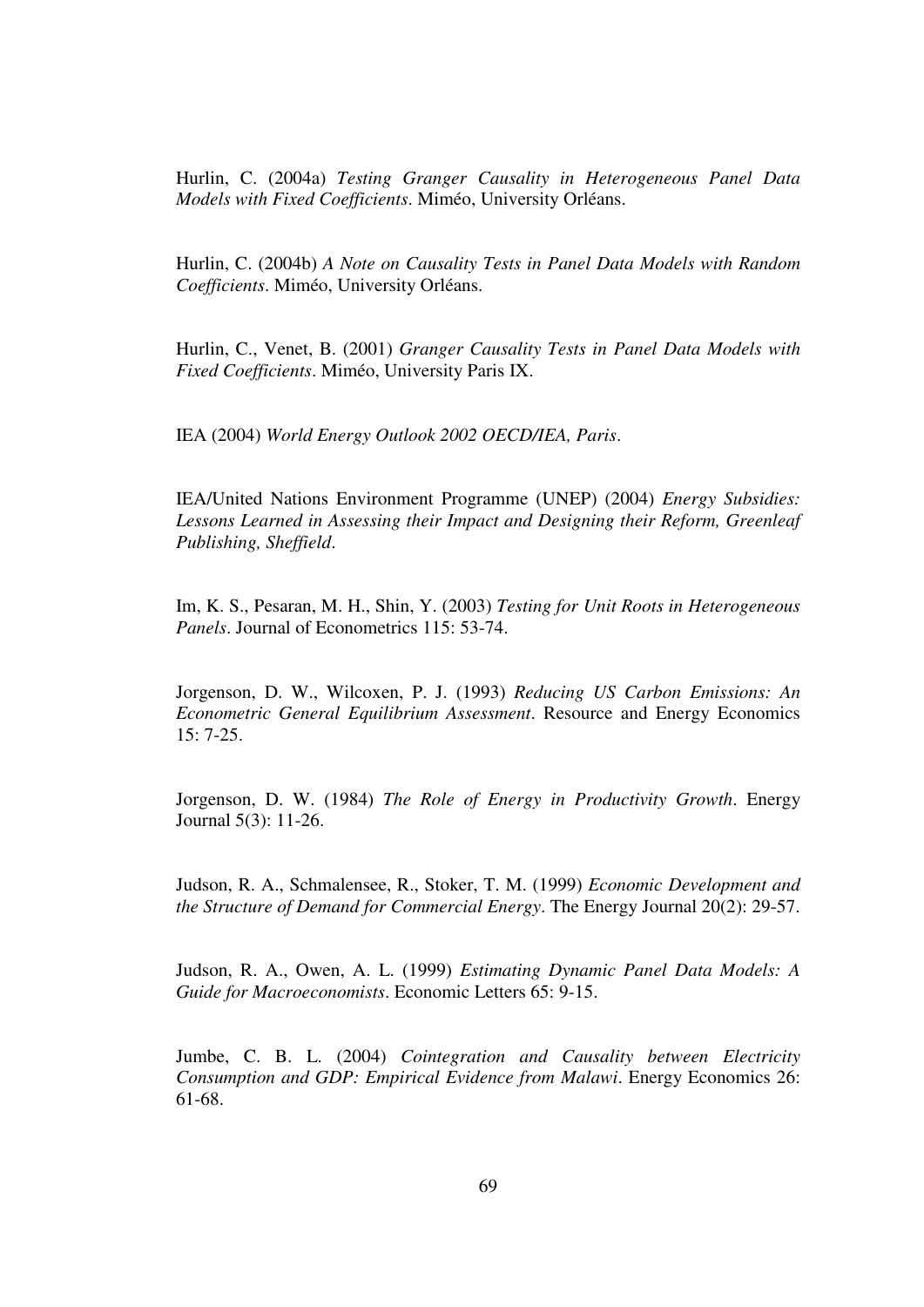Hurlin, C. (2004a) *Testing Granger Causality in Heterogeneous Panel Data Models with Fixed Coefficients*. Miméo, University Orléans.

Hurlin, C. (2004b) *A Note on Causality Tests in Panel Data Models with Random Coefficients*. Miméo, University Orléans.

Hurlin, C., Venet, B. (2001) *Granger Causality Tests in Panel Data Models with Fixed Coefficients*. Miméo, University Paris IX.

IEA (2004) *World Energy Outlook 2002 OECD/IEA, Paris*.

IEA/United Nations Environment Programme (UNEP) (2004) *Energy Subsidies: Lessons Learned in Assessing their Impact and Designing their Reform, Greenleaf Publishing, Sheffield*.

Im, K. S., Pesaran, M. H., Shin, Y. (2003) *Testing for Unit Roots in Heterogeneous Panels*. Journal of Econometrics 115: 53-74.

Jorgenson, D. W., Wilcoxen, P. J. (1993) *Reducing US Carbon Emissions: An Econometric General Equilibrium Assessment*. Resource and Energy Economics 15: 7-25.

Jorgenson, D. W. (1984) *The Role of Energy in Productivity Growth*. Energy Journal 5(3): 11-26.

Judson, R. A., Schmalensee, R., Stoker, T. M. (1999) *Economic Development and the Structure of Demand for Commercial Energy*. The Energy Journal 20(2): 29-57.

Judson, R. A., Owen, A. L. (1999) *Estimating Dynamic Panel Data Models: A Guide for Macroeconomists*. Economic Letters 65: 9-15.

Jumbe, C. B. L. (2004) *Cointegration and Causality between Electricity Consumption and GDP: Empirical Evidence from Malawi*. Energy Economics 26: 61-68.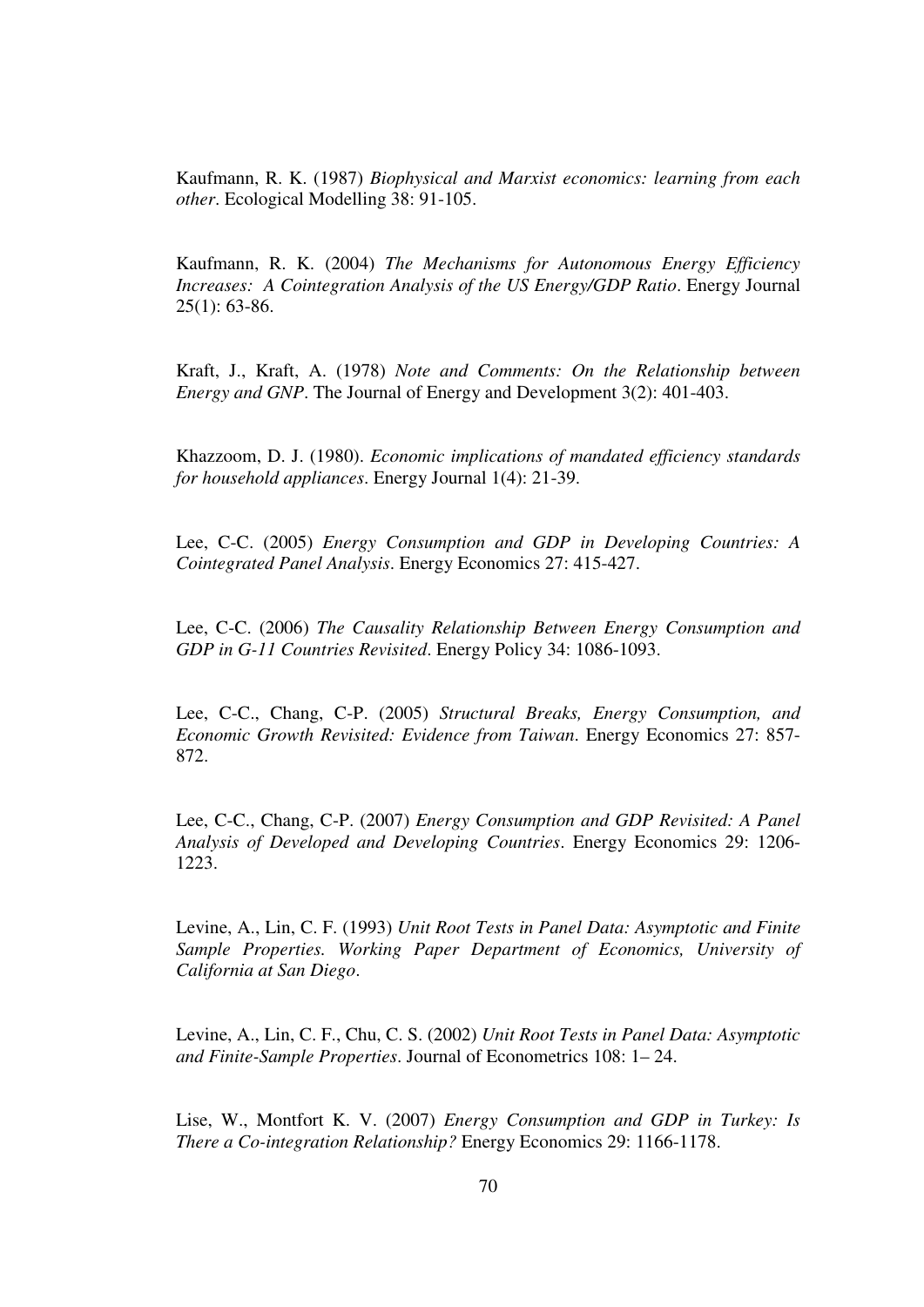Kaufmann, R. K. (1987) *Biophysical and Marxist economics: learning from each other*. Ecological Modelling 38: 91-105.

Kaufmann, R. K. (2004) *The Mechanisms for Autonomous Energy Efficiency Increases: A Cointegration Analysis of the US Energy/GDP Ratio*. Energy Journal 25(1): 63-86.

Kraft, J., Kraft, A. (1978) *Note and Comments: On the Relationship between Energy and GNP*. The Journal of Energy and Development 3(2): 401-403.

Khazzoom, D. J. (1980). *Economic implications of mandated efficiency standards for household appliances*. Energy Journal 1(4): 21-39.

Lee, C-C. (2005) *Energy Consumption and GDP in Developing Countries: A Cointegrated Panel Analysis*. Energy Economics 27: 415-427.

Lee, C-C. (2006) *The Causality Relationship Between Energy Consumption and GDP in G-11 Countries Revisited*. Energy Policy 34: 1086-1093.

Lee, C-C., Chang, C-P. (2005) *Structural Breaks, Energy Consumption, and Economic Growth Revisited: Evidence from Taiwan*. Energy Economics 27: 857-872.

Lee, C-C., Chang, C-P. (2007) *Energy Consumption and GDP Revisited: A Panel Analysis of Developed and Developing Countries*. Energy Economics 29: 1206-1223.

Levine, A., Lin, C. F. (1993) *Unit Root Tests in Panel Data: Asymptotic and Finite Sample Properties. Working Paper Department of Economics, University of California at San Diego*.

Levine, A., Lin, C. F., Chu, C. S. (2002) *Unit Root Tests in Panel Data: Asymptotic and Finite-Sample Properties*. Journal of Econometrics 108: 1– 24.

Lise, W., Montfort K. V. (2007) *Energy Consumption and GDP in Turkey: Is There a Co-integration Relationship?* Energy Economics 29: 1166-1178.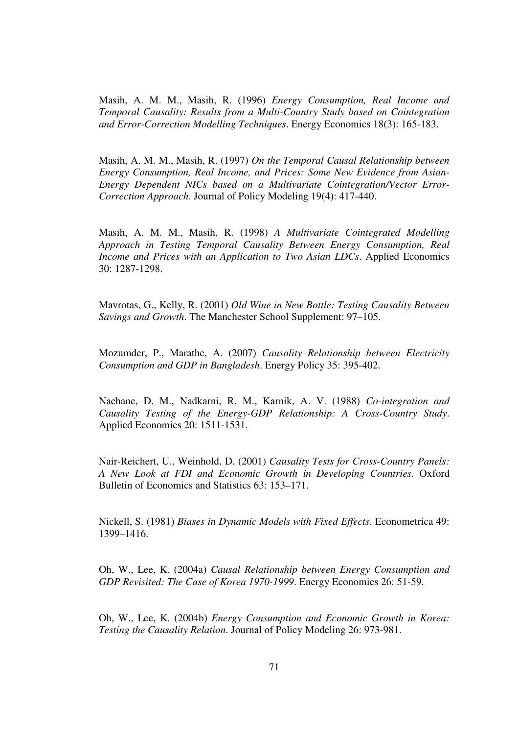Masih, A. M. M., Masih, R. (1996) *Energy Consumption, Real Income and Temporal Causality: Results from a Multi-Country Study based on Cointegration and Error-Correction Modelling Techniques*. Energy Economics 18(3): 165-183.

Masih, A. M. M., Masih, R. (1997) *On the Temporal Causal Relationship between Energy Consumption, Real Income, and Prices: Some New Evidence from Asian-Energy Dependent NICs based on a Multivariate Cointegration/Vector Error-Correction Approach*. Journal of Policy Modeling 19(4): 417-440.

Masih, A. M. M., Masih, R. (1998) *A Multivariate Cointegrated Modelling Approach in Testing Temporal Causality Between Energy Consumption, Real Income and Prices with an Application to Two Asian LDCs*. Applied Economics 30: 1287-1298.

Mavrotas, G., Kelly, R. (2001) *Old Wine in New Bottle: Testing Causality Between Savings and Growth*. The Manchester School Supplement: 97–105.

Mozumder, P., Marathe, A. (2007) *Causality Relationship between Electricity Consumption and GDP in Bangladesh*. Energy Policy 35: 395-402.

Nachane, D. M., Nadkarni, R. M., Karnik, A. V. (1988) *Co-integration and Causality Testing of the Energy-GDP Relationship: A Cross-Country Study*. Applied Economics 20: 1511-1531.

Nair-Reichert, U., Weinhold, D. (2001) *Causality Tests for Cross-Country Panels: A New Look at FDI and Economic Growth in Developing Countries*. Oxford Bulletin of Economics and Statistics 63: 153–171.

Nickell, S. (1981) *Biases in Dynamic Models with Fixed Effects*. Econometrica 49: 1399–1416.

Oh, W., Lee, K. (2004a) *Causal Relationship between Energy Consumption and GDP Revisited: The Case of Korea 1970-1999*. Energy Economics 26: 51-59.

Oh, W., Lee, K. (2004b) *Energy Consumption and Economic Growth in Korea: Testing the Causality Relation*. Journal of Policy Modeling 26: 973-981.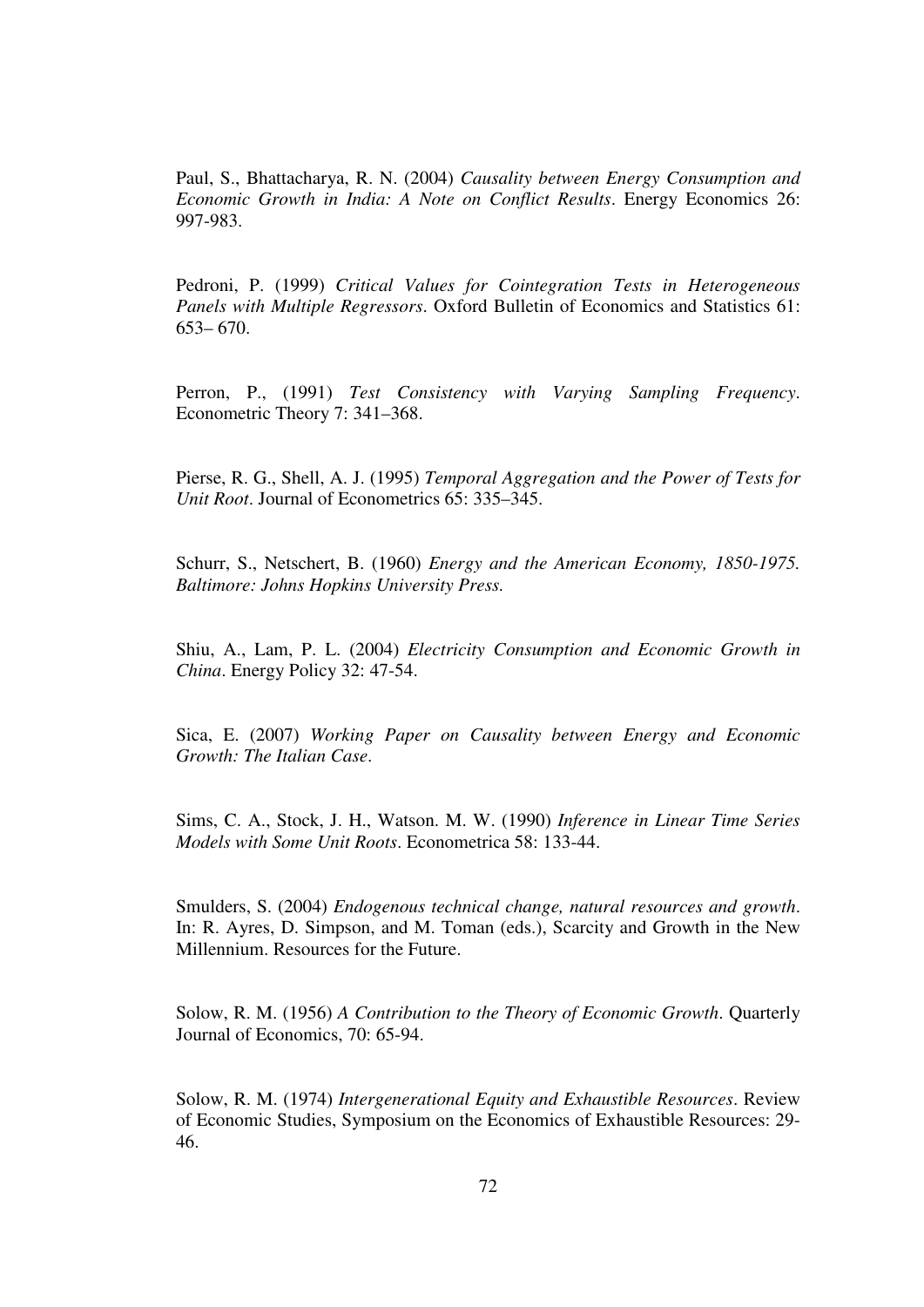Paul, S., Bhattacharya, R. N. (2004) *Causality between Energy Consumption and Economic Growth in India: A Note on Conflict Results*. Energy Economics 26: 997-983.

Pedroni, P. (1999) *Critical Values for Cointegration Tests in Heterogeneous Panels with Multiple Regressors*. Oxford Bulletin of Economics and Statistics 61: 653– 670.

Perron, P., (1991) *Test Consistency with Varying Sampling Frequency*. Econometric Theory 7: 341–368.

Pierse, R. G., Shell, A. J. (1995) *Temporal Aggregation and the Power of Tests for Unit Root*. Journal of Econometrics 65: 335–345.

Schurr, S., Netschert, B. (1960) *Energy and the American Economy, 1850-1975. Baltimore: Johns Hopkins University Press.*

Shiu, A., Lam, P. L. (2004) *Electricity Consumption and Economic Growth in China*. Energy Policy 32: 47-54.

Sica, E. (2007) *Working Paper on Causality between Energy and Economic Growth: The Italian Case*.

Sims, C. A., Stock, J. H., Watson. M. W. (1990) *Inference in Linear Time Series Models with Some Unit Roots*. Econometrica 58: 133-44.

Smulders, S. (2004) *Endogenous technical change, natural resources and growth*. In: R. Ayres, D. Simpson, and M. Toman (eds.), Scarcity and Growth in the New Millennium. Resources for the Future.

Solow, R. M. (1956) *A Contribution to the Theory of Economic Growth*. Quarterly Journal of Economics, 70: 65-94.

Solow, R. M. (1974) *Intergenerational Equity and Exhaustible Resources*. Review of Economic Studies, Symposium on the Economics of Exhaustible Resources: 29-46.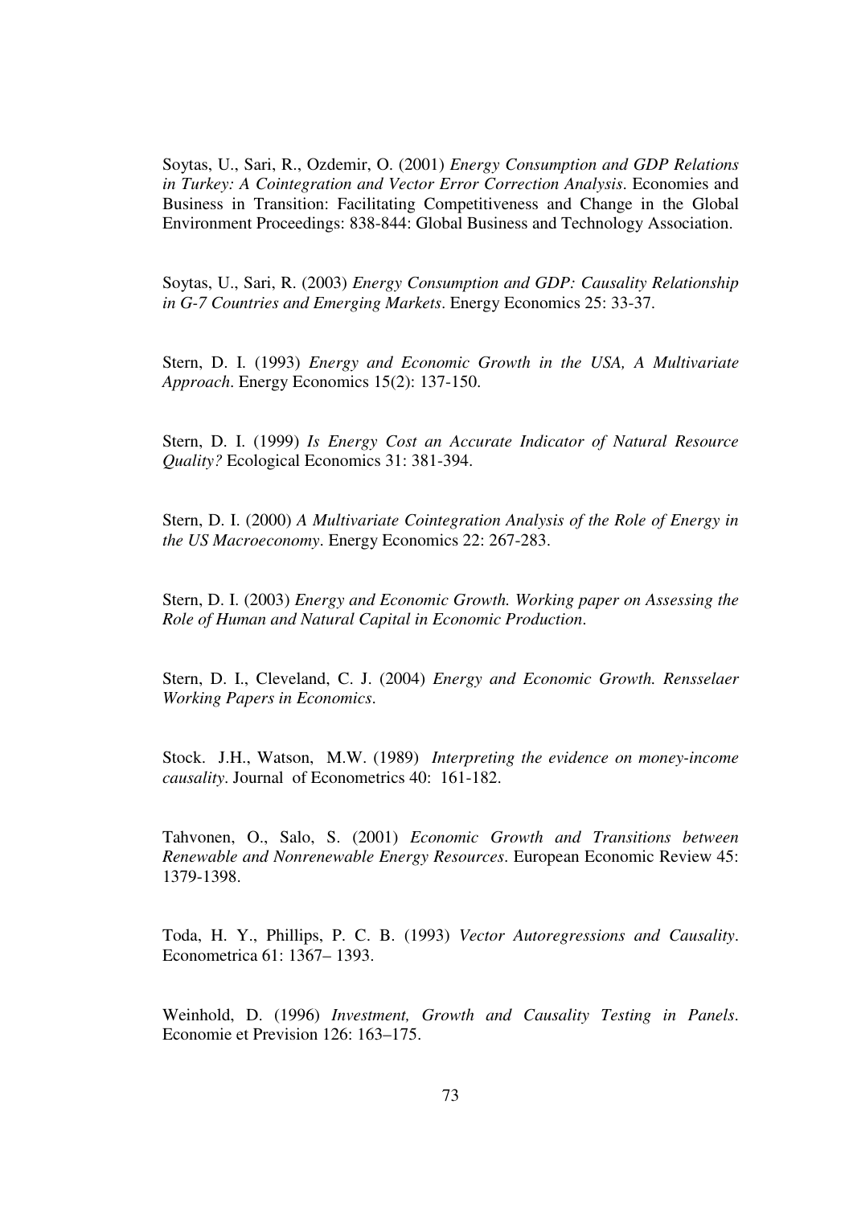Soytas, U., Sari, R., Ozdemir, O. (2001) *Energy Consumption and GDP Relations in Turkey: A Cointegration and Vector Error Correction Analysis*. Economies and Business in Transition: Facilitating Competitiveness and Change in the Global Environment Proceedings: 838-844: Global Business and Technology Association.

Soytas, U., Sari, R. (2003) *Energy Consumption and GDP: Causality Relationship in G-7 Countries and Emerging Markets*. Energy Economics 25: 33-37.

Stern, D. I. (1993) *Energy and Economic Growth in the USA, A Multivariate Approach*. Energy Economics 15(2): 137-150.

Stern, D. I. (1999) *Is Energy Cost an Accurate Indicator of Natural Resource Quality?* Ecological Economics 31: 381-394.

Stern, D. I. (2000) *A Multivariate Cointegration Analysis of the Role of Energy in the US Macroeconomy*. Energy Economics 22: 267-283.

Stern, D. I. (2003) *Energy and Economic Growth. Working paper on Assessing the Role of Human and Natural Capital in Economic Production*.

Stern, D. I., Cleveland, C. J. (2004) *Energy and Economic Growth. Rensselaer Working Papers in Economics*.

Stock. J.H., Watson, M.W. (1989) *Interpreting the evidence on money-income causality*. Journal of Econometrics 40: 161-182.

Tahvonen, O., Salo, S. (2001) *Economic Growth and Transitions between Renewable and Nonrenewable Energy Resources*. European Economic Review 45: 1379-1398.

Toda, H. Y., Phillips, P. C. B. (1993) *Vector Autoregressions and Causality*. Econometrica 61: 1367– 1393.

Weinhold, D. (1996) *Investment, Growth and Causality Testing in Panels*. Economie et Prevision 126: 163–175.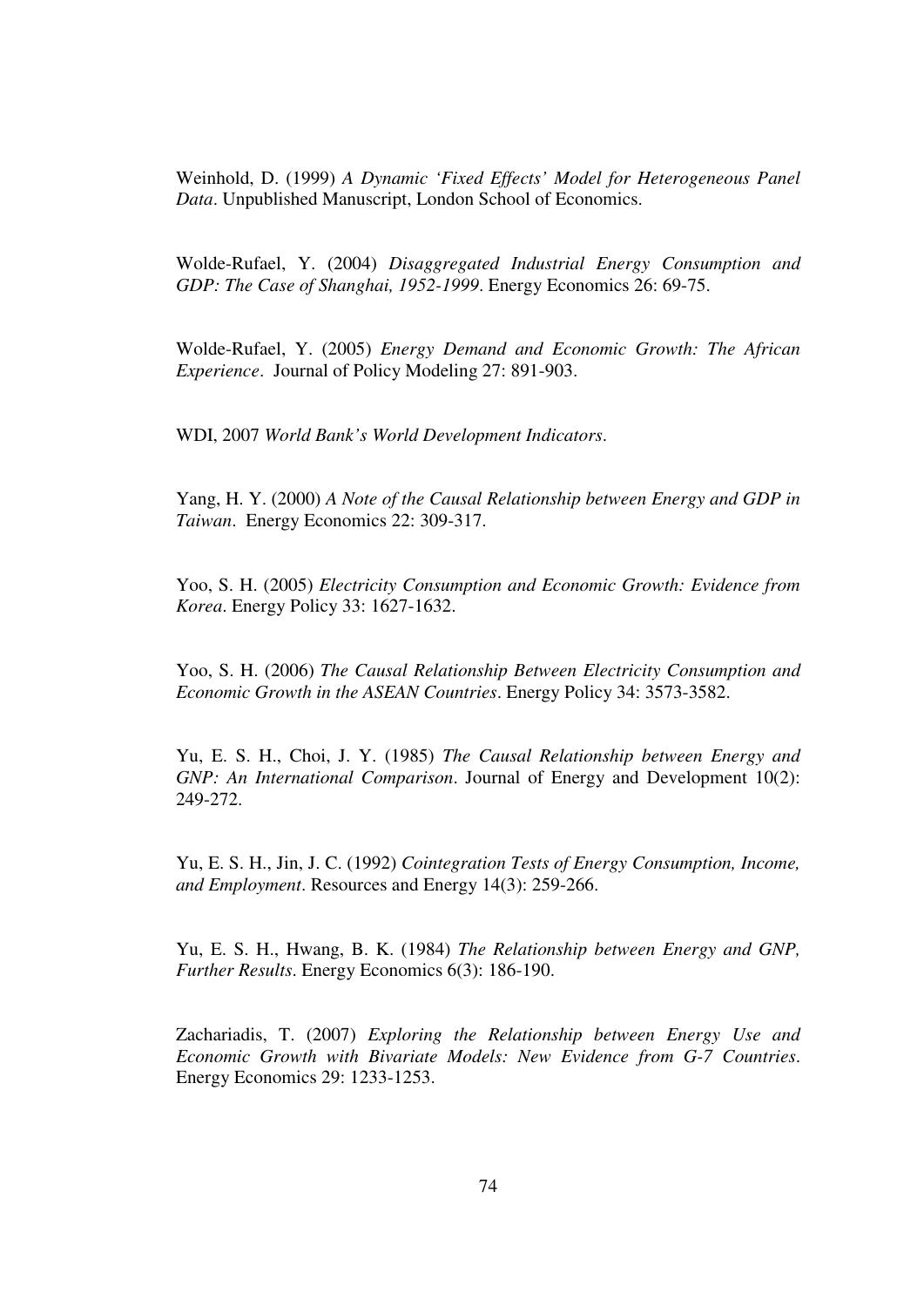Weinhold, D. (1999) *A Dynamic 'Fixed Effects' Model for Heterogeneous Panel Data*. Unpublished Manuscript, London School of Economics.

Wolde-Rufael, Y. (2004) *Disaggregated Industrial Energy Consumption and GDP: The Case of Shanghai, 1952-1999*. Energy Economics 26: 69-75.

Wolde-Rufael, Y. (2005) *Energy Demand and Economic Growth: The African Experience*. Journal of Policy Modeling 27: 891-903.

WDI, 2007 *World Bank's World Development Indicators*.

Yang, H. Y. (2000) *A Note of the Causal Relationship between Energy and GDP in Taiwan*. Energy Economics 22: 309-317.

Yoo, S. H. (2005) *Electricity Consumption and Economic Growth: Evidence from Korea*. Energy Policy 33: 1627-1632.

Yoo, S. H. (2006) *The Causal Relationship Between Electricity Consumption and Economic Growth in the ASEAN Countries*. Energy Policy 34: 3573-3582.

Yu, E. S. H., Choi, J. Y. (1985) *The Causal Relationship between Energy and GNP: An International Comparison*. Journal of Energy and Development 10(2): 249-272.

Yu, E. S. H., Jin, J. C. (1992) *Cointegration Tests of Energy Consumption, Income, and Employment*. Resources and Energy 14(3): 259-266.

Yu, E. S. H., Hwang, B. K. (1984) *The Relationship between Energy and GNP, Further Results*. Energy Economics 6(3): 186-190.

Zachariadis, T. (2007) *Exploring the Relationship between Energy Use and Economic Growth with Bivariate Models: New Evidence from G-7 Countries*. Energy Economics 29: 1233-1253.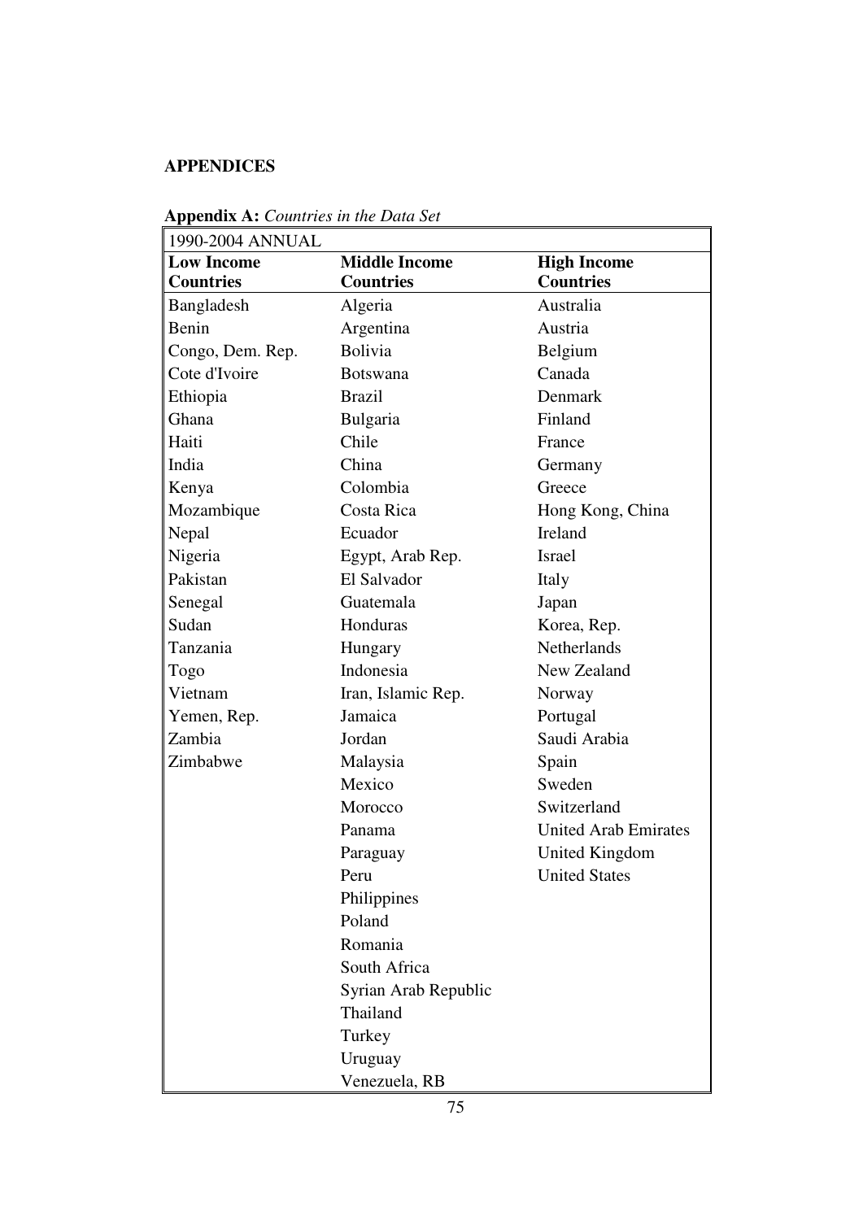## APPENDICES

**Appendix A:** *Countries in the Data Set*

| 1990-2004 ANNUAL | | |
|---|---|---|
| **Low Income Countries** | **Middle Income Countries** | **High Income Countries** |
| Bangladesh | Algeria | Australia |
| Benin | Argentina | Austria |
| Congo, Dem. Rep. | Bolivia | Belgium |
| Cote d'Ivoire | Botswana | Canada |
| Ethiopia | Brazil | Denmark |
| Ghana | Bulgaria | Finland |
| Haiti | Chile | France |
| India | China | Germany |
| Kenya | Colombia | Greece |
| Mozambique | Costa Rica | Hong Kong, China |
| Nepal | Ecuador | Ireland |
| Nigeria | Egypt, Arab Rep. | Israel |
| Pakistan | El Salvador | Italy |
| Senegal | Guatemala | Japan |
| Sudan | Honduras | Korea, Rep. |
| Tanzania | Hungary | Netherlands |
| Togo | Indonesia | New Zealand |
| Vietnam | Iran, Islamic Rep. | Norway |
| Yemen, Rep. | Jamaica | Portugal |
| Zambia | Jordan | Saudi Arabia |
| Zimbabwe | Malaysia | Spain |
| | Mexico | Sweden |
| | Morocco | Switzerland |
| | Panama | United Arab Emirates |
| | Paraguay | United Kingdom |
| | Peru | United States |
| | Philippines | |
| | Poland | |
| | Romania | |
| | South Africa | |
| | Syrian Arab Republic | |
| | Thailand | |
| | Turkey | |
| | Uruguay | |
| | Venezuela, RB | |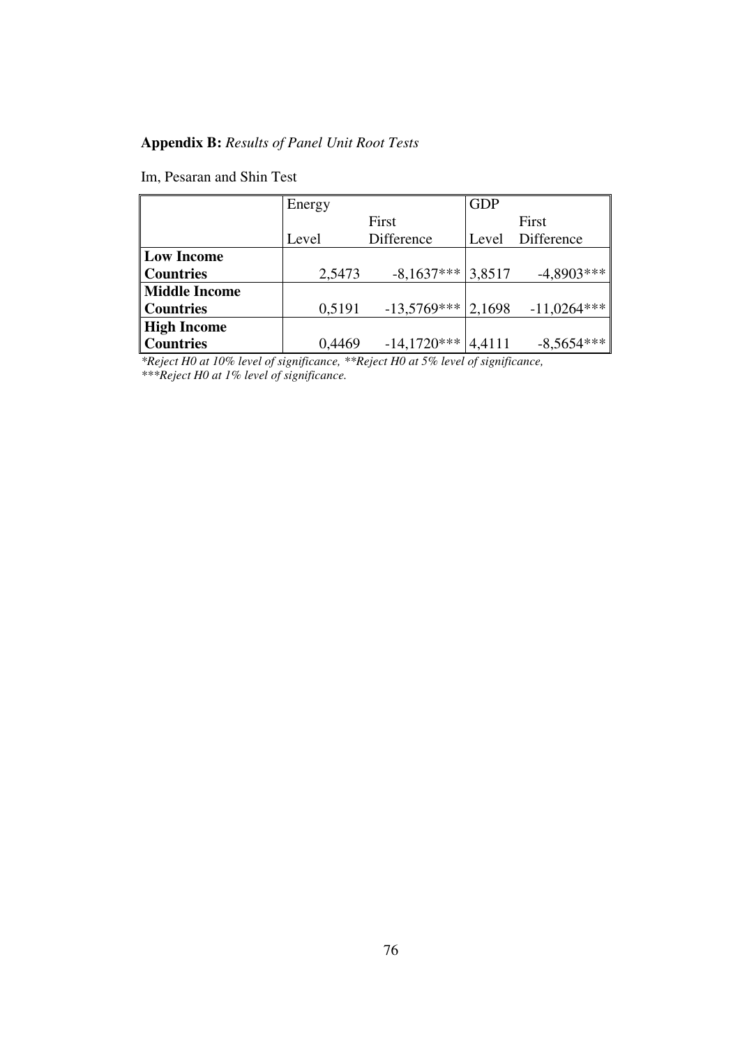**Appendix B:** *Results of Panel Unit Root Tests*

Im, Pesaran and Shin Test

| | Energy | | GDP | |
|---|---|---|---|---|
| | Level | First Difference | Level | First Difference |
| **Low Income Countries** | 2,5473 | -8,1637*** | 3,8517 | -4,8903*** |
| **Middle Income Countries** | 0,5191 | -13,5769*** | 2,1698 | -11,0264*** |
| **High Income Countries** | 0,4469 | -14,1720*** | 4,4111 | -8,5654*** |

*\*Reject H0 at 10% level of significance, \*\*Reject H0 at 5% level of significance,*
*\*\*\*Reject H0 at 1% level of significance.*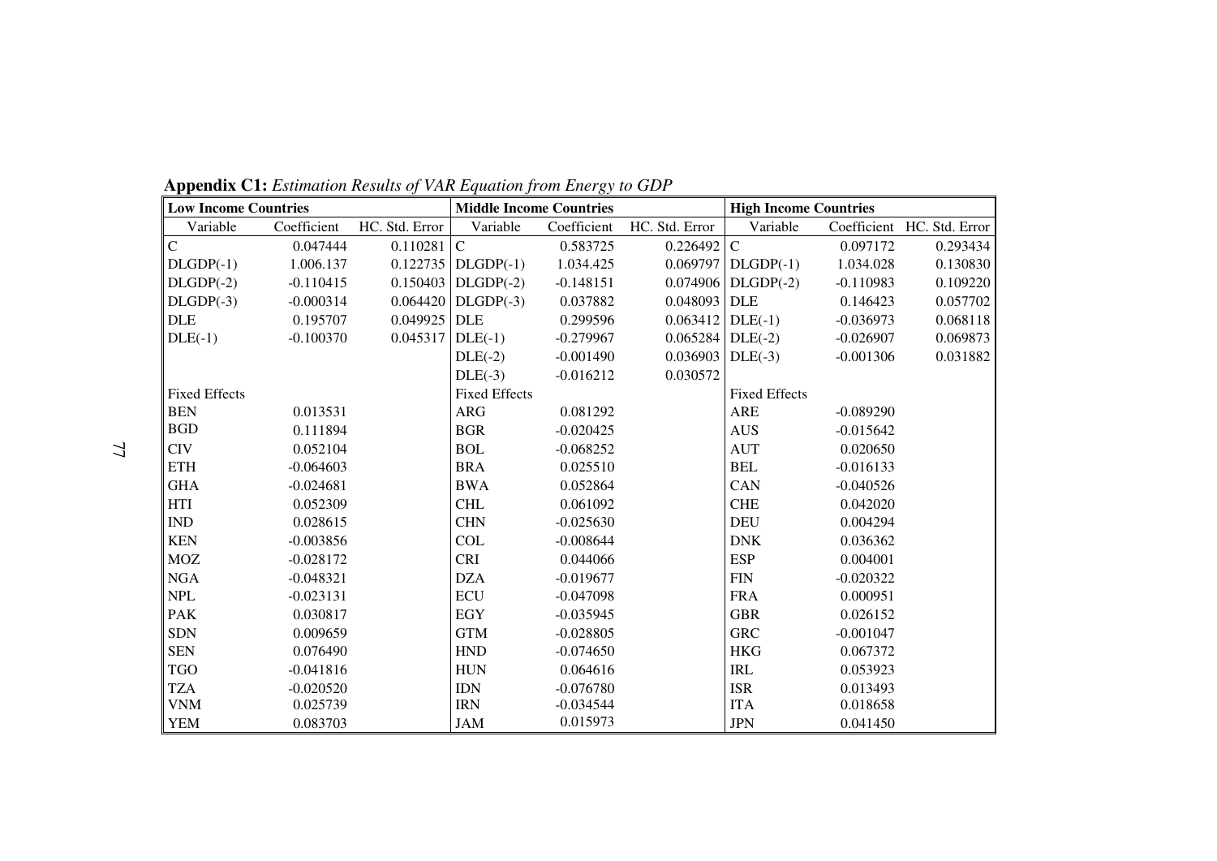**Appendix C1:** *Estimation Results of VAR Equation from Energy to GDP*

| **Low Income Countries** | | | **Middle Income Countries** | | | **High Income Countries** | | |
|---|---|---|---|---|---|---|---|---|
| Variable | Coefficient | HC. Std. Error | Variable | Coefficient | HC. Std. Error | Variable | Coefficient | HC. Std. Error |
| C | 0.047444 | 0.110281 | C | 0.583725 | 0.226492 | C | 0.097172 | 0.293434 |
| DLGDP(-1) | 1.006.137 | 0.122735 | DLGDP(-1) | 1.034.425 | 0.069797 | DLGDP(-1) | 1.034.028 | 0.130830 |
| DLGDP(-2) | -0.110415 | 0.150403 | DLGDP(-2) | -0.148151 | 0.074906 | DLGDP(-2) | -0.110983 | 0.109220 |
| DLGDP(-3) | -0.000314 | 0.064420 | DLGDP(-3) | 0.037882 | 0.048093 | DLE | 0.146423 | 0.057702 |
| DLE | 0.195707 | 0.049925 | DLE | 0.299596 | 0.063412 | DLE(-1) | -0.036973 | 0.068118 |
| DLE(-1) | -0.100370 | 0.045317 | DLE(-1) | -0.279967 | 0.065284 | DLE(-2) | -0.026907 | 0.069873 |
| | | | DLE(-2) | -0.001490 | 0.036903 | DLE(-3) | -0.001306 | 0.031882 |
| | | | DLE(-3) | -0.016212 | 0.030572 | | | |
| Fixed Effects | | | Fixed Effects | | | Fixed Effects | | |
| BEN | 0.013531 | | ARG | 0.081292 | | ARE | -0.089290 | |
| BGD | 0.111894 | | BGR | -0.020425 | | AUS | -0.015642 | |
| CIV | 0.052104 | | BOL | -0.068252 | | AUT | 0.020650 | |
| ETH | -0.064603 | | BRA | 0.025510 | | BEL | -0.016133 | |
| GHA | -0.024681 | | BWA | 0.052864 | | CAN | -0.040526 | |
| HTI | 0.052309 | | CHL | 0.061092 | | CHE | 0.042020 | |
| IND | 0.028615 | | CHN | -0.025630 | | DEU | 0.004294 | |
| KEN | -0.003856 | | COL | -0.008644 | | DNK | 0.036362 | |
| MOZ | -0.028172 | | CRI | 0.044066 | | ESP | 0.004001 | |
| NGA | -0.048321 | | DZA | -0.019677 | | FIN | -0.020322 | |
| NPL | -0.023131 | | ECU | -0.047098 | | FRA | 0.000951 | |
| PAK | 0.030817 | | EGY | -0.035945 | | GBR | 0.026152 | |
| SDN | 0.009659 | | GTM | -0.028805 | | GRC | -0.001047 | |
| SEN | 0.076490 | | HND | -0.074650 | | HKG | 0.067372 | |
| TGO | -0.041816 | | HUN | 0.064616 | | IRL | 0.053923 | |
| TZA | -0.020520 | | IDN | -0.076780 | | ISR | 0.013493 | |
| VNM | 0.025739 | | IRN | -0.034544 | | ITA | 0.018658 | |
| YEM | 0.083703 | | JAM | 0.015973 | | JPN | 0.041450 | |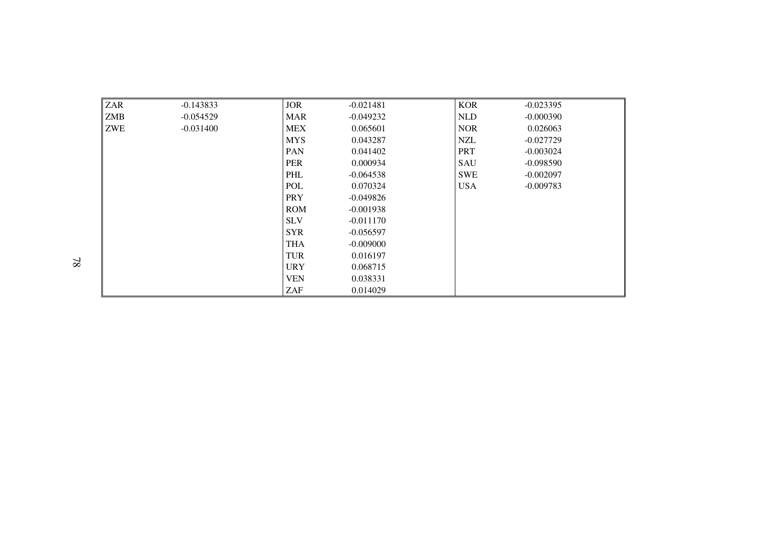| | | | | | |
|---|---|---|---|---|---|
| ZAR | -0.143833 | JOR | -0.021481 | KOR | -0.023395 |
| ZMB | -0.054529 | MAR | -0.049232 | NLD | -0.000390 |
| ZWE | -0.031400 | MEX | 0.065601 | NOR | 0.026063 |
| | | MYS | 0.043287 | NZL | -0.027729 |
| | | PAN | 0.041402 | PRT | -0.003024 |
| | | PER | 0.000934 | SAU | -0.098590 |
| | | PHL | -0.064538 | SWE | -0.002097 |
| | | POL | 0.070324 | USA | -0.009783 |
| | | PRY | -0.049826 | | |
| | | ROM | -0.001938 | | |
| | | SLV | -0.011170 | | |
| | | SYR | -0.056597 | | |
| | | THA | -0.009000 | | |
| | | TUR | 0.016197 | | |
| | | URY | 0.068715 | | |
| | | VEN | 0.038331 | | |
| | | ZAF | 0.014029 | | |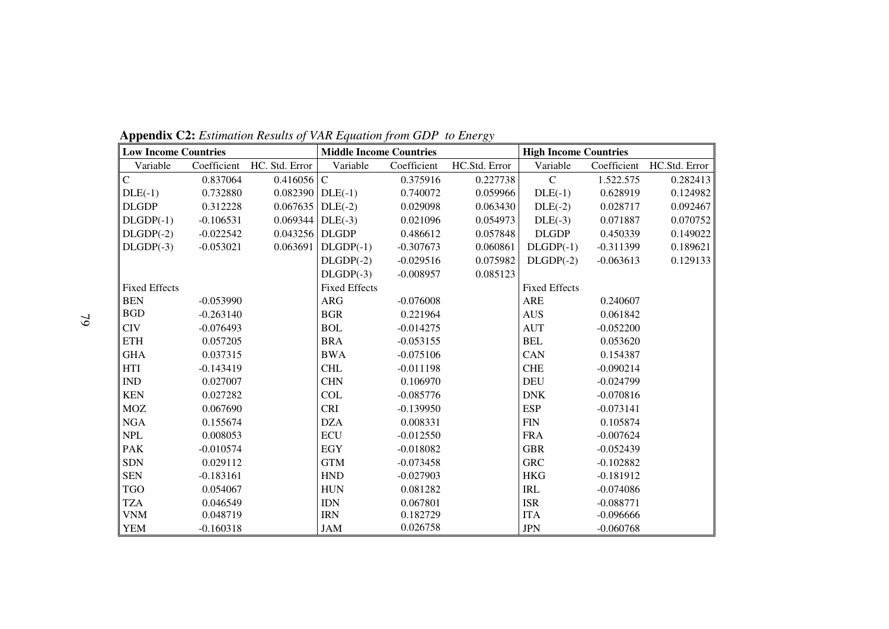**Appendix C2:** *Estimation Results of VAR Equation from GDP to Energy*

| **Low Income Countries** | | | **Middle Income Countries** | | | **High Income Countries** | | |
|---|---|---|---|---|---|---|---|---|
| Variable | Coefficient | HC. Std. Error | Variable | Coefficient | HC.Std. Error | Variable | Coefficient | HC.Std. Error |
| C | 0.837064 | 0.416056 | C | 0.375916 | 0.227738 | C | 1.522.575 | 0.282413 |
| DLE(-1) | 0.732880 | 0.082390 | DLE(-1) | 0.740072 | 0.059966 | DLE(-1) | 0.628919 | 0.124982 |
| DLGDP | 0.312228 | 0.067635 | DLE(-2) | 0.029098 | 0.063430 | DLE(-2) | 0.028717 | 0.092467 |
| DLGDP(-1) | -0.106531 | 0.069344 | DLE(-3) | 0.021096 | 0.054973 | DLE(-3) | 0.071887 | 0.070752 |
| DLGDP(-2) | -0.022542 | 0.043256 | DLGDP | 0.486612 | 0.057848 | DLGDP | 0.450339 | 0.149022 |
| DLGDP(-3) | -0.053021 | 0.063691 | DLGDP(-1) | -0.307673 | 0.060861 | DLGDP(-1) | -0.311399 | 0.189621 |
| | | | DLGDP(-2) | -0.029516 | 0.075982 | DLGDP(-2) | -0.063613 | 0.129133 |
| | | | DLGDP(-3) | -0.008957 | 0.085123 | | | |
| Fixed Effects | | | Fixed Effects | | | Fixed Effects | | |
| BEN | -0.053990 | | ARG | -0.076008 | | ARE | 0.240607 | |
| BGD | -0.263140 | | BGR | 0.221964 | | AUS | 0.061842 | |
| CIV | -0.076493 | | BOL | -0.014275 | | AUT | -0.052200 | |
| ETH | 0.057205 | | BRA | -0.053155 | | BEL | 0.053620 | |
| GHA | 0.037315 | | BWA | -0.075106 | | CAN | 0.154387 | |
| HTI | -0.143419 | | CHL | -0.011198 | | CHE | -0.090214 | |
| IND | 0.027007 | | CHN | 0.106970 | | DEU | -0.024799 | |
| KEN | 0.027282 | | COL | -0.085776 | | DNK | -0.070816 | |
| MOZ | 0.067690 | | CRI | -0.139950 | | ESP | -0.073141 | |
| NGA | 0.155674 | | DZA | 0.008331 | | FIN | 0.105874 | |
| NPL | 0.008053 | | ECU | -0.012550 | | FRA | -0.007624 | |
| PAK | -0.010574 | | EGY | -0.018082 | | GBR | -0.052439 | |
| SDN | 0.029112 | | GTM | -0.073458 | | GRC | -0.102882 | |
| SEN | -0.183161 | | HND | -0.027903 | | HKG | -0.181912 | |
| TGO | 0.054067 | | HUN | 0.081282 | | IRL | -0.074086 | |
| TZA | 0.046549 | | IDN | 0.067801 | | ISR | -0.088771 | |
| VNM | 0.048719 | | IRN | 0.182729 | | ITA | -0.096666 | |
| YEM | -0.160318 | | JAM | 0.026758 | | JPN | -0.060768 | |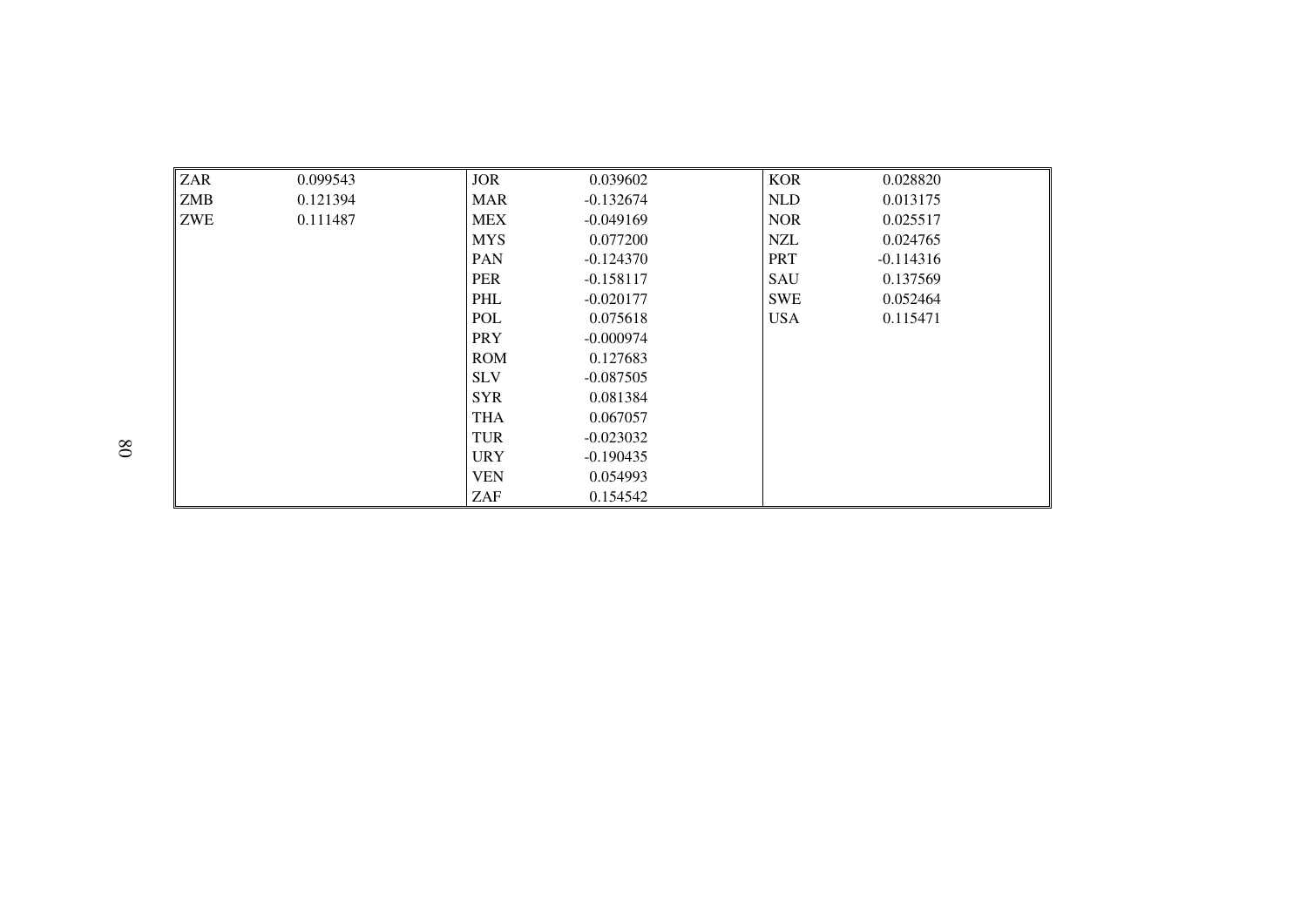| | | | | | |
|---|---|---|---|---|---|
| ZAR | 0.099543 | JOR | 0.039602 | KOR | 0.028820 |
| ZMB | 0.121394 | MAR | -0.132674 | NLD | 0.013175 |
| ZWE | 0.111487 | MEX | -0.049169 | NOR | 0.025517 |
| | | MYS | 0.077200 | NZL | 0.024765 |
| | | PAN | -0.124370 | PRT | -0.114316 |
| | | PER | -0.158117 | SAU | 0.137569 |
| | | PHL | -0.020177 | SWE | 0.052464 |
| | | POL | 0.075618 | USA | 0.115471 |
| | | PRY | -0.000974 | | |
| | | ROM | 0.127683 | | |
| | | SLV | -0.087505 | | |
| | | SYR | 0.081384 | | |
| | | THA | 0.067057 | | |
| | | TUR | -0.023032 | | |
| | | URY | -0.190435 | | |
| | | VEN | 0.054993 | | |
| | | ZAF | 0.154542 | | |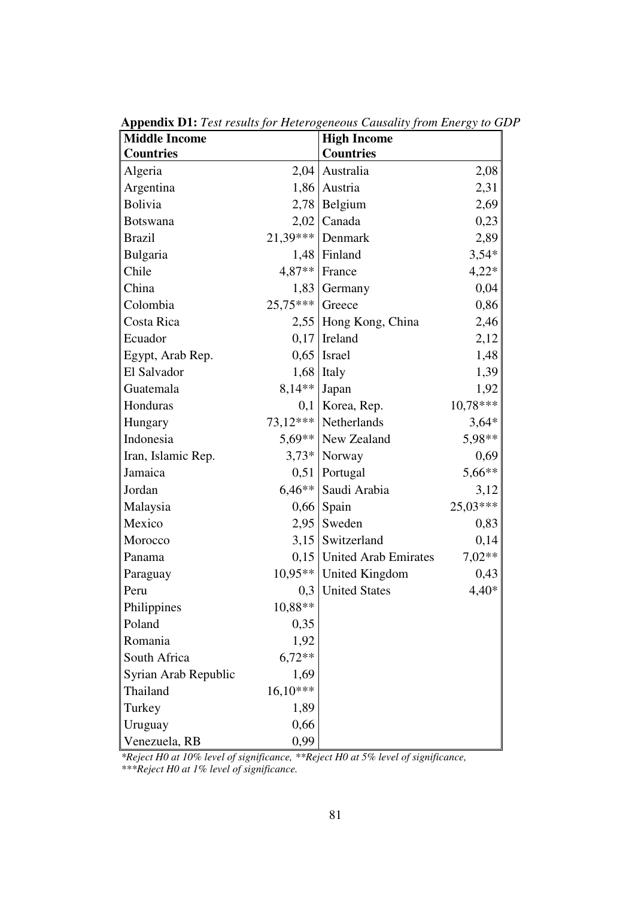**Appendix D1:** *Test results for Heterogeneous Causality from Energy to GDP*

| Middle Income Countries | | High Income Countries | |
|---|---|---|---|
| Algeria | 2,04 | Australia | 2,08 |
| Argentina | 1,86 | Austria | 2,31 |
| Bolivia | 2,78 | Belgium | 2,69 |
| Botswana | 2,02 | Canada | 0,23 |
| Brazil | 21,39*** | Denmark | 2,89 |
| Bulgaria | 1,48 | Finland | 3,54* |
| Chile | 4,87** | France | 4,22* |
| China | 1,83 | Germany | 0,04 |
| Colombia | 25,75*** | Greece | 0,86 |
| Costa Rica | 2,55 | Hong Kong, China | 2,46 |
| Ecuador | 0,17 | Ireland | 2,12 |
| Egypt, Arab Rep. | 0,65 | Israel | 1,48 |
| El Salvador | 1,68 | Italy | 1,39 |
| Guatemala | 8,14** | Japan | 1,92 |
| Honduras | 0,1 | Korea, Rep. | 10,78*** |
| Hungary | 73,12*** | Netherlands | 3,64* |
| Indonesia | 5,69** | New Zealand | 5,98** |
| Iran, Islamic Rep. | 3,73* | Norway | 0,69 |
| Jamaica | 0,51 | Portugal | 5,66** |
| Jordan | 6,46** | Saudi Arabia | 3,12 |
| Malaysia | 0,66 | Spain | 25,03*** |
| Mexico | 2,95 | Sweden | 0,83 |
| Morocco | 3,15 | Switzerland | 0,14 |
| Panama | 0,15 | United Arab Emirates | 7,02** |
| Paraguay | 10,95** | United Kingdom | 0,43 |
| Peru | 0,3 | United States | 4,40* |
| Philippines | 10,88** | | |
| Poland | 0,35 | | |
| Romania | 1,92 | | |
| South Africa | 6,72** | | |
| Syrian Arab Republic | 1,69 | | |
| Thailand | 16,10*** | | |
| Turkey | 1,89 | | |
| Uruguay | 0,66 | | |
| Venezuela, RB | 0,99 | | |

*\*Reject H0 at 10% level of significance, \*\*Reject H0 at 5% level of significance, \*\*\*Reject H0 at 1% level of significance.*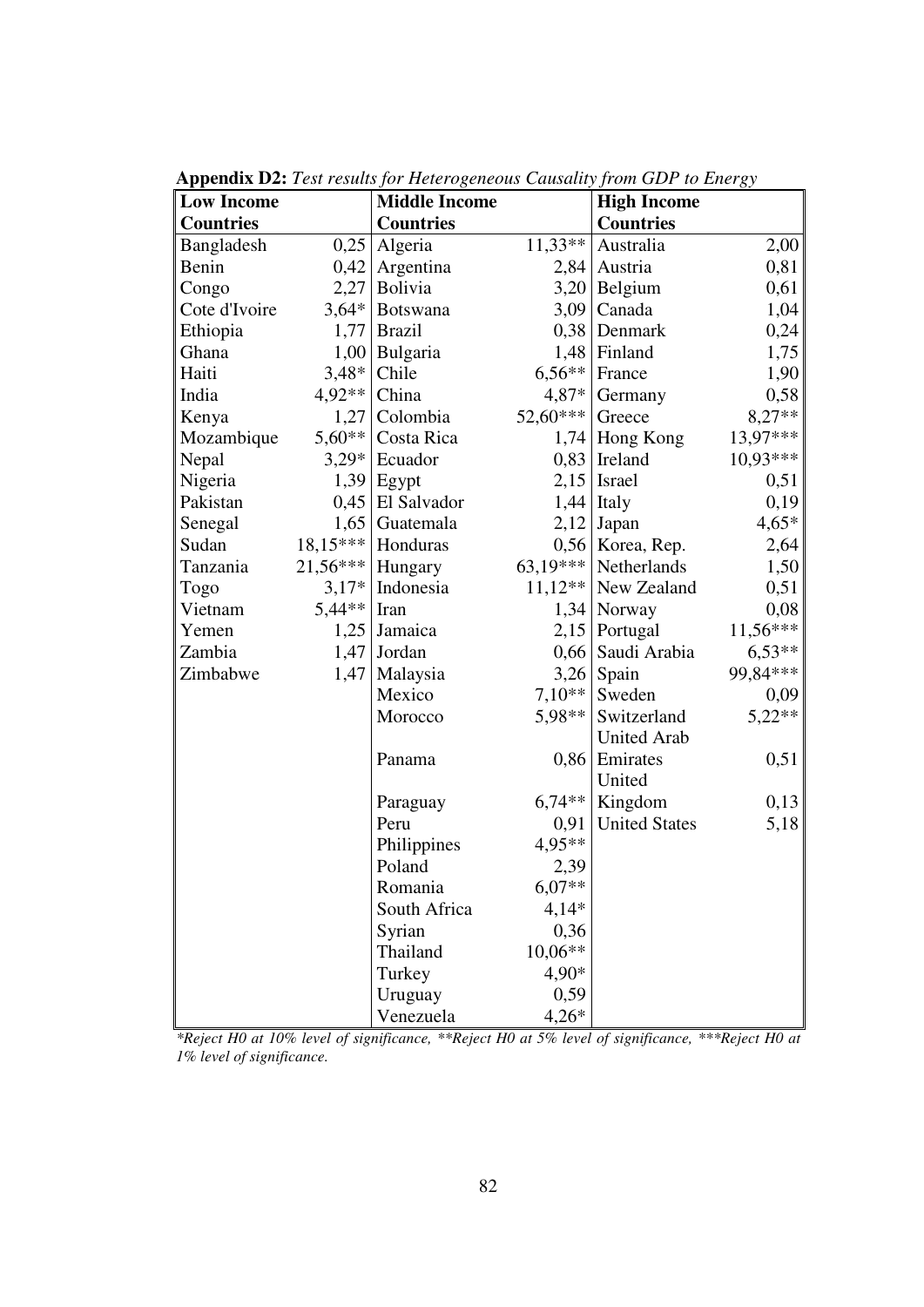**Appendix D2:** *Test results for Heterogeneous Causality from GDP to Energy*

| Low Income Countries | | Middle Income Countries | | High Income Countries | |
|---|---|---|---|---|---|
| Bangladesh | 0,25 | Algeria | 11,33** | Australia | 2,00 |
| Benin | 0,42 | Argentina | 2,84 | Austria | 0,81 |
| Congo | 2,27 | Bolivia | 3,20 | Belgium | 0,61 |
| Cote d'Ivoire | 3,64* | Botswana | 3,09 | Canada | 1,04 |
| Ethiopia | 1,77 | Brazil | 0,38 | Denmark | 0,24 |
| Ghana | 1,00 | Bulgaria | 1,48 | Finland | 1,75 |
| Haiti | 3,48* | Chile | 6,56** | France | 1,90 |
| India | 4,92** | China | 4,87* | Germany | 0,58 |
| Kenya | 1,27 | Colombia | 52,60*** | Greece | 8,27** |
| Mozambique | 5,60** | Costa Rica | 1,74 | Hong Kong | 13,97*** |
| Nepal | 3,29* | Ecuador | 0,83 | Ireland | 10,93*** |
| Nigeria | 1,39 | Egypt | 2,15 | Israel | 0,51 |
| Pakistan | 0,45 | El Salvador | 1,44 | Italy | 0,19 |
| Senegal | 1,65 | Guatemala | 2,12 | Japan | 4,65* |
| Sudan | 18,15*** | Honduras | 0,56 | Korea, Rep. | 2,64 |
| Tanzania | 21,56*** | Hungary | 63,19*** | Netherlands | 1,50 |
| Togo | 3,17* | Indonesia | 11,12** | New Zealand | 0,51 |
| Vietnam | 5,44** | Iran | 1,34 | Norway | 0,08 |
| Yemen | 1,25 | Jamaica | 2,15 | Portugal | 11,56*** |
| Zambia | 1,47 | Jordan | 0,66 | Saudi Arabia | 6,53** |
| Zimbabwe | 1,47 | Malaysia | 3,26 | Spain | 99,84*** |
| | | Mexico | 7,10** | Sweden | 0,09 |
| | | Morocco | 5,98** | Switzerland | 5,22** |
| | | Panama | 0,86 | United Arab Emirates | 0,51 |
| | | Paraguay | 6,74** | United Kingdom | 0,13 |
| | | Peru | 0,91 | United States | 5,18 |
| | | Philippines | 4,95** | | |
| | | Poland | 2,39 | | |
| | | Romania | 6,07** | | |
| | | South Africa | 4,14* | | |
| | | Syrian | 0,36 | | |
| | | Thailand | 10,06** | | |
| | | Turkey | 4,90* | | |
| | | Uruguay | 0,59 | | |
| | | Venezuela | 4,26* | | |

*\*Reject H0 at 10% level of significance, \*\*Reject H0 at 5% level of significance, \*\*\*Reject H0 at 1% level of significance.*